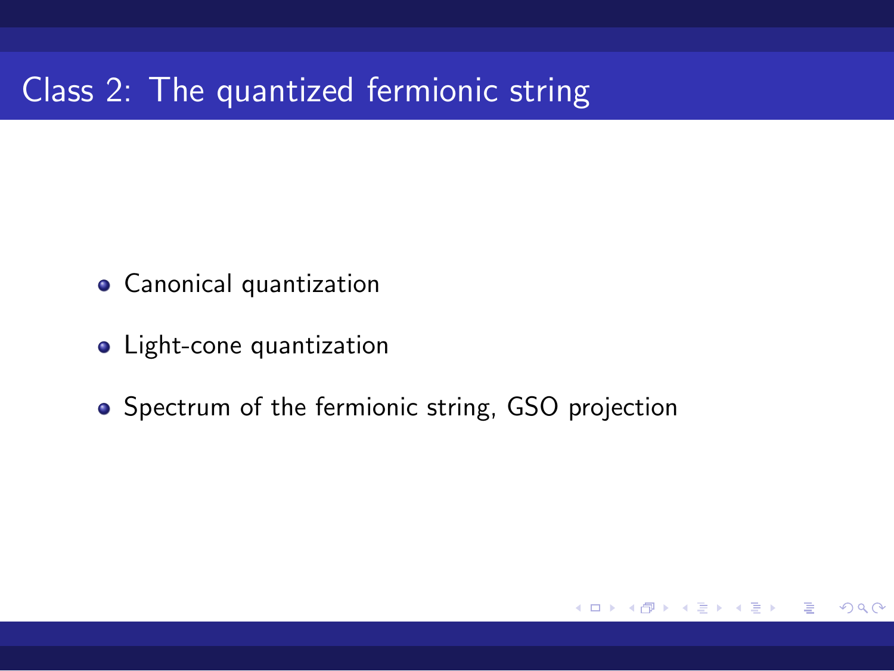# Class 2: The quantized fermionic string

- Canonical quantization
- Light-cone quantization
- Spectrum of the fermionic string, GSO projection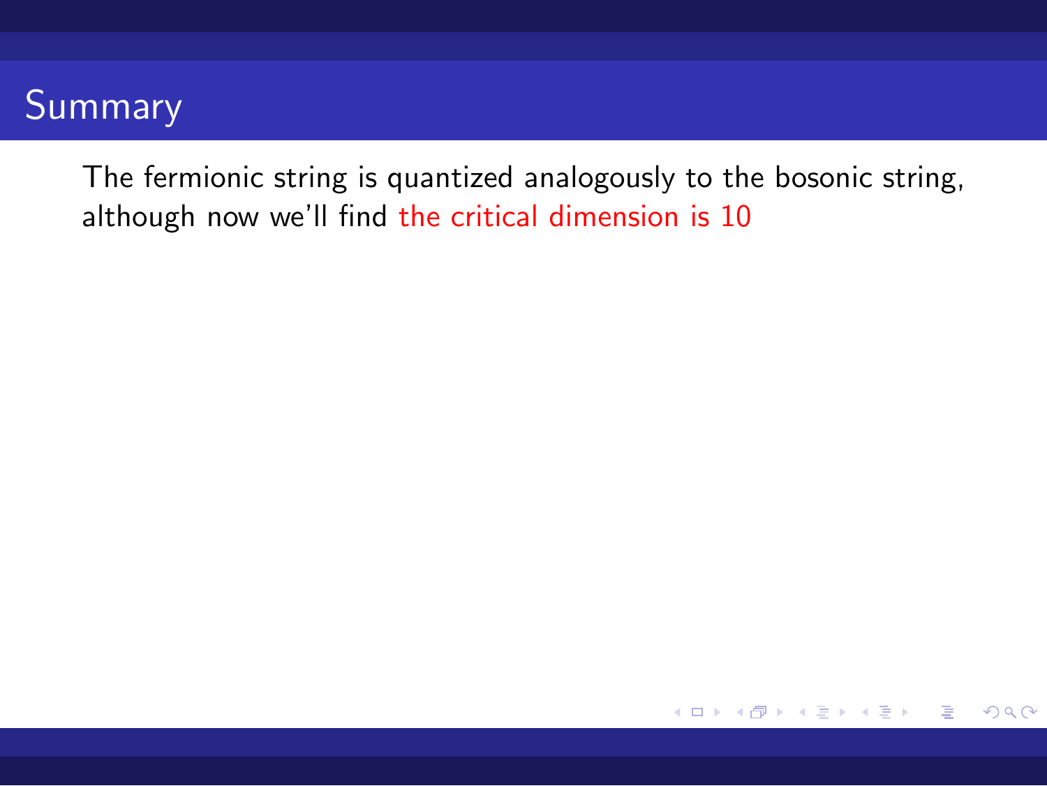# Summary

The fermionic string is quantized analogously to the bosonic string, although now we'll find the critical dimension is 10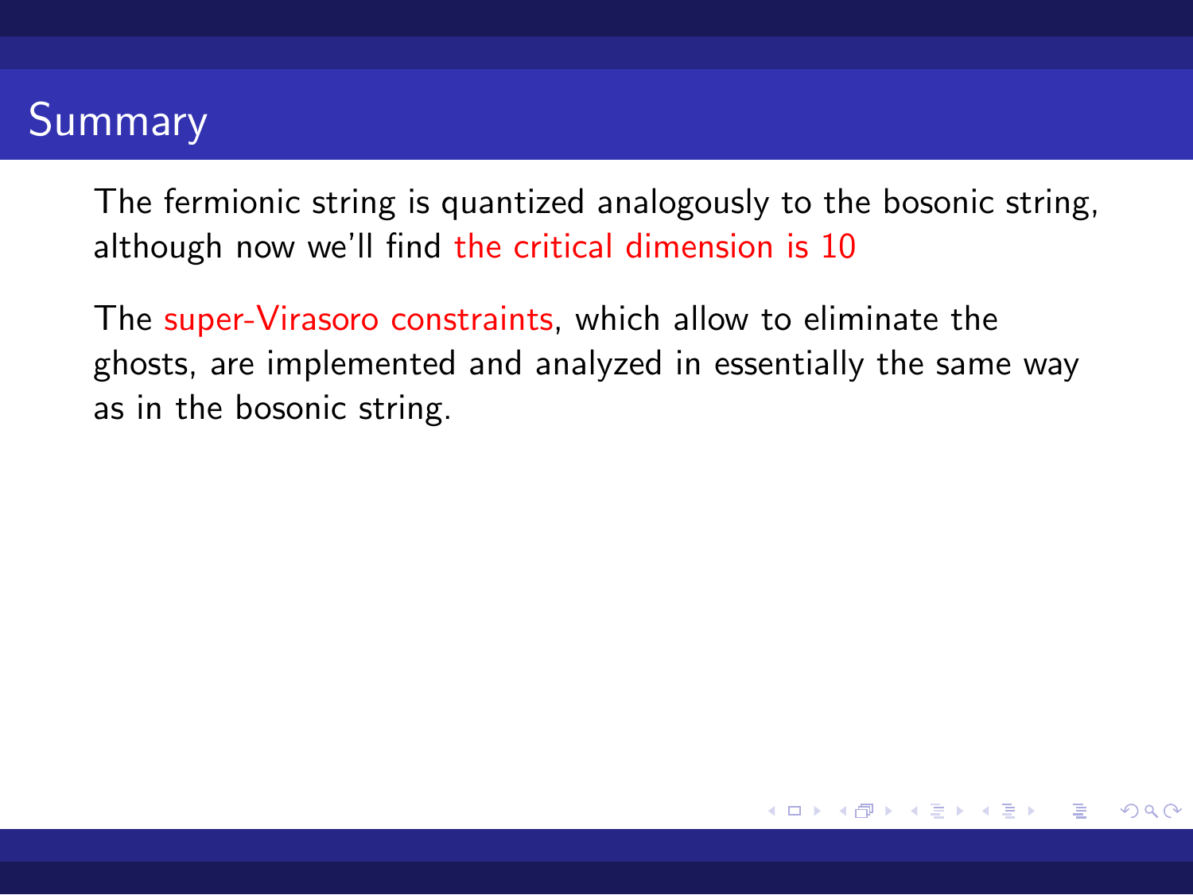# Summary

The fermionic string is quantized analogously to the bosonic string, although now we'll find the critical dimension is 10

The super-Virasoro constraints, which allow to eliminate the ghosts, are implemented and analyzed in essentially the same way as in the bosonic string.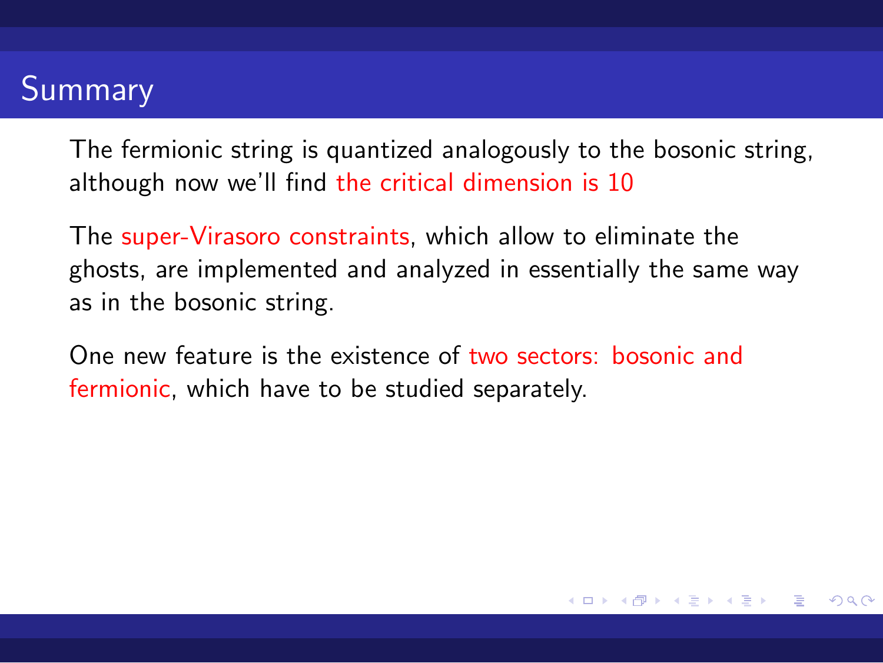# Summary

The fermionic string is quantized analogously to the bosonic string, although now we'll find the critical dimension is 10

The super-Virasoro constraints, which allow to eliminate the ghosts, are implemented and analyzed in essentially the same way as in the bosonic string.

One new feature is the existence of two sectors: bosonic and fermionic, which have to be studied separately.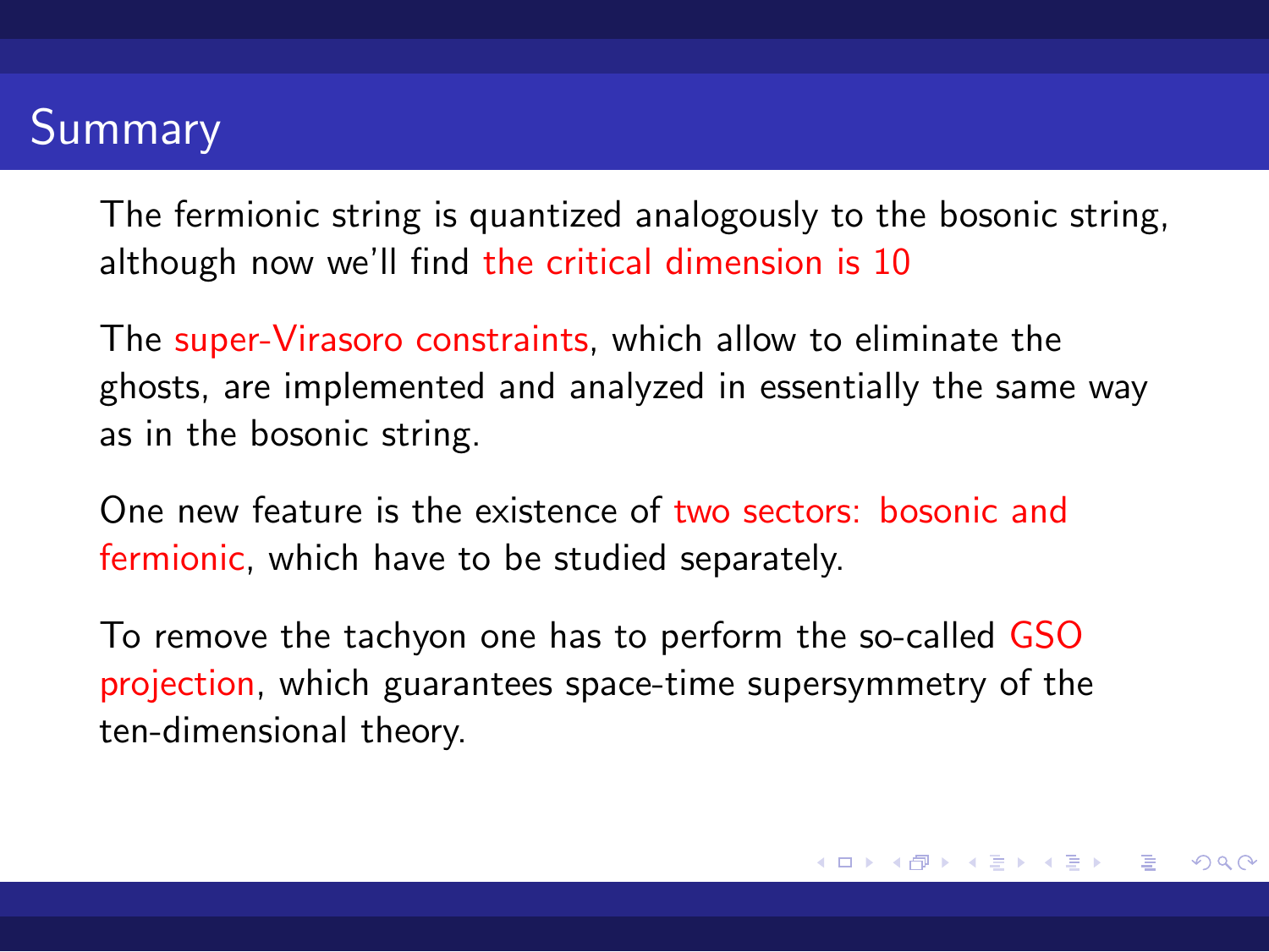# Summary

The fermionic string is quantized analogously to the bosonic string, although now we'll find the critical dimension is 10

The super-Virasoro constraints, which allow to eliminate the ghosts, are implemented and analyzed in essentially the same way as in the bosonic string.

One new feature is the existence of two sectors: bosonic and fermionic, which have to be studied separately.

To remove the tachyon one has to perform the so-called GSO projection, which guarantees space-time supersymmetry of the ten-dimensional theory.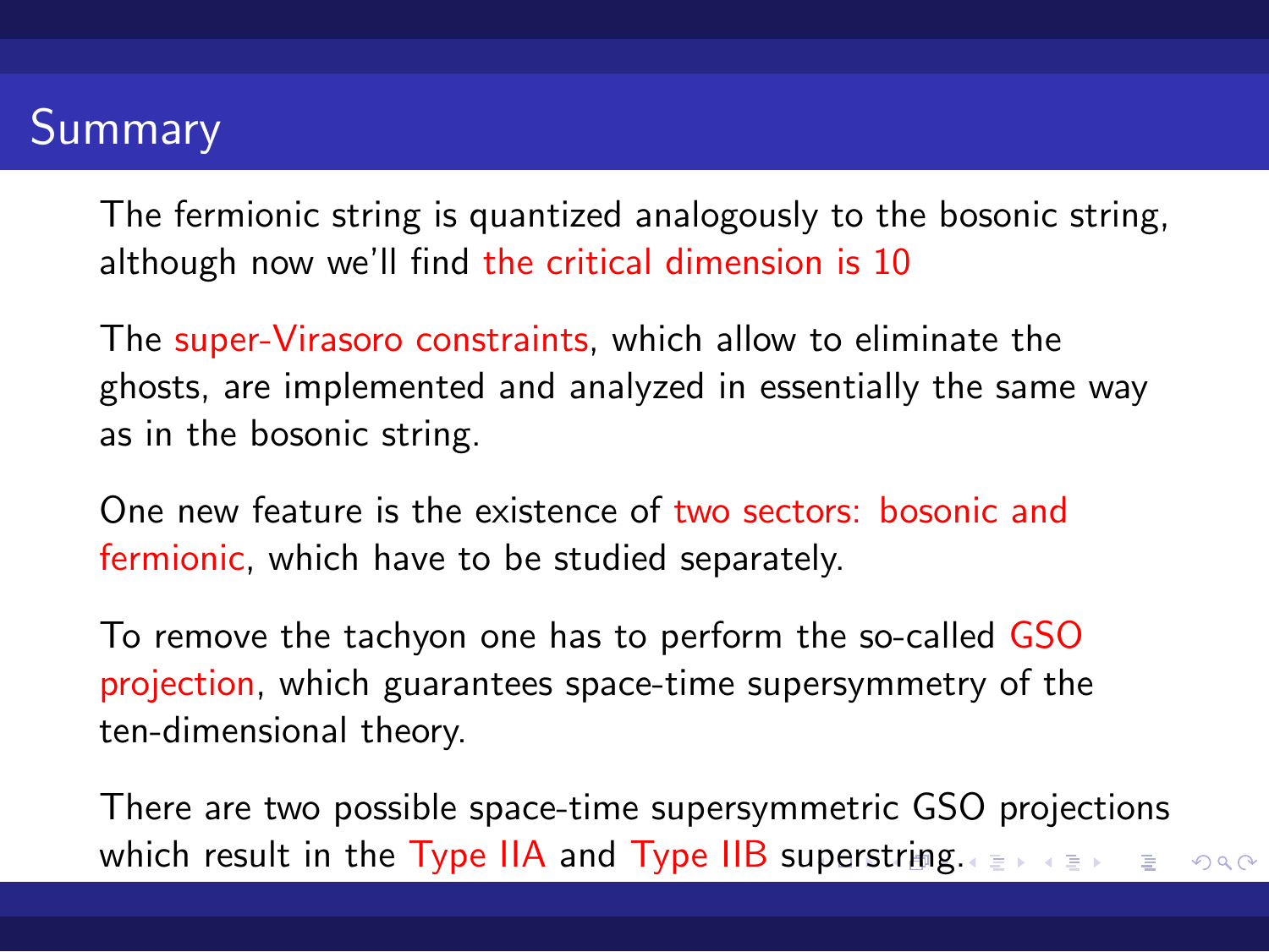# Summary

The fermionic string is quantized analogously to the bosonic string, although now we'll find the critical dimension is 10

The super-Virasoro constraints, which allow to eliminate the ghosts, are implemented and analyzed in essentially the same way as in the bosonic string.

One new feature is the existence of two sectors: bosonic and fermionic, which have to be studied separately.

To remove the tachyon one has to perform the so-called GSO projection, which guarantees space-time supersymmetry of the ten-dimensional theory.

There are two possible space-time supersymmetric GSO projections which result in the Type IIA and Type IIB superstring.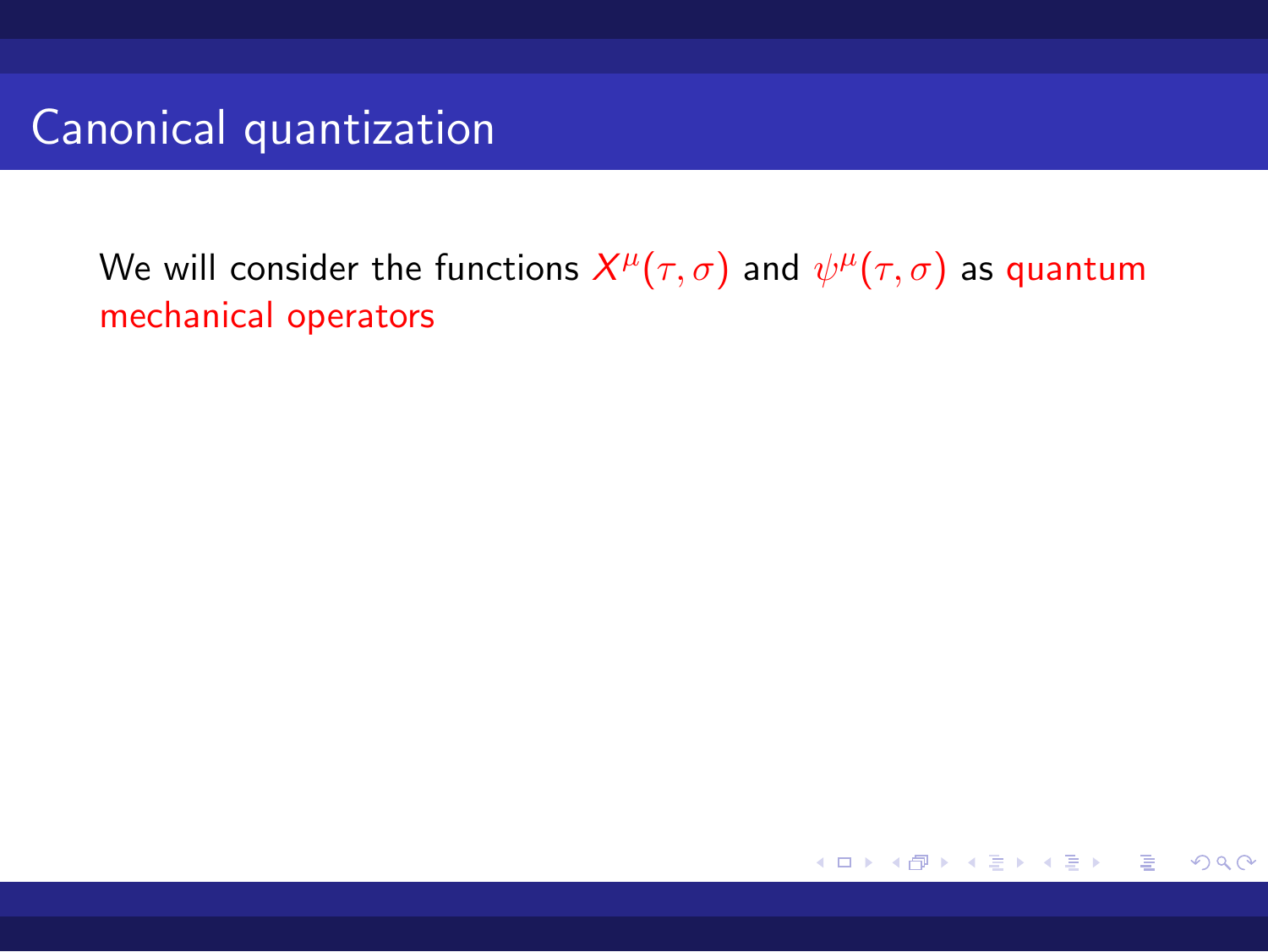# Canonical quantization

We will consider the functions $X^\mu(\tau, \sigma)$ and $\psi^\mu(\tau, \sigma)$ as quantum mechanical operators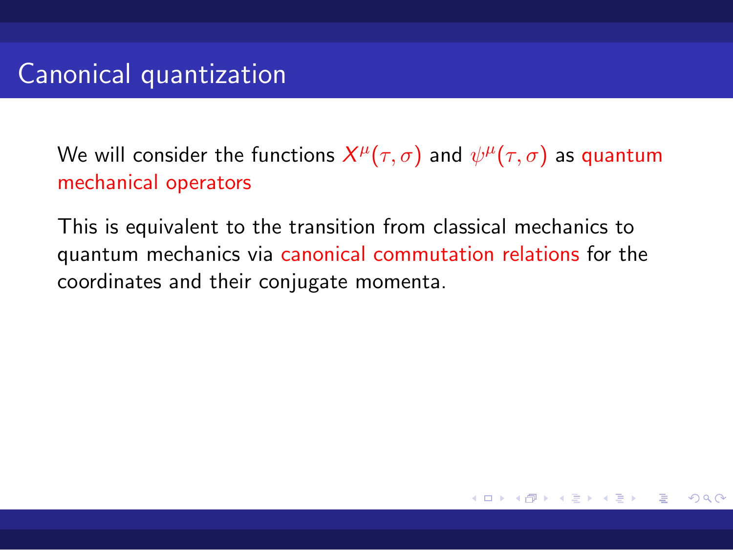## Canonical quantization

We will consider the functions $X^\mu(\tau, \sigma)$ and $\psi^\mu(\tau, \sigma)$ as quantum mechanical operators

This is equivalent to the transition from classical mechanics to quantum mechanics via canonical commutation relations for the coordinates and their conjugate momenta.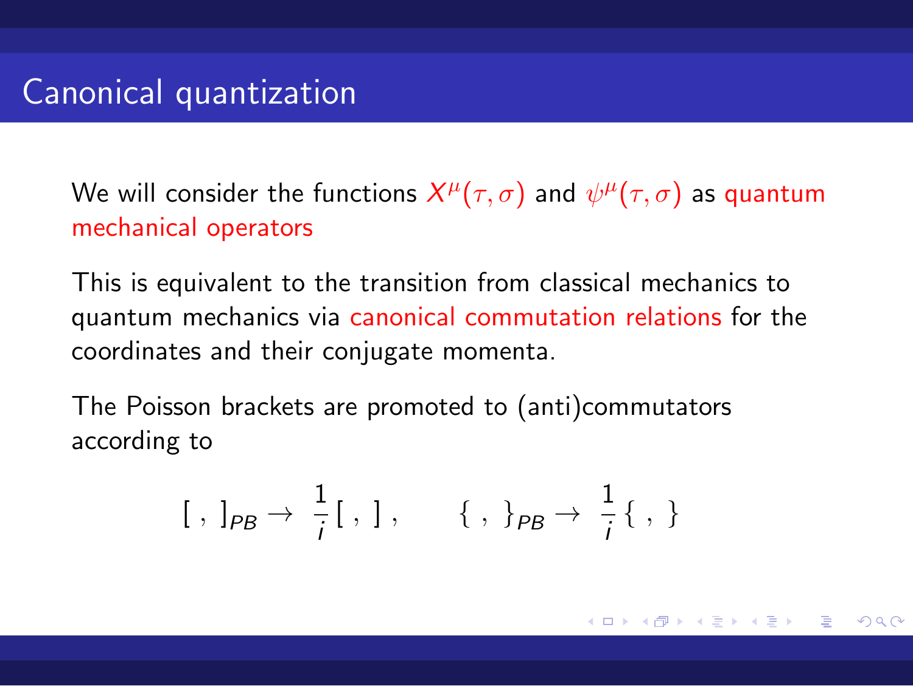# Canonical quantization

We will consider the functions $X^\mu(\tau, \sigma)$ and $\psi^\mu(\tau, \sigma)$ as quantum mechanical operators

This is equivalent to the transition from classical mechanics to quantum mechanics via canonical commutation relations for the coordinates and their conjugate momenta.

The Poisson brackets are promoted to (anti)commutators according to

$$[\ ,\ ]_{PB} \rightarrow \ \frac{1}{i}[\ ,\ ]\,, \qquad \{\ ,\ \}_{PB} \rightarrow \ \frac{1}{i}\{\ ,\ \}$$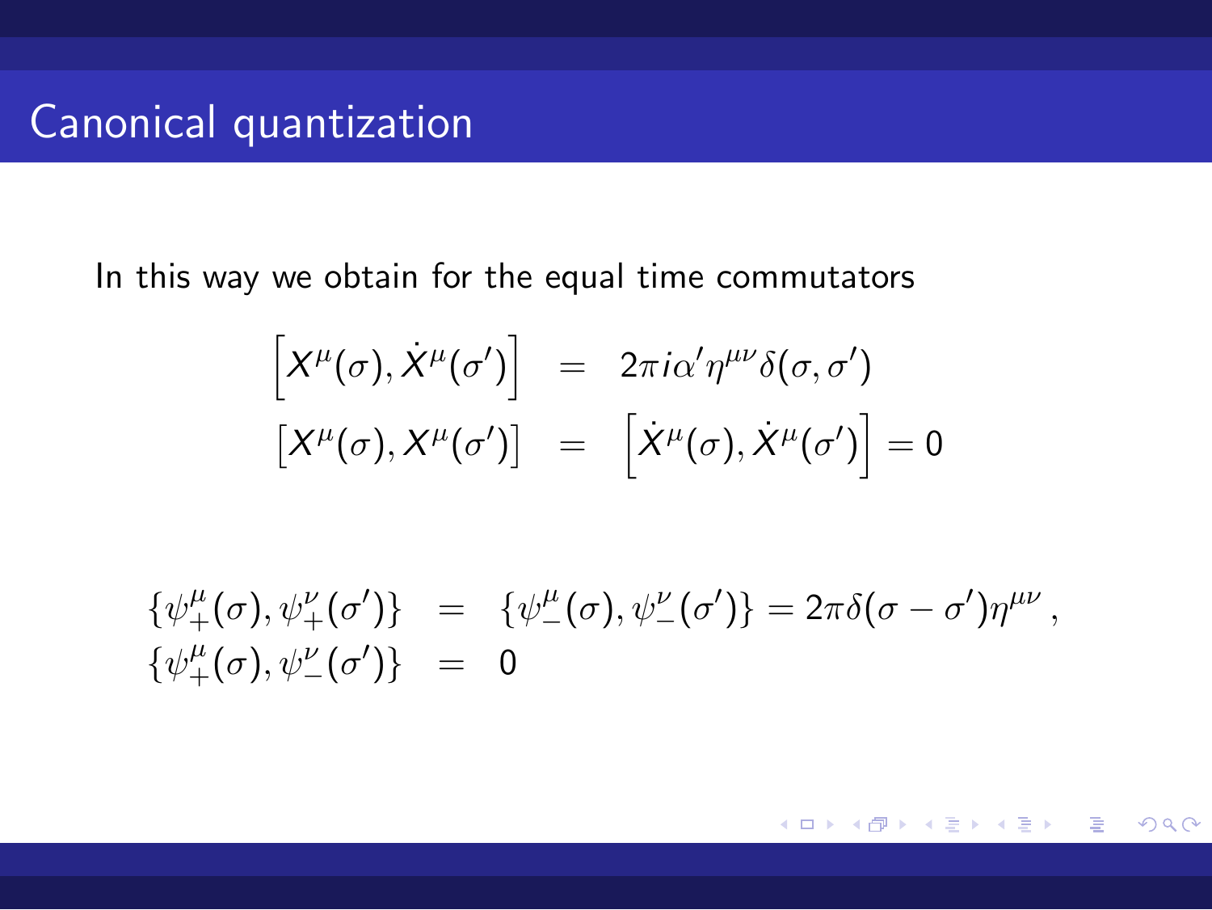# Canonical quantization

In this way we obtain for the equal time commutators

$$
\begin{aligned}
\left[X^\mu(\sigma), \dot{X}^\mu(\sigma')\right] &= 2\pi i\alpha' \eta^{\mu\nu}\delta(\sigma,\sigma') \\
\left[X^\mu(\sigma), X^\mu(\sigma')\right] &= \left[\dot{X}^\mu(\sigma), \dot{X}^\mu(\sigma')\right] = 0
\end{aligned}
$$

$$
\begin{aligned}
\{\psi^\mu_+(\sigma), \psi^\nu_+(\sigma')\} &= \{\psi^\mu_-(\sigma), \psi^\nu_-(\sigma')\} = 2\pi\delta(\sigma-\sigma')\eta^{\mu\nu}\,, \\
\{\psi^\mu_+(\sigma), \psi^\nu_-(\sigma')\} &= 0
\end{aligned}
$$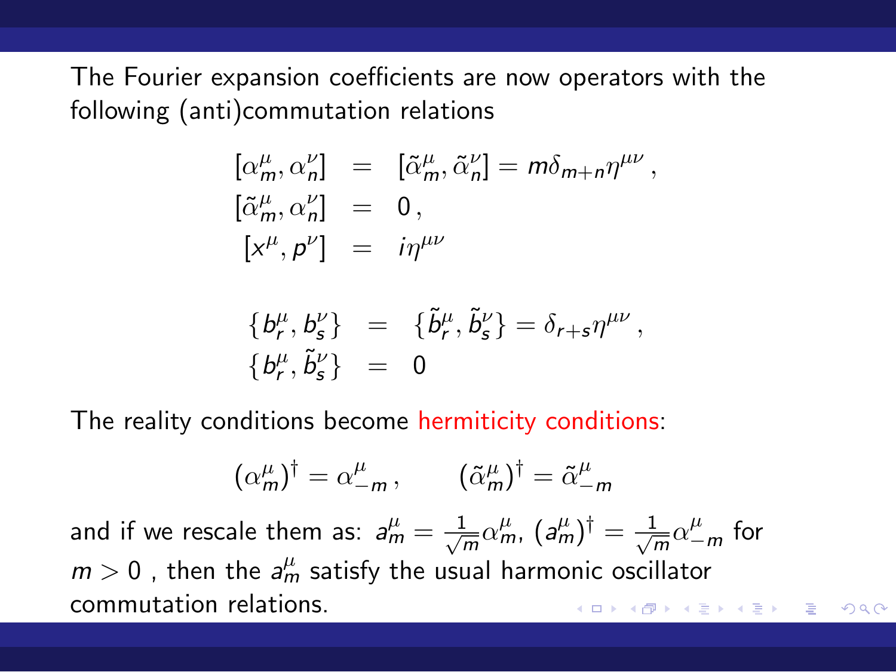The Fourier expansion coefficients are now operators with the following (anti)commutation relations

$$
\begin{aligned}
[\alpha^\mu_m, \alpha^\nu_n] &= [\tilde{\alpha}^\mu_m, \tilde{\alpha}^\nu_n] = m\delta_{m+n}\eta^{\mu\nu} \, , \\
[\tilde{\alpha}^\mu_m, \alpha^\nu_n] &= 0 \, , \\
[x^\mu, p^\nu] &= i\eta^{\mu\nu}
\end{aligned}
$$

$$
\begin{aligned}
\{b^\mu_r, b^\nu_s\} &= \{\tilde{b}^\mu_r, \tilde{b}^\nu_s\} = \delta_{r+s}\eta^{\mu\nu} \, , \\
\{b^\mu_r, \tilde{b}^\nu_s\} &= 0
\end{aligned}
$$

The reality conditions become hermiticity conditions:

$$
(\alpha^\mu_m)^\dagger = \alpha^\mu_{-m} \, , \qquad (\tilde{\alpha}^\mu_m)^\dagger = \tilde{\alpha}^\mu_{-m}
$$

and if we rescale them as: $a^\mu_m = \frac{1}{\sqrt{m}}\alpha^\mu_m$, $(a^\mu_m)^\dagger = \frac{1}{\sqrt{m}}\alpha^\mu_{-m}$ for $m > 0$ , then the $a^\mu_m$ satisfy the usual harmonic oscillator commutation relations.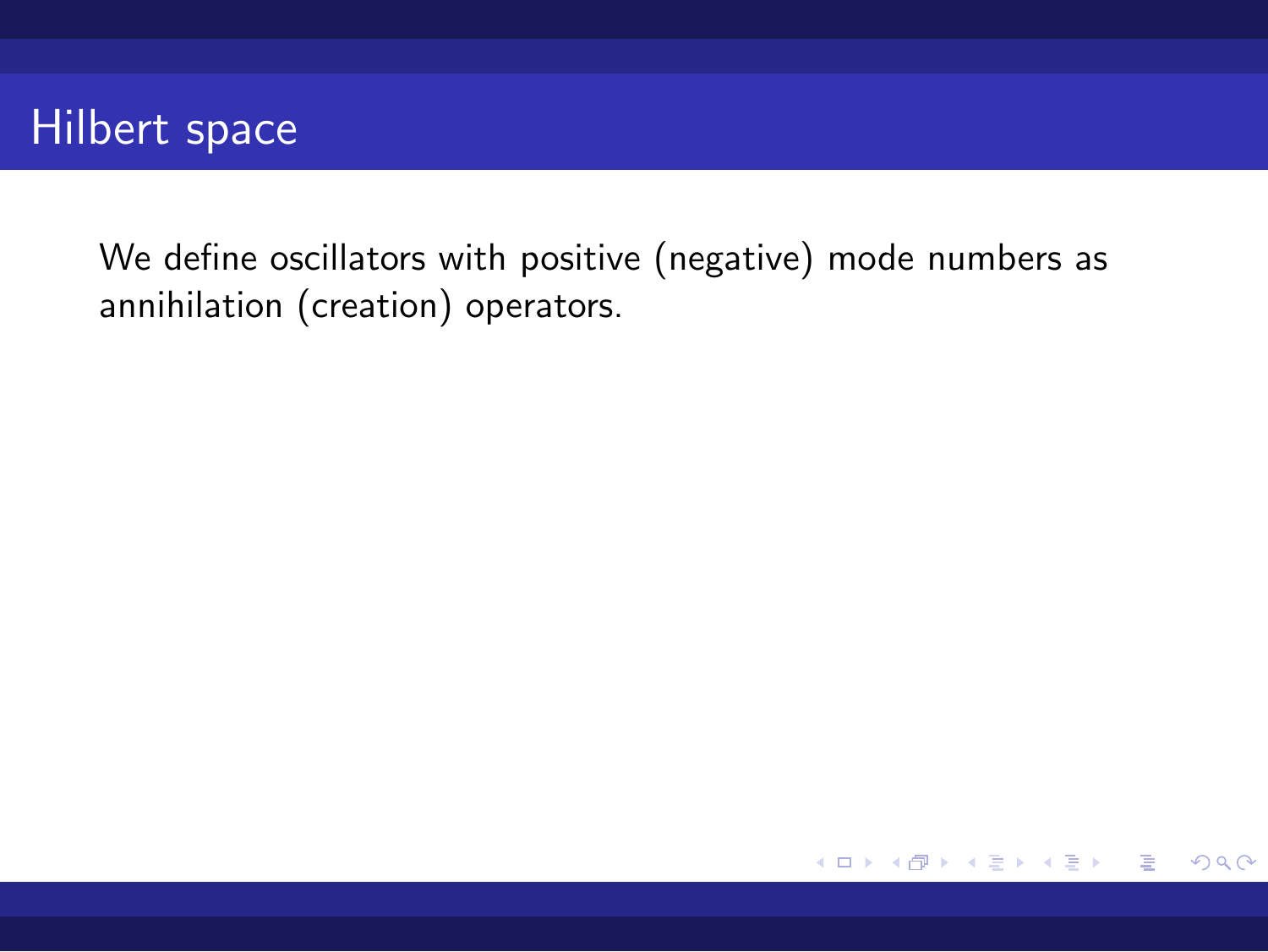# Hilbert space

We define oscillators with positive (negative) mode numbers as annihilation (creation) operators.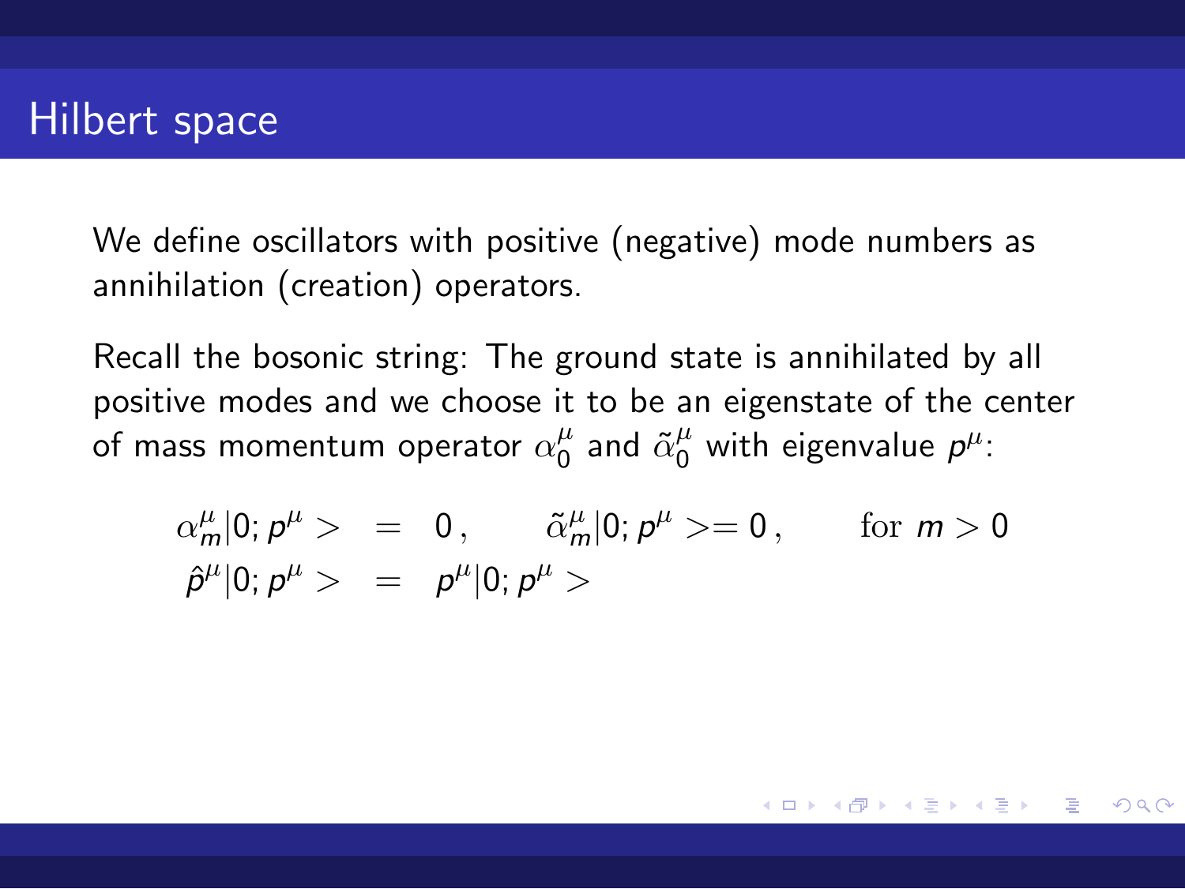# Hilbert space

We define oscillators with positive (negative) mode numbers as annihilation (creation) operators.

Recall the bosonic string: The ground state is annihilated by all positive modes and we choose it to be an eigenstate of the center of mass momentum operator $\alpha_0^\mu$ and $\tilde{\alpha}_0^\mu$ with eigenvalue $p^\mu$:

$$
\begin{aligned}
\alpha_m^\mu|0;p^\mu> &= 0\,, \qquad \tilde{\alpha}_m^\mu|0;p^\mu>= 0\,, \qquad \text{for } m>0 \\
\hat{p}^\mu|0;p^\mu> &= p^\mu|0;p^\mu>
\end{aligned}
$$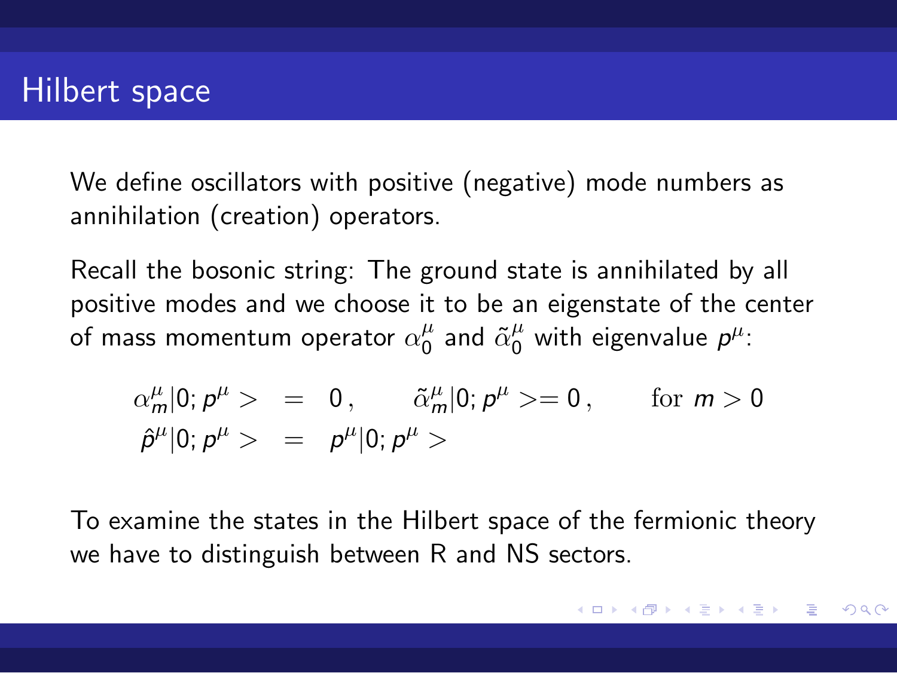# Hilbert space

We define oscillators with positive (negative) mode numbers as annihilation (creation) operators.

Recall the bosonic string: The ground state is annihilated by all positive modes and we choose it to be an eigenstate of the center of mass momentum operator $\alpha_0^\mu$ and $\tilde{\alpha}_0^\mu$ with eigenvalue $p^\mu$:

$$
\begin{aligned}
\alpha_m^\mu|0;p^\mu> &= 0\,, \qquad \tilde{\alpha}_m^\mu|0;p^\mu>= 0\,, \qquad \text{for } m>0 \\
\hat{p}^\mu|0;p^\mu> &= p^\mu|0;p^\mu>
\end{aligned}
$$

To examine the states in the Hilbert space of the fermionic theory we have to distinguish between R and NS sectors.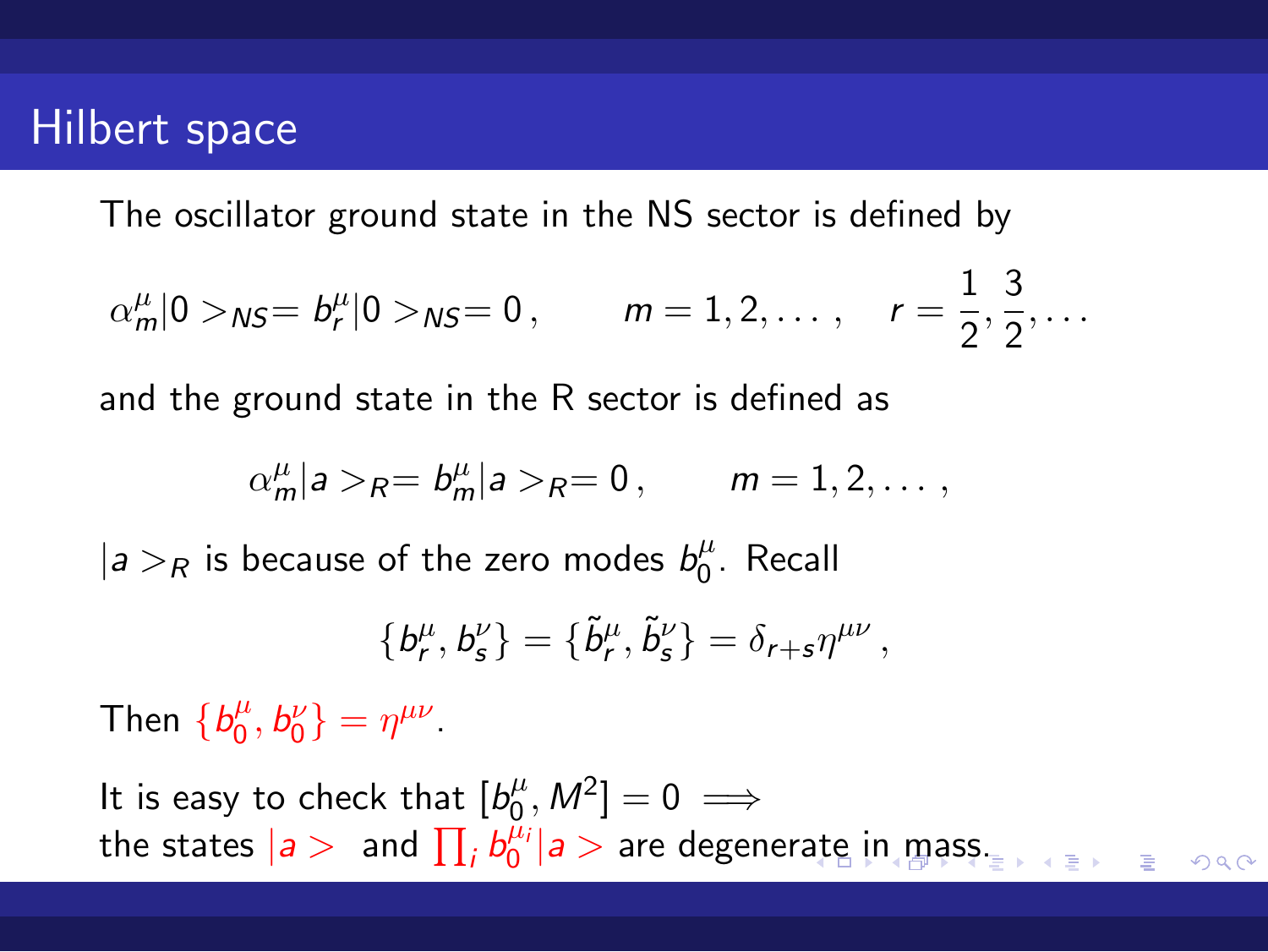# Hilbert space

The oscillator ground state in the NS sector is defined by

$$\alpha_m^\mu|0>_{NS}= b_r^\mu|0>_{NS}= 0\,, \qquad m=1,2,\dots\,, \quad r=\frac{1}{2},\frac{3}{2},\dots$$

and the ground state in the R sector is defined as

$$\alpha_m^\mu|a>_R= b_m^\mu|a>_R= 0\,, \qquad m=1,2,\dots\,,$$

$|a>_R$ is because of the zero modes $b_0^\mu$. Recall

$$\{b_r^\mu, b_s^\nu\} = \{\tilde{b}_r^\mu, \tilde{b}_s^\nu\} = \delta_{r+s}\eta^{\mu\nu}\,,$$

Then $\{b_0^\mu, b_0^\nu\} = \eta^{\mu\nu}$.

It is easy to check that $[b_0^\mu, M^2] = 0 \implies$ the states $|a>$ and $\prod_i b_0^{\mu_i}|a>$ are degenerate in mass.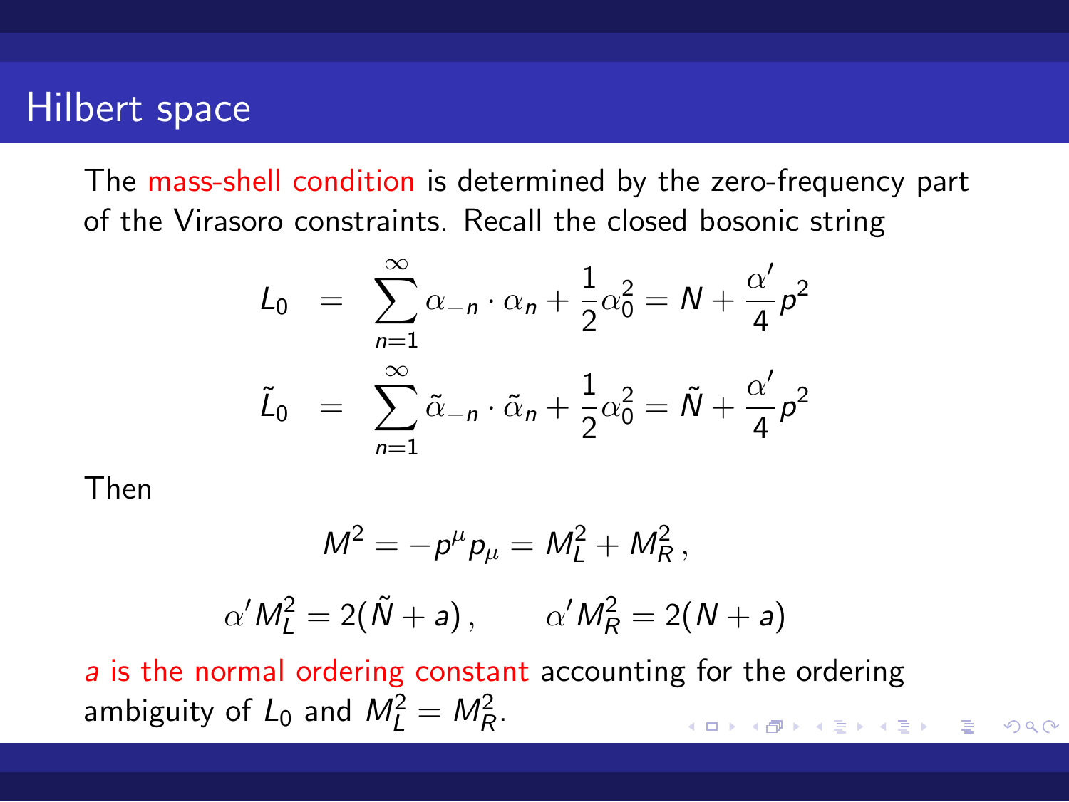# Hilbert space

The mass-shell condition is determined by the zero-frequency part of the Virasoro constraints. Recall the closed bosonic string

$$
\begin{aligned}
L_0 &= \sum_{n=1}^{\infty} \alpha_{-n} \cdot \alpha_n + \frac{1}{2}\alpha_0^2 = N + \frac{\alpha'}{4} p^2 \\
\tilde{L}_0 &= \sum_{n=1}^{\infty} \tilde{\alpha}_{-n} \cdot \tilde{\alpha}_n + \frac{1}{2}\alpha_0^2 = \tilde{N} + \frac{\alpha'}{4} p^2
\end{aligned}
$$

Then

$$
M^2 = -p^\mu p_\mu = M_L^2 + M_R^2 \,,
$$

$$
\alpha' M_L^2 = 2(\tilde{N} + a) \,, \qquad \alpha' M_R^2 = 2(N + a)
$$

$a$ is the normal ordering constant accounting for the ordering ambiguity of $L_0$ and $M_L^2 = M_R^2$.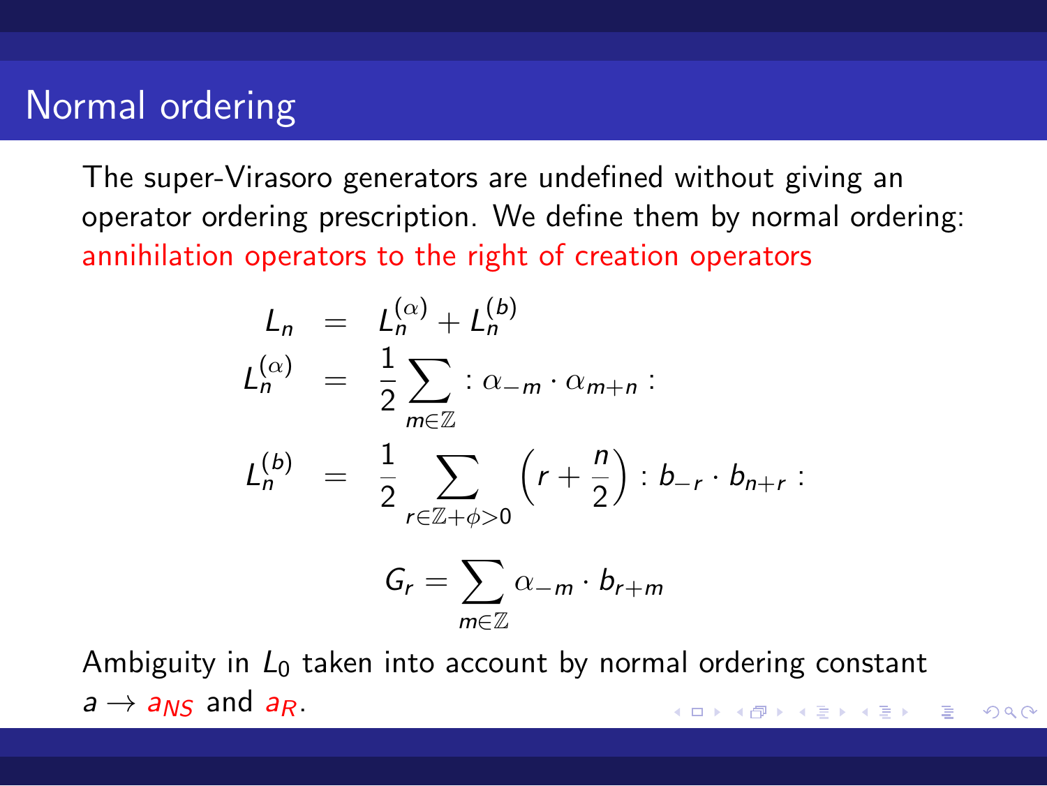# Normal ordering

The super-Virasoro generators are undefined without giving an operator ordering prescription. We define them by normal ordering: annihilation operators to the right of creation operators

$$
\begin{aligned}
L_n &= L_n^{(\alpha)} + L_n^{(b)} \\
L_n^{(\alpha)} &= \frac{1}{2} \sum_{m \in \mathbb{Z}} : \alpha_{-m} \cdot \alpha_{m+n} : \\
L_n^{(b)} &= \frac{1}{2} \sum_{r \in \mathbb{Z}+\phi > 0} \left( r + \frac{n}{2} \right) : b_{-r} \cdot b_{n+r} :
\end{aligned}
$$

$$
G_r = \sum_{m \in \mathbb{Z}} \alpha_{-m} \cdot b_{r+m}
$$

Ambiguity in $L_0$ taken into account by normal ordering constant $a \to a_{NS}$ and $a_R$.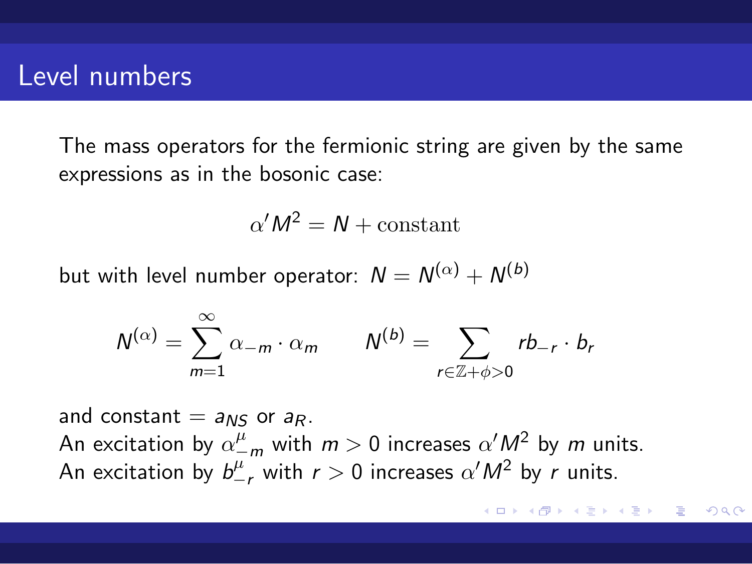# Level numbers

The mass operators for the fermionic string are given by the same expressions as in the bosonic case:

$$\alpha' M^2 = N + \text{constant}$$

but with level number operator: $N = N^{(\alpha)} + N^{(b)}$

$$N^{(\alpha)} = \sum_{m=1}^{\infty} \alpha_{-m} \cdot \alpha_m \qquad N^{(b)} = \sum_{r \in \mathbb{Z}+\phi>0} r b_{-r} \cdot b_r$$

and constant $= a_{NS}$ or $a_R$.
An excitation by $\alpha^{\mu}_{-m}$ with $m > 0$ increases $\alpha' M^2$ by $m$ units.
An excitation by $b^{\mu}_{-r}$ with $r > 0$ increases $\alpha' M^2$ by $r$ units.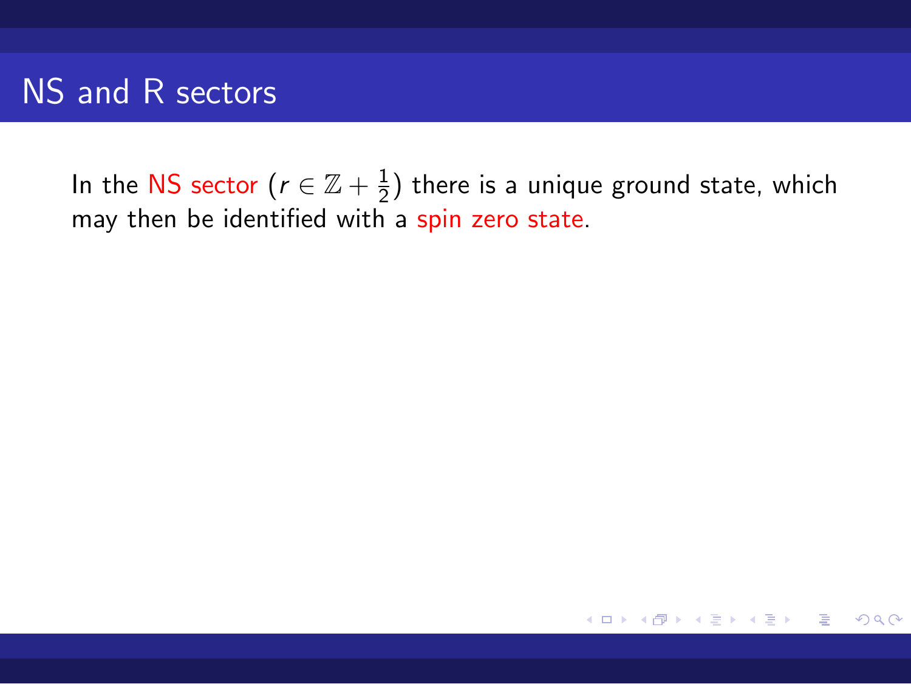# NS and R sectors

In the NS sector ($r \in \mathbb{Z} + \frac{1}{2}$) there is a unique ground state, which may then be identified with a spin zero state.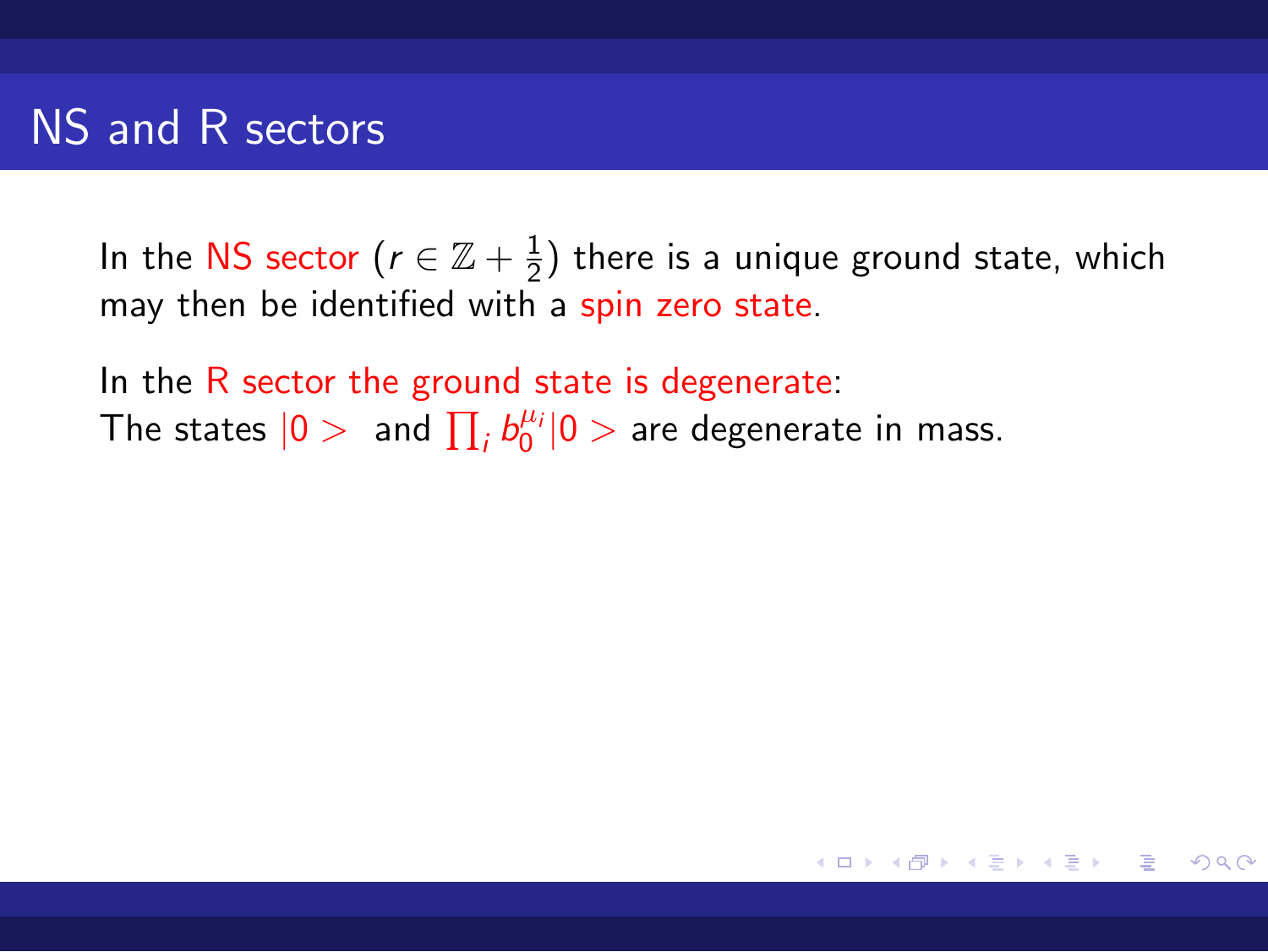# NS and R sectors

In the NS sector ($r \in \mathbb{Z} + \frac{1}{2}$) there is a unique ground state, which may then be identified with a spin zero state.

In the R sector the ground state is degenerate:
The states $|0>$ and $\prod_i b_0^{\mu_i}|0>$ are degenerate in mass.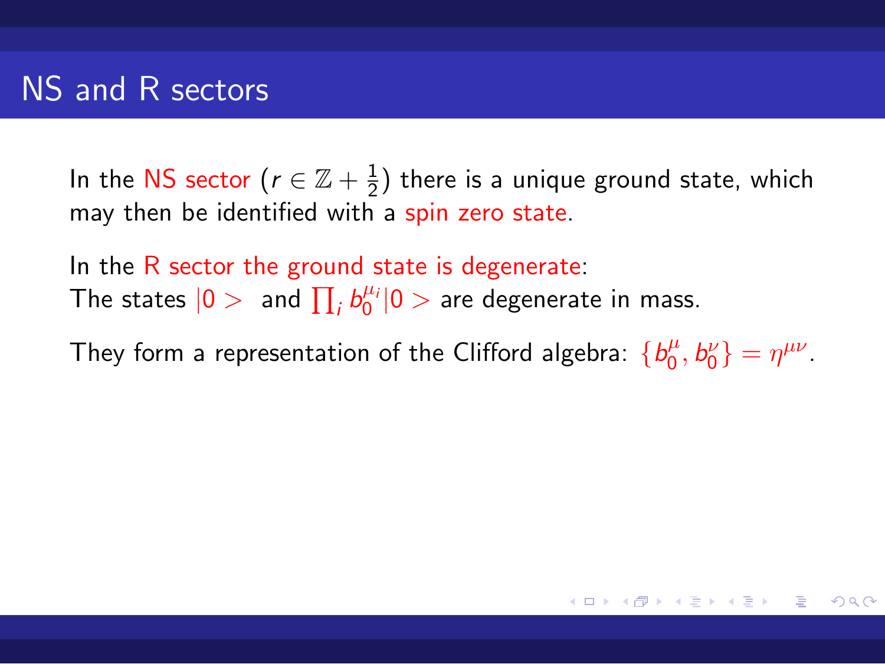# NS and R sectors

In the NS sector ($r \in \mathbb{Z} + \frac{1}{2}$) there is a unique ground state, which may then be identified with a spin zero state.

In the R sector the ground state is degenerate:
The states $|0>$ and $\prod_i b_0^{\mu_i}|0>$ are degenerate in mass.

They form a representation of the Clifford algebra: $\{b_0^\mu, b_0^\nu\} = \eta^{\mu\nu}$.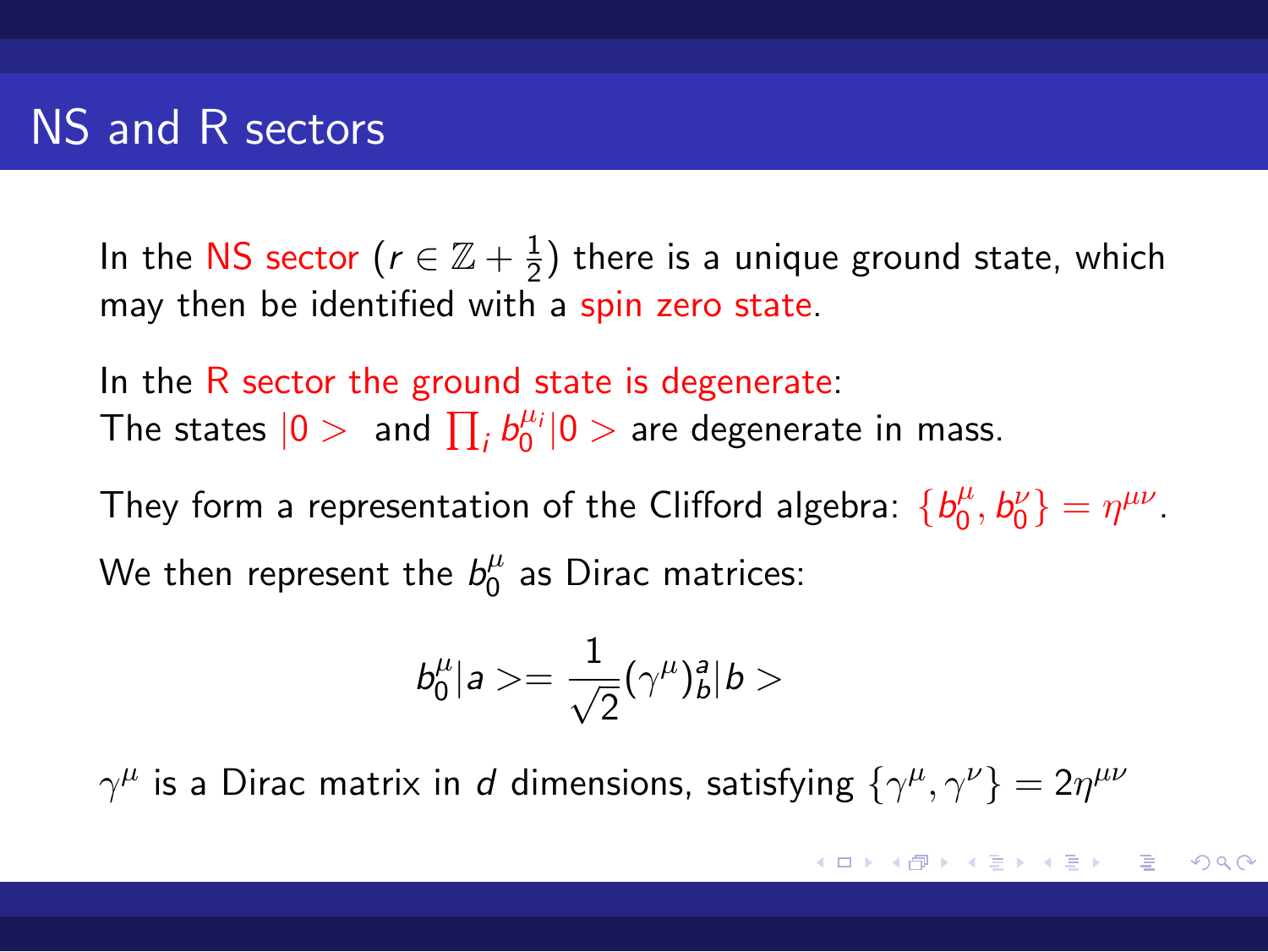# NS and R sectors

In the NS sector ($r \in \mathbb{Z} + \frac{1}{2}$) there is a unique ground state, which may then be identified with a spin zero state.

In the R sector the ground state is degenerate:
The states $|0>$ and $\prod_i b_0^{\mu_i}|0>$ are degenerate in mass.

They form a representation of the Clifford algebra: $\{b_0^\mu, b_0^\nu\} = \eta^{\mu\nu}$.

We then represent the $b_0^\mu$ as Dirac matrices:

$$b_0^\mu|a> = \frac{1}{\sqrt{2}}(\gamma^\mu)^a_b|b>$$

$\gamma^\mu$ is a Dirac matrix in $d$ dimensions, satisfying $\{\gamma^\mu, \gamma^\nu\} = 2\eta^{\mu\nu}$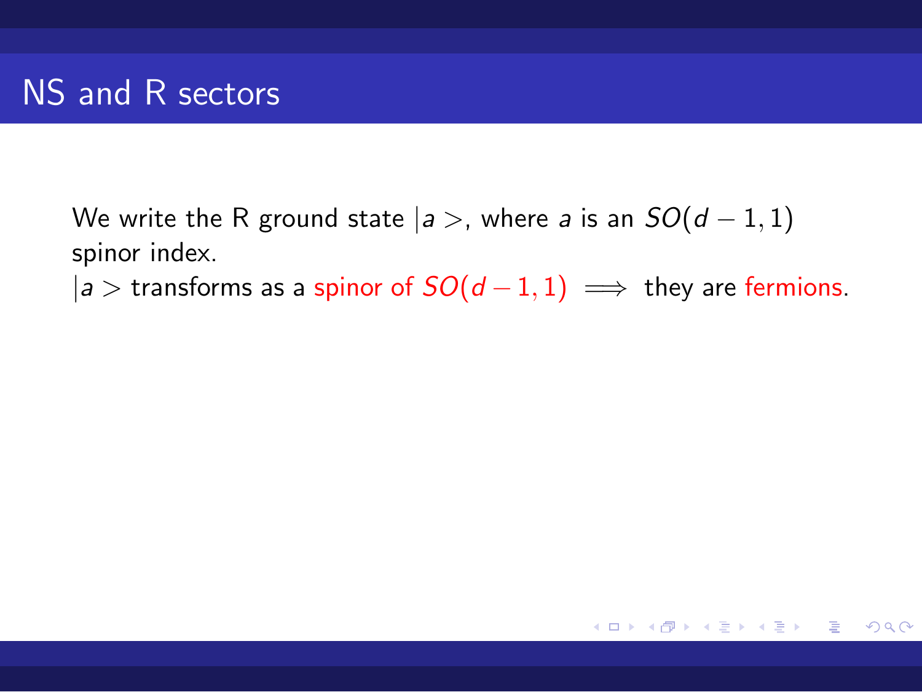# NS and R sectors

We write the R ground state $|a>$, where $a$ is an $SO(d-1,1)$ spinor index.
$|a>$ transforms as a spinor of $SO(d-1,1) \implies$ they are fermions.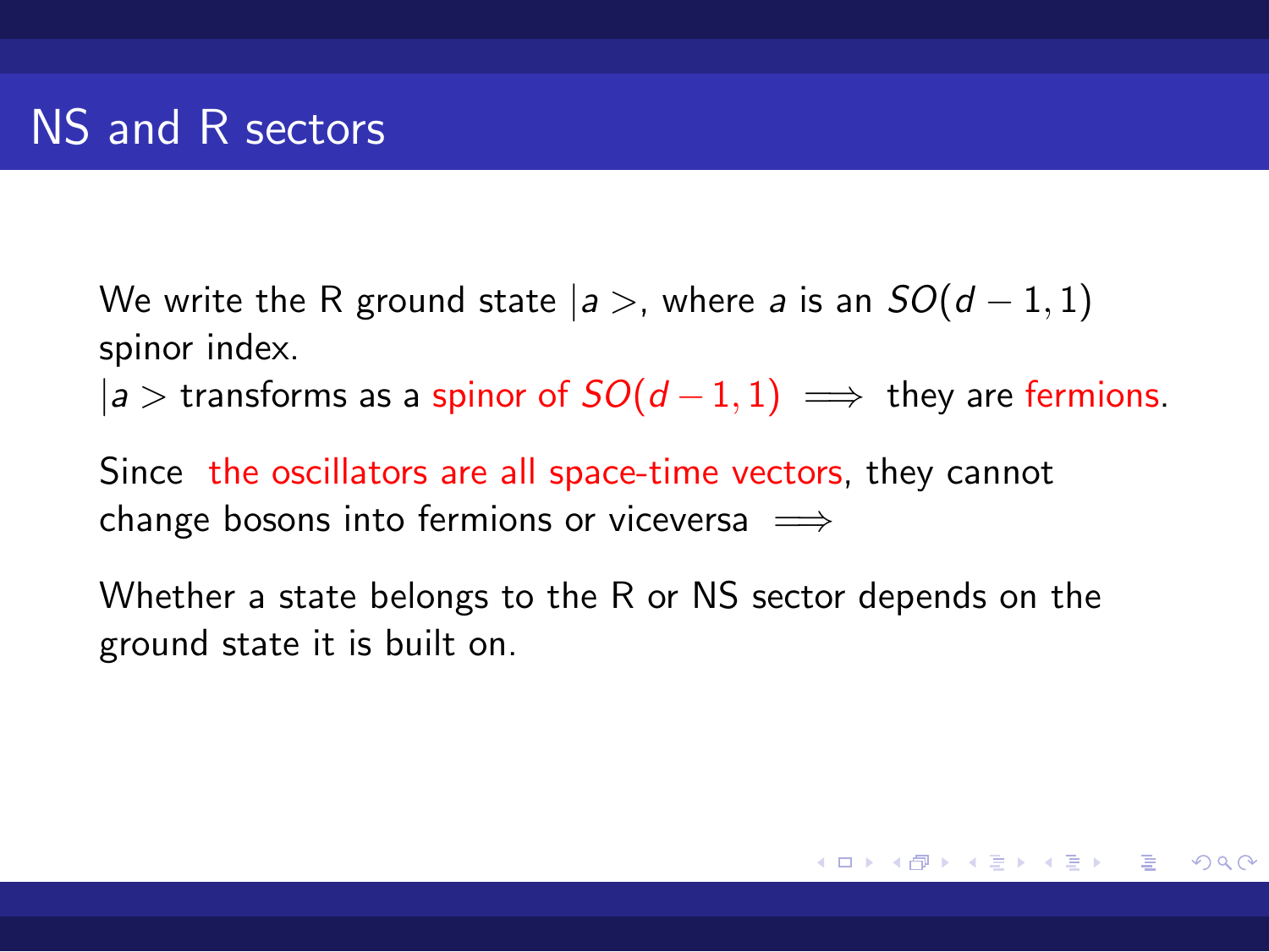# NS and R sectors

We write the R ground state $|a>$, where $a$ is an $SO(d-1,1)$ spinor index.
$|a>$ transforms as a spinor of $SO(d-1,1)$ $\implies$ they are fermions.

Since the oscillators are all space-time vectors, they cannot change bosons into fermions or viceversa $\implies$

Whether a state belongs to the R or NS sector depends on the ground state it is built on.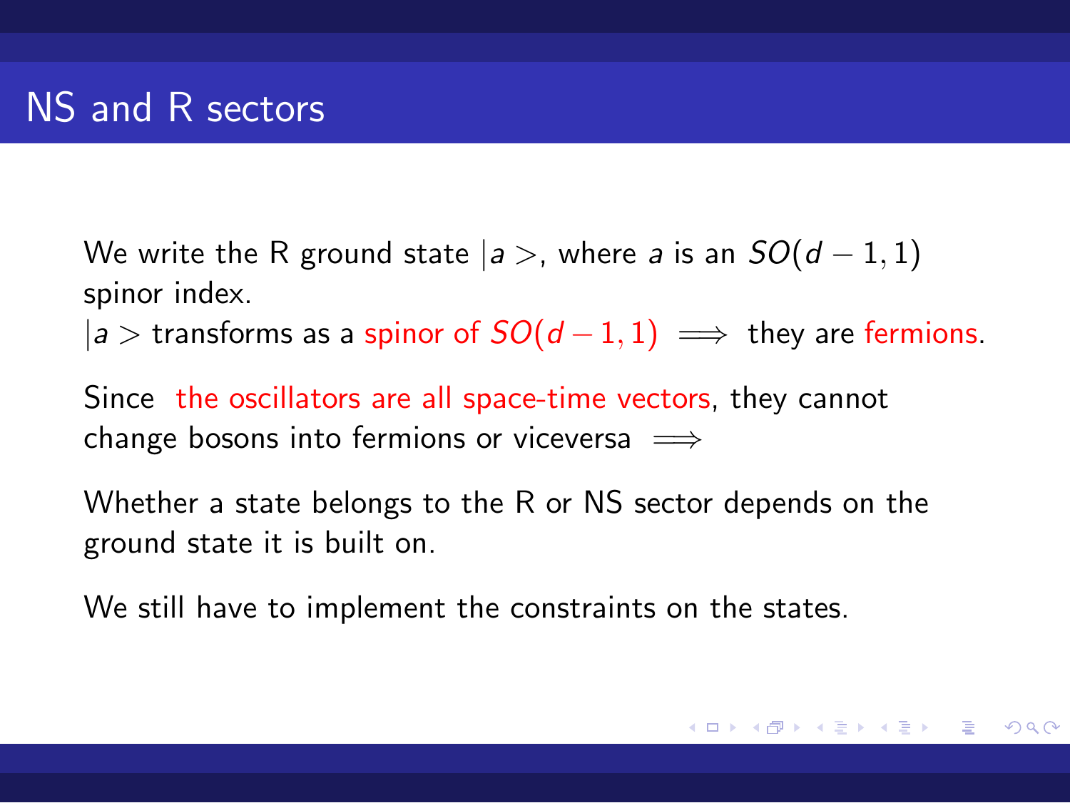# NS and R sectors

We write the R ground state $|a>$, where $a$ is an $SO(d-1,1)$ spinor index.
$|a>$ transforms as a spinor of $SO(d-1,1)$ $\Longrightarrow$ they are fermions.

Since the oscillators are all space-time vectors, they cannot change bosons into fermions or viceversa $\Longrightarrow$

Whether a state belongs to the R or NS sector depends on the ground state it is built on.

We still have to implement the constraints on the states.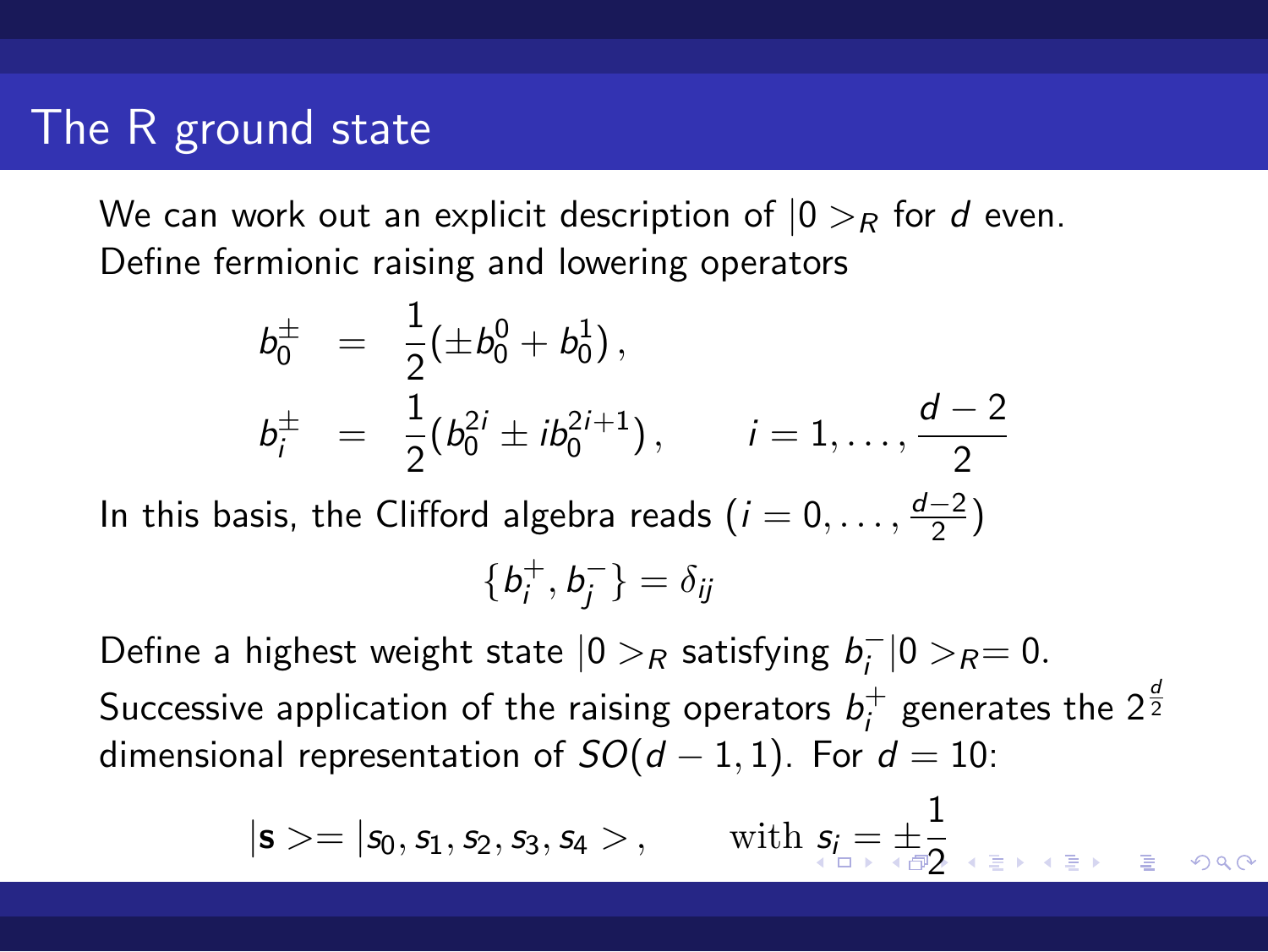# The R ground state

We can work out an explicit description of $|0>_R$ for $d$ even. Define fermionic raising and lowering operators

$$
\begin{aligned}
b_0^{\pm} &= \frac{1}{2}(\pm b_0^0 + b_0^1)\,, \\
b_i^{\pm} &= \frac{1}{2}(b_0^{2i} \pm i b_0^{2i+1})\,, \qquad i = 1, \ldots, \frac{d-2}{2}
\end{aligned}
$$

In this basis, the Clifford algebra reads ($i = 0, \ldots, \frac{d-2}{2}$)

$$
\{b_i^+, b_j^-\} = \delta_{ij}
$$

Define a highest weight state $|0>_R$ satisfying $b_i^-|0>_R = 0$.

Successive application of the raising operators $b_i^+$ generates the $2^{\frac{d}{2}}$ dimensional representation of $SO(d-1,1)$. For $d = 10$:

$$
|\mathbf{s}> = |s_0, s_1, s_2, s_3, s_4>\,, \qquad \text{with } s_i = \pm\frac{1}{2}
$$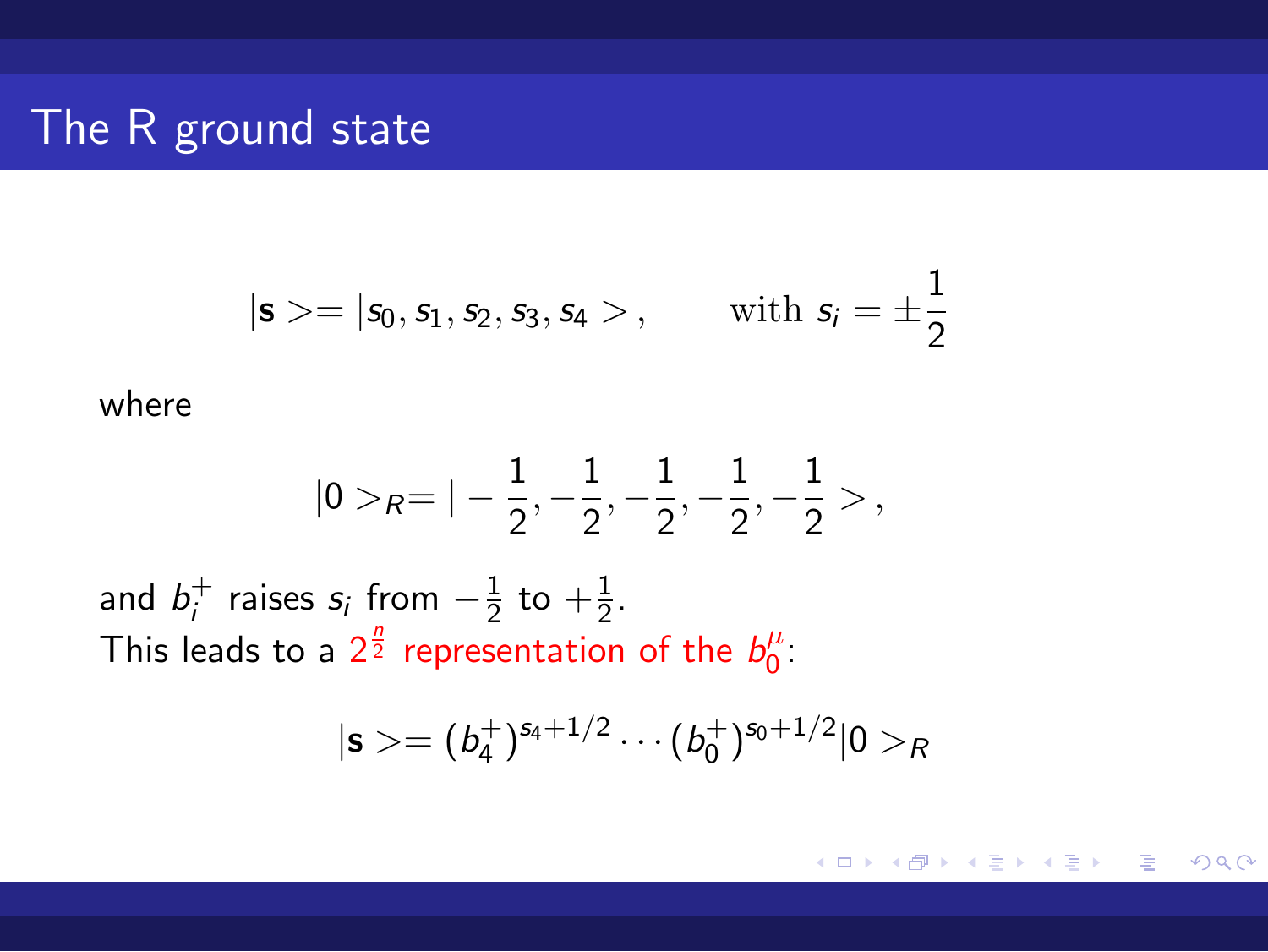# The R ground state

$$|\mathbf{s}> = |s_0, s_1, s_2, s_3, s_4 > , \qquad \text{with } s_i = \pm\frac{1}{2}$$

where

$$|0>_R = |-\frac{1}{2}, -\frac{1}{2}, -\frac{1}{2}, -\frac{1}{2}, -\frac{1}{2} > ,$$

and $b_i^+$ raises $s_i$ from $-\frac{1}{2}$ to $+\frac{1}{2}$.
This leads to a $2^{\frac{n}{2}}$ representation of the $b_0^\mu$:

$$|\mathbf{s}> = (b_4^+)^{s_4+1/2} \cdots (b_0^+)^{s_0+1/2} |0>_R$$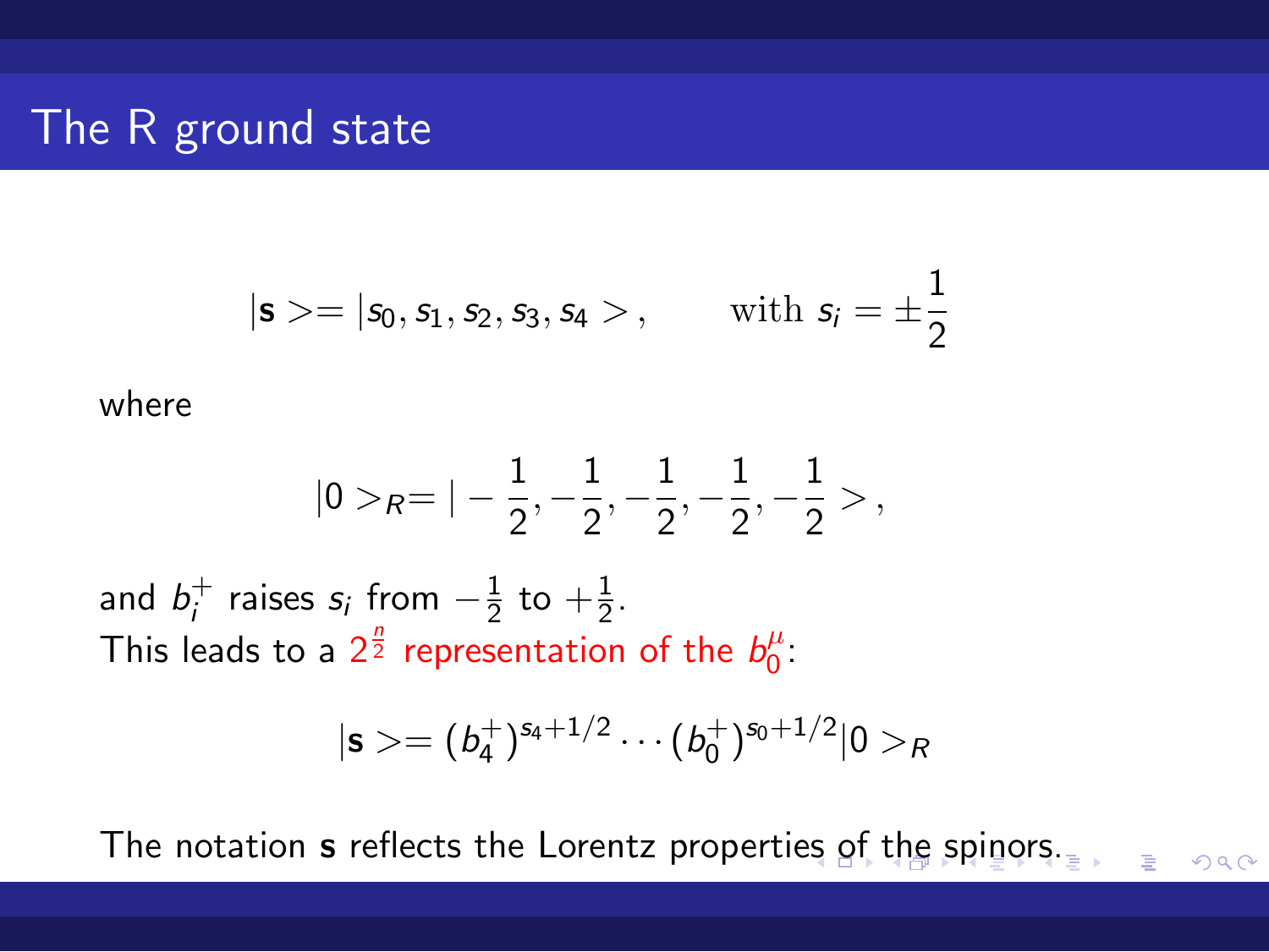# The R ground state

$$|\mathbf{s}>=|s_0, s_1, s_2, s_3, s_4>\,, \qquad \text{with } s_i = \pm\frac{1}{2}$$

where

$$|0>_R = |-\frac{1}{2}, -\frac{1}{2}, -\frac{1}{2}, -\frac{1}{2}, -\frac{1}{2}>\,,$$

and $b_i^+$ raises $s_i$ from $-\frac{1}{2}$ to $+\frac{1}{2}$.
This leads to a $2^{\frac{n}{2}}$ representation of the $b_0^\mu$:

$$|\mathbf{s}>=(b_4^+)^{s_4+1/2}\cdots(b_0^+)^{s_0+1/2}|0>_R$$

The notation $\mathbf{s}$ reflects the Lorentz properties of the spinors.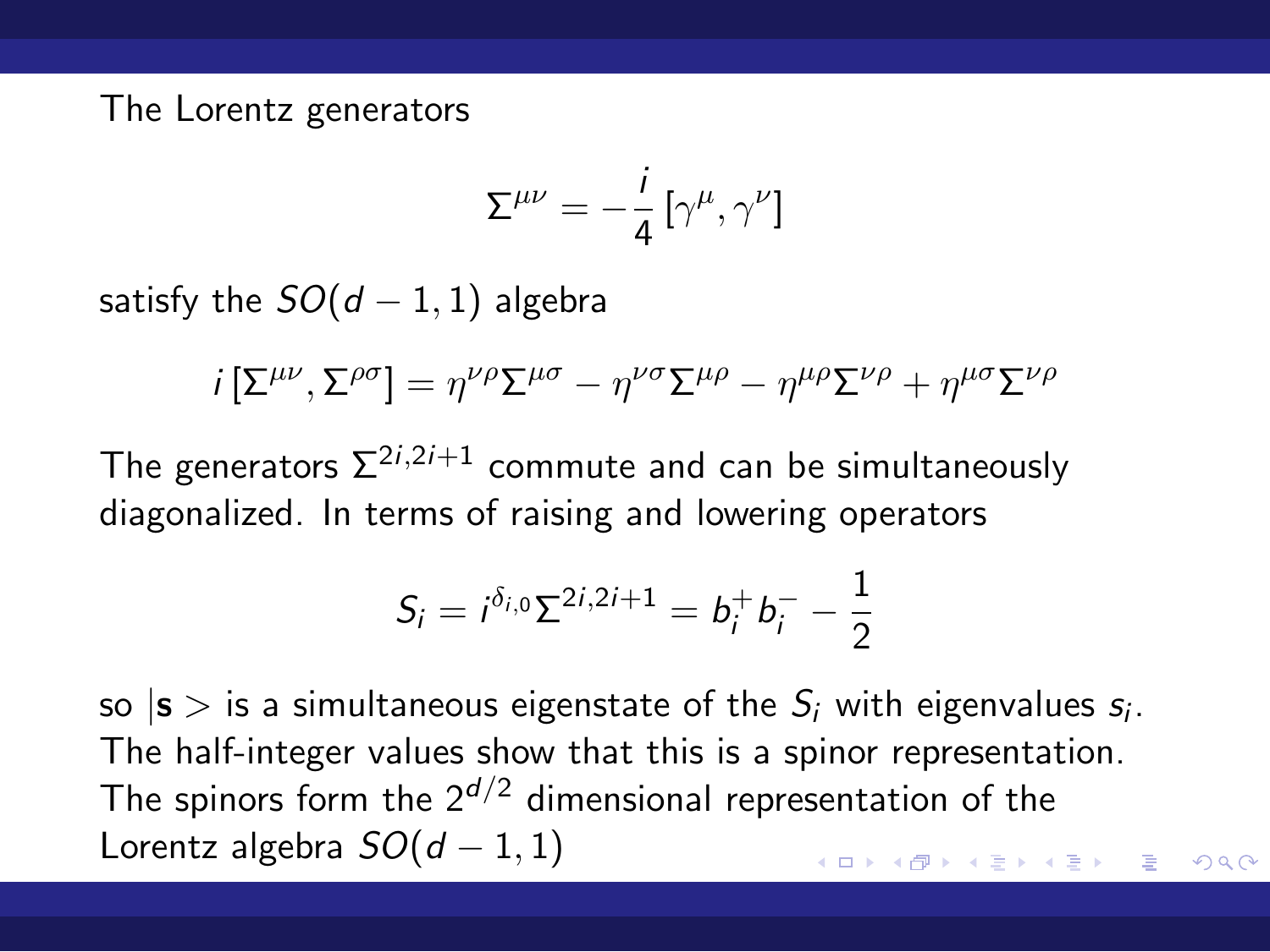The Lorentz generators

$$\Sigma^{\mu\nu} = -\frac{i}{4}\left[\gamma^{\mu}, \gamma^{\nu}\right]$$

satisfy the $SO(d-1,1)$ algebra

$$i\left[\Sigma^{\mu\nu}, \Sigma^{\rho\sigma}\right] = \eta^{\nu\rho}\Sigma^{\mu\sigma} - \eta^{\nu\sigma}\Sigma^{\mu\rho} - \eta^{\mu\rho}\Sigma^{\nu\rho} + \eta^{\mu\sigma}\Sigma^{\nu\rho}$$

The generators $\Sigma^{2i,2i+1}$ commute and can be simultaneously diagonalized. In terms of raising and lowering operators

$$S_i = i^{\delta_{i,0}}\Sigma^{2i,2i+1} = b_i^{+} b_i^{-} - \frac{1}{2}$$

so $|\mathbf{s}>$ is a simultaneous eigenstate of the $S_i$ with eigenvalues $s_i$. The half-integer values show that this is a spinor representation. The spinors form the $2^{d/2}$ dimensional representation of the Lorentz algebra $SO(d-1,1)$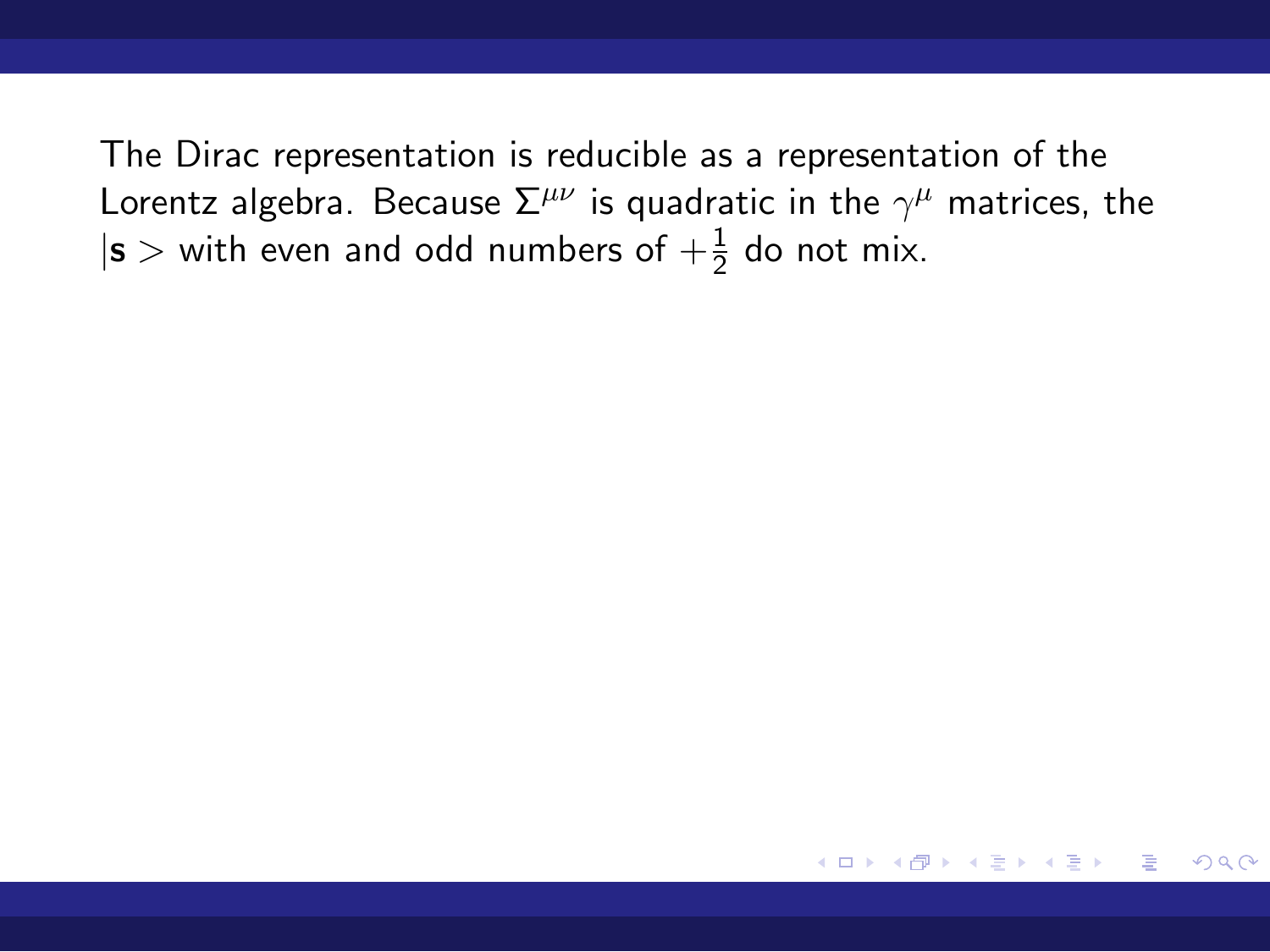The Dirac representation is reducible as a representation of the Lorentz algebra. Because $\Sigma^{\mu\nu}$ is quadratic in the $\gamma^\mu$ matrices, the $|\mathbf{s}>$ with even and odd numbers of $+\frac{1}{2}$ do not mix.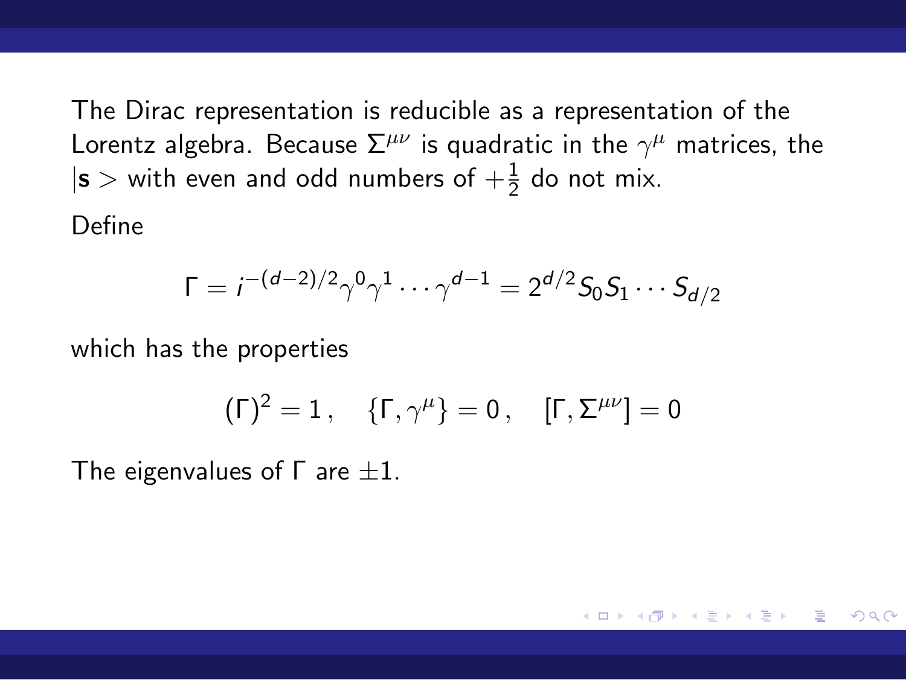The Dirac representation is reducible as a representation of the Lorentz algebra. Because $\Sigma^{\mu\nu}$ is quadratic in the $\gamma^\mu$ matrices, the $|\mathbf{s}>$ with even and odd numbers of $+\frac{1}{2}$ do not mix.

Define

$$\Gamma = i^{-(d-2)/2}\gamma^0\gamma^1\cdots\gamma^{d-1} = 2^{d/2}S_0S_1\cdots S_{d/2}$$

which has the properties

$$(\Gamma)^2 = 1\,, \quad \{\Gamma, \gamma^\mu\} = 0\,, \quad [\Gamma, \Sigma^{\mu\nu}] = 0$$

The eigenvalues of $\Gamma$ are $\pm 1$.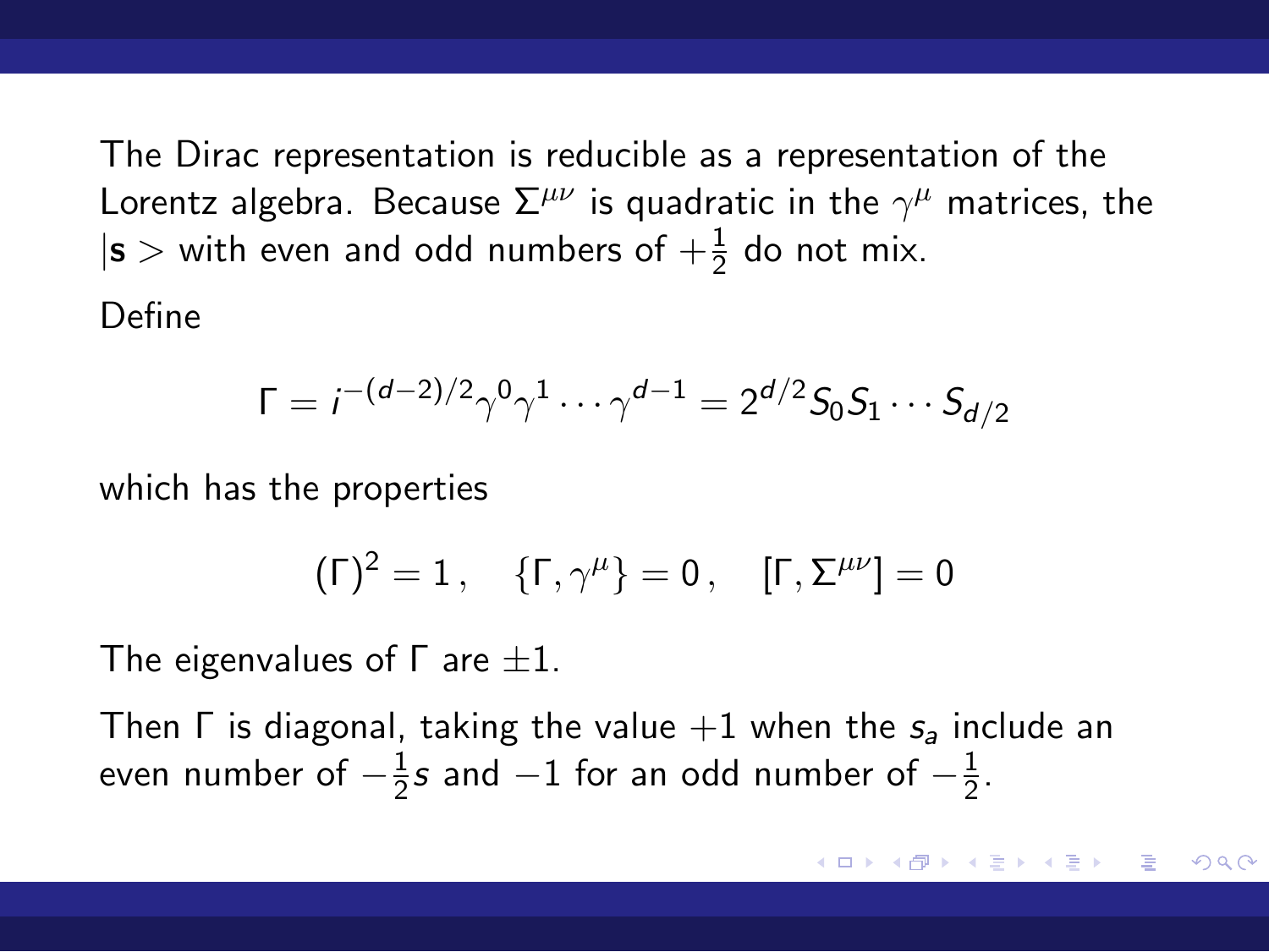The Dirac representation is reducible as a representation of the Lorentz algebra. Because $\Sigma^{\mu\nu}$ is quadratic in the $\gamma^\mu$ matrices, the $|\mathbf{s}>$ with even and odd numbers of $+\frac{1}{2}$ do not mix.

Define

$$\Gamma = i^{-(d-2)/2}\gamma^0\gamma^1\cdots\gamma^{d-1} = 2^{d/2}S_0S_1\cdots S_{d/2}$$

which has the properties

$$(\Gamma)^2 = 1\,, \quad \{\Gamma, \gamma^\mu\} = 0\,, \quad [\Gamma, \Sigma^{\mu\nu}] = 0$$

The eigenvalues of $\Gamma$ are $\pm 1$.

Then $\Gamma$ is diagonal, taking the value $+1$ when the $s_a$ include an even number of $-\frac{1}{2}s$ and $-1$ for an odd number of $-\frac{1}{2}$.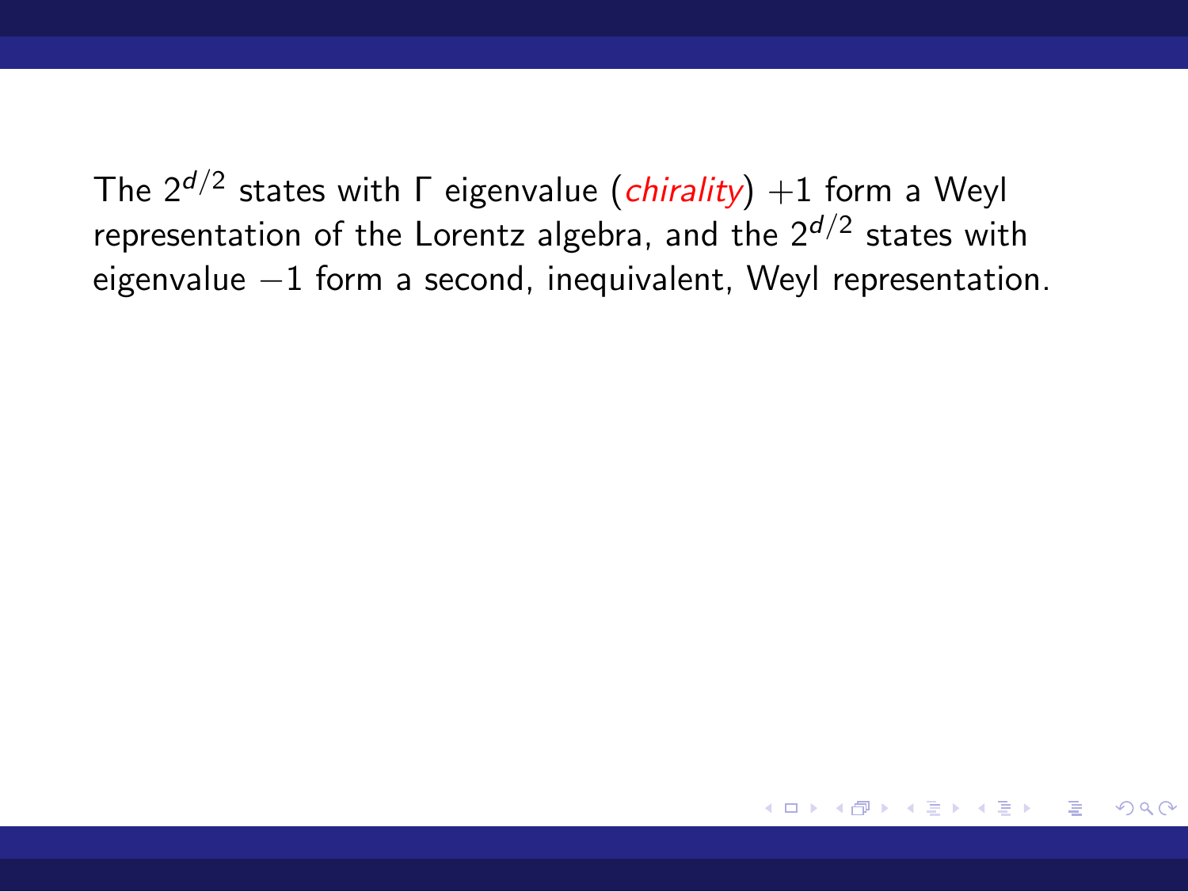The $2^{d/2}$ states with $\Gamma$ eigenvalue (*chirality*) $+1$ form a Weyl representation of the Lorentz algebra, and the $2^{d/2}$ states with eigenvalue $-1$ form a second, inequivalent, Weyl representation.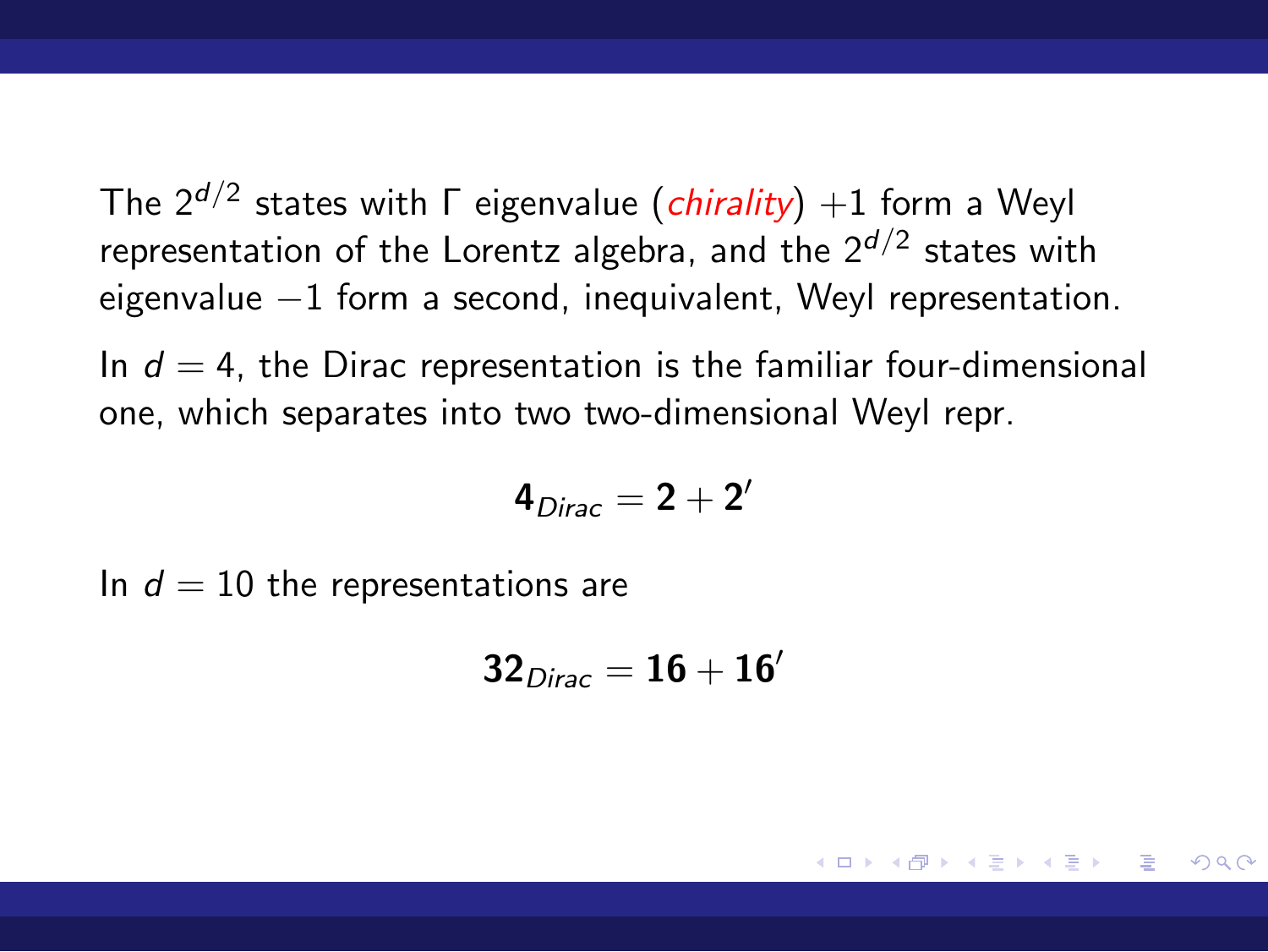The $2^{d/2}$ states with $\Gamma$ eigenvalue (*chirality*) $+1$ form a Weyl representation of the Lorentz algebra, and the $2^{d/2}$ states with eigenvalue $-1$ form a second, inequivalent, Weyl representation.

In $d = 4$, the Dirac representation is the familiar four-dimensional one, which separates into two two-dimensional Weyl repr.

$$\mathbf{4}_{Dirac} = \mathbf{2} + \mathbf{2}'$$

In $d = 10$ the representations are

$$\mathbf{32}_{Dirac} = \mathbf{16} + \mathbf{16}'$$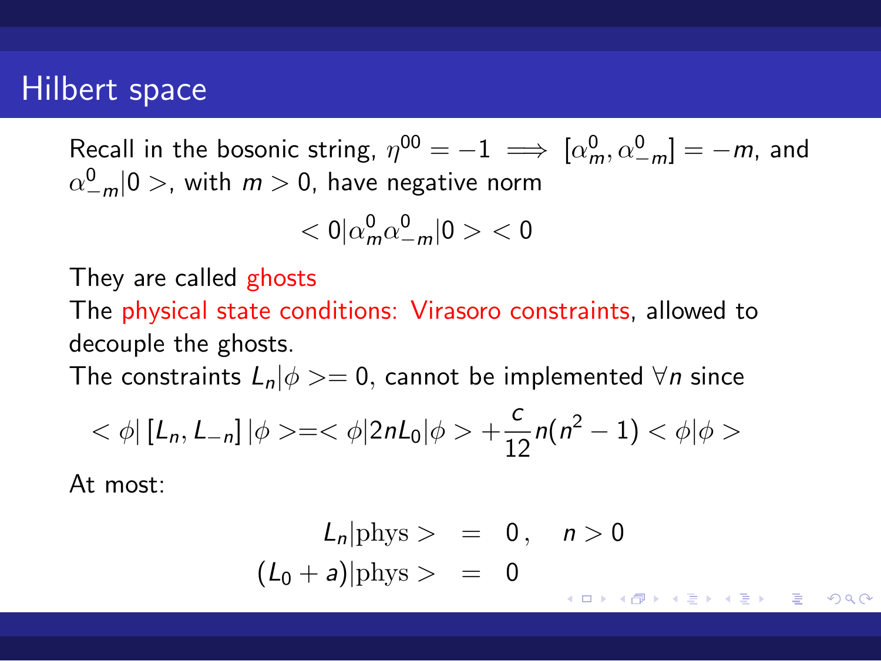# Hilbert space

Recall in the bosonic string, $\eta^{00} = -1 \implies [\alpha^0_m, \alpha^0_{-m}] = -m$, and $\alpha^0_{-m}|0>$, with $m > 0$, have negative norm

$$< 0|\alpha^0_m \alpha^0_{-m}|0> < 0$$

They are called ghosts

The physical state conditions: Virasoro constraints, allowed to decouple the ghosts.

The constraints $L_n|\phi>= 0$, cannot be implemented $\forall n$ since

$$< \phi| \left[L_n, L_{-n}\right] |\phi >=< \phi|2nL_0|\phi > + \frac{c}{12} n(n^2 - 1) < \phi|\phi >$$

At most:

$$\begin{aligned} L_n|\mathrm{phys}> &= 0\,, \quad n > 0 \\ (L_0 + a)|\mathrm{phys}> &= 0 \end{aligned}$$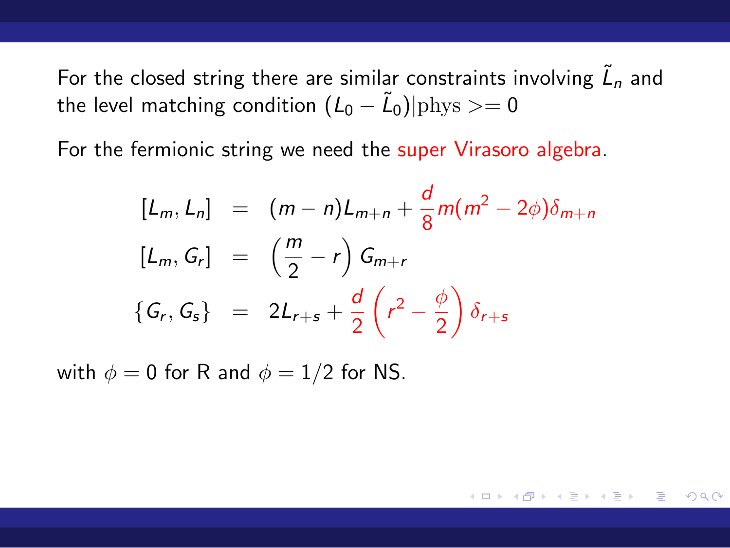For the closed string there are similar constraints involving $\tilde{L}_n$ and the level matching condition $(L_0 - \tilde{L}_0)|\mathrm{phys}>= 0$

For the fermionic string we need the super Virasoro algebra.

$$
\begin{aligned}
[L_m, L_n] &= (m-n)L_{m+n} + \frac{d}{8}m(m^2 - 2\phi)\delta_{m+n} \\
[L_m, G_r] &= \left(\frac{m}{2} - r\right) G_{m+r} \\
\{G_r, G_s\} &= 2L_{r+s} + \frac{d}{2}\left(r^2 - \frac{\phi}{2}\right)\delta_{r+s}
\end{aligned}
$$

with $\phi = 0$ for R and $\phi = 1/2$ for NS.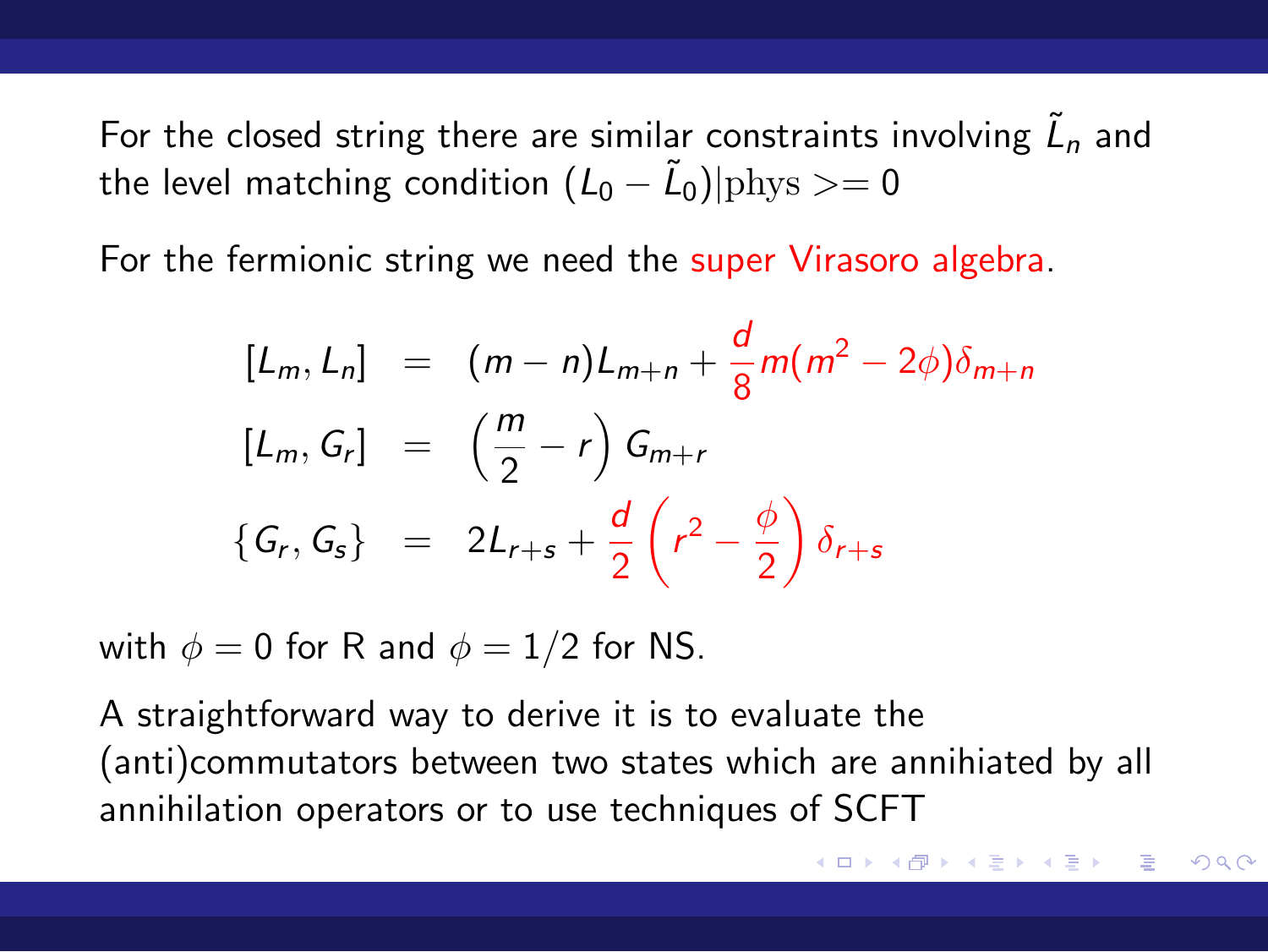For the closed string there are similar constraints involving $\tilde{L}_n$ and the level matching condition $(L_0 - \tilde{L}_0)|\mathrm{phys}>= 0$

For the fermionic string we need the super Virasoro algebra.

$$
\begin{aligned}
[L_m, L_n] &= (m-n)L_{m+n} + \frac{d}{8}m(m^2 - 2\phi)\delta_{m+n} \\
[L_m, G_r] &= \left(\frac{m}{2} - r\right) G_{m+r} \\
\{G_r, G_s\} &= 2L_{r+s} + \frac{d}{2}\left(r^2 - \frac{\phi}{2}\right)\delta_{r+s}
\end{aligned}
$$

with $\phi = 0$ for R and $\phi = 1/2$ for NS.

A straightforward way to derive it is to evaluate the (anti)commutators between two states which are annihiated by all annihilation operators or to use techniques of SCFT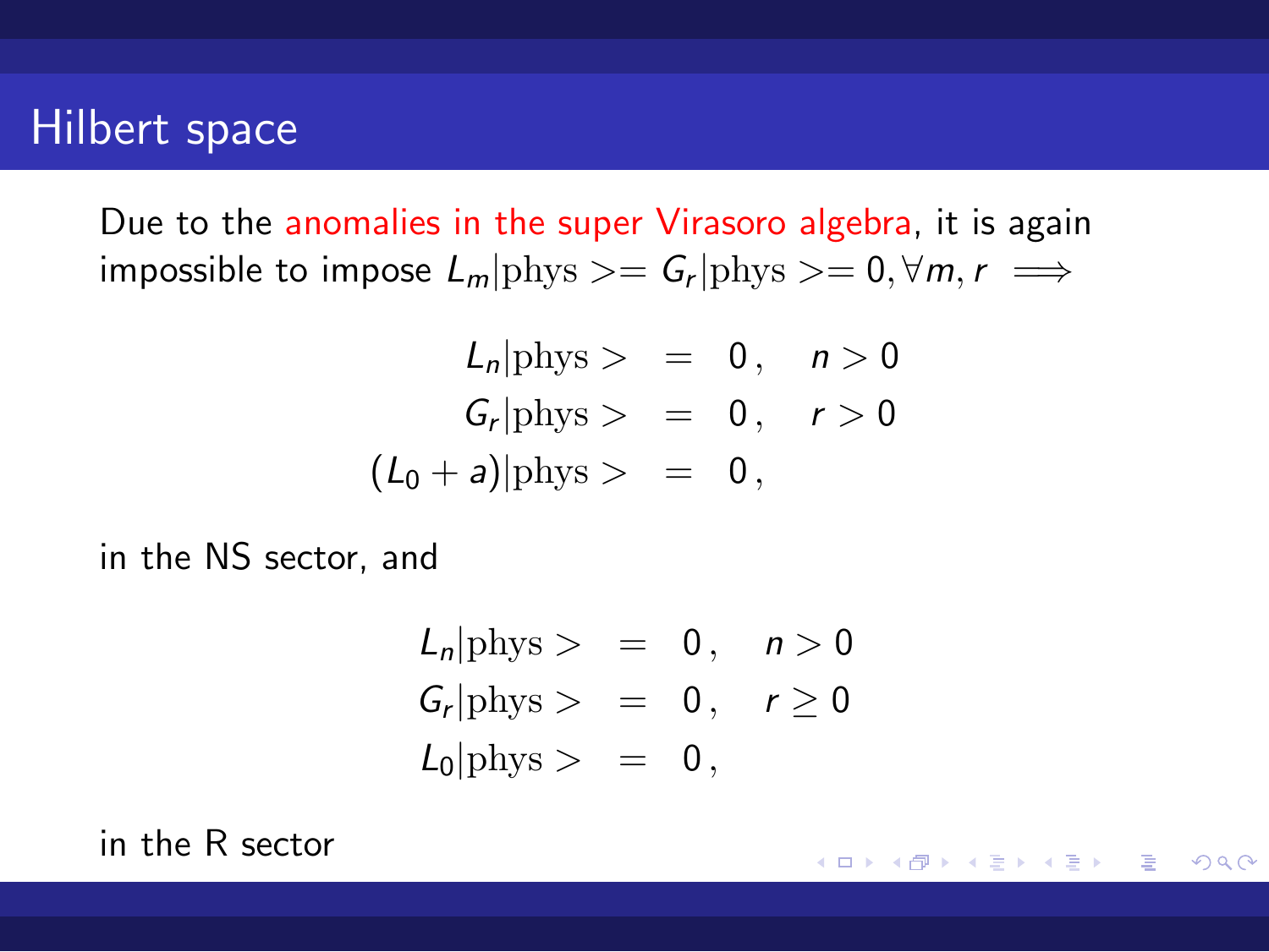# Hilbert space

Due to the anomalies in the super Virasoro algebra, it is again impossible to impose $L_m|\mathrm{phys}>= G_r|\mathrm{phys}>= 0, \forall m, r \implies$

$$
\begin{aligned}
L_n|\mathrm{phys}> &= 0\,, \quad n > 0 \\
G_r|\mathrm{phys}> &= 0\,, \quad r > 0 \\
(L_0 + a)|\mathrm{phys}> &= 0\,,
\end{aligned}
$$

in the NS sector, and

$$
\begin{aligned}
L_n|\mathrm{phys}> &= 0\,, \quad n > 0 \\
G_r|\mathrm{phys}> &= 0\,, \quad r \geq 0 \\
L_0|\mathrm{phys}> &= 0\,,
\end{aligned}
$$

in the R sector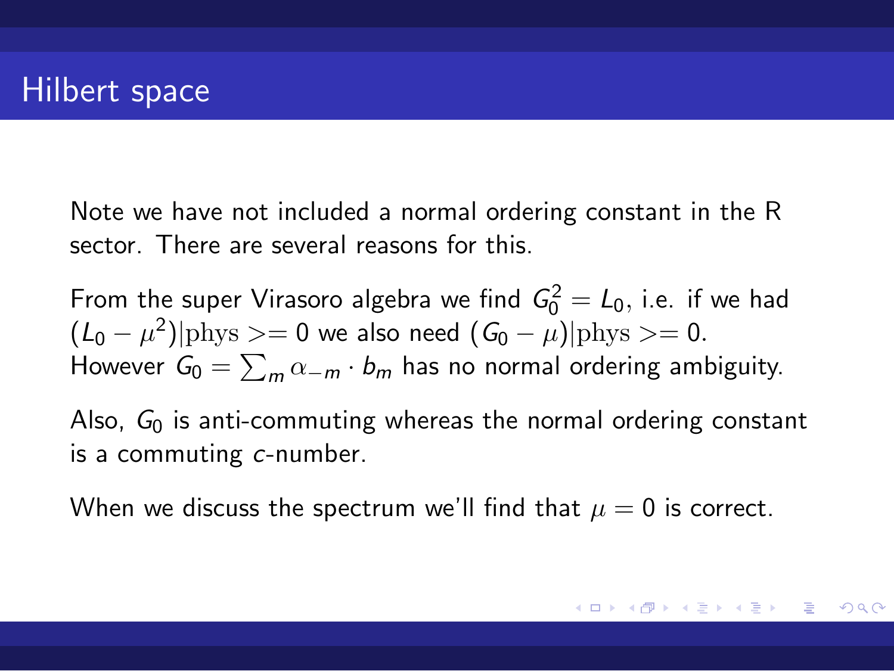# Hilbert space

Note we have not included a normal ordering constant in the R sector. There are several reasons for this.

From the super Virasoro algebra we find $G_0^2 = L_0$, i.e. if we had $(L_0 - \mu^2)|\mathrm{phys}>= 0$ we also need $(G_0 - \mu)|\mathrm{phys}>= 0$. However $G_0 = \sum_m \alpha_{-m} \cdot b_m$ has no normal ordering ambiguity.

Also, $G_0$ is anti-commuting whereas the normal ordering constant is a commuting $c$-number.

When we discuss the spectrum we'll find that $\mu = 0$ is correct.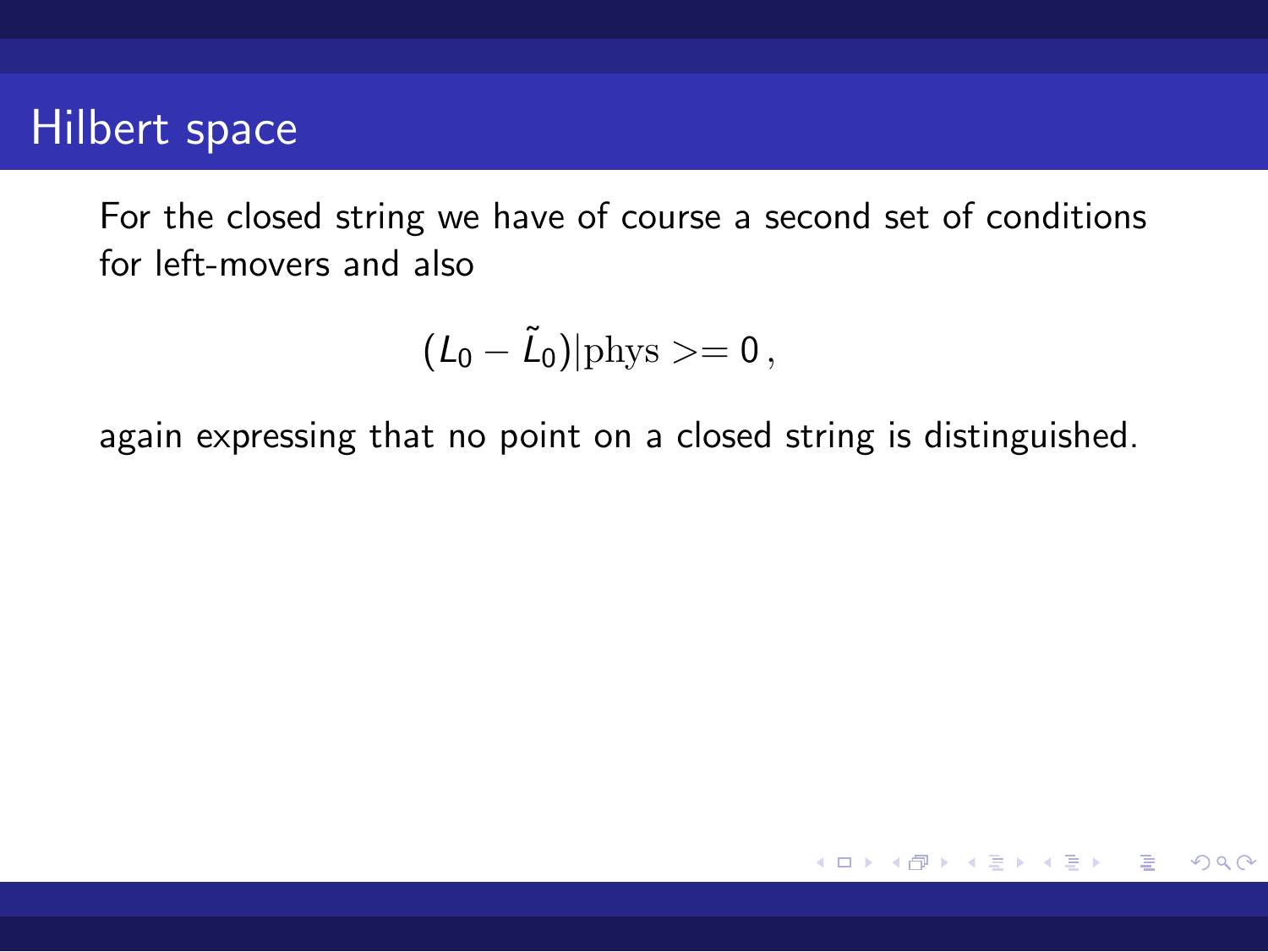## Hilbert space

For the closed string we have of course a second set of conditions for left-movers and also

$$(L_0 - \tilde{L}_0)|\mathrm{phys}>= 0\,,$$

again expressing that no point on a closed string is distinguished.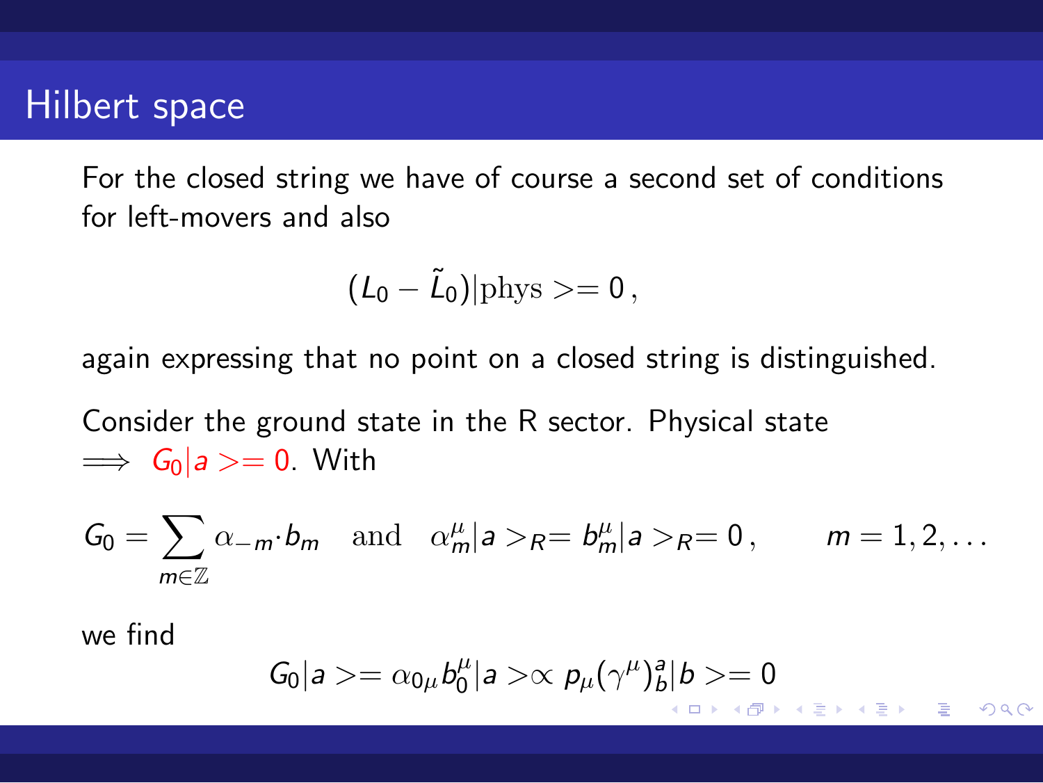# Hilbert space

For the closed string we have of course a second set of conditions for left-movers and also

$$(L_0 - \tilde{L}_0)|\text{phys}>= 0\,,$$

again expressing that no point on a closed string is distinguished.

Consider the ground state in the R sector. Physical state $\Longrightarrow$ $G_0|a>= 0$. With

$$G_0 = \sum_{m\in\mathbb{Z}} \alpha_{-m}\cdot b_m \quad \text{and} \quad \alpha^\mu_m|a>_R = b^\mu_m|a>_R = 0\,, \qquad m = 1, 2, \ldots$$

we find

$$G_0|a>= \alpha_{0\mu} b^\mu_0|a> \propto p_\mu(\gamma^\mu)^a_b|b>= 0$$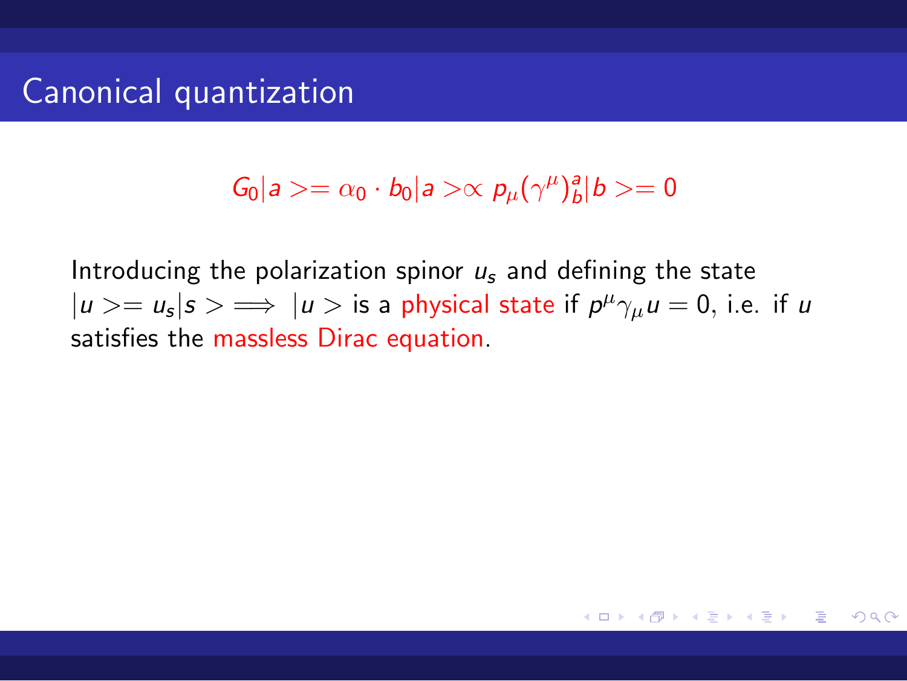# Canonical quantization

$$G_0|a>= \alpha_0 \cdot b_0|a> \propto p_\mu(\gamma^\mu)^a_b|b>= 0$$

Introducing the polarization spinor $u_s$ and defining the state $|u>= u_s|s> \Longrightarrow |u>$ is a physical state if $p^\mu\gamma_\mu u = 0$, i.e. if $u$ satisfies the massless Dirac equation.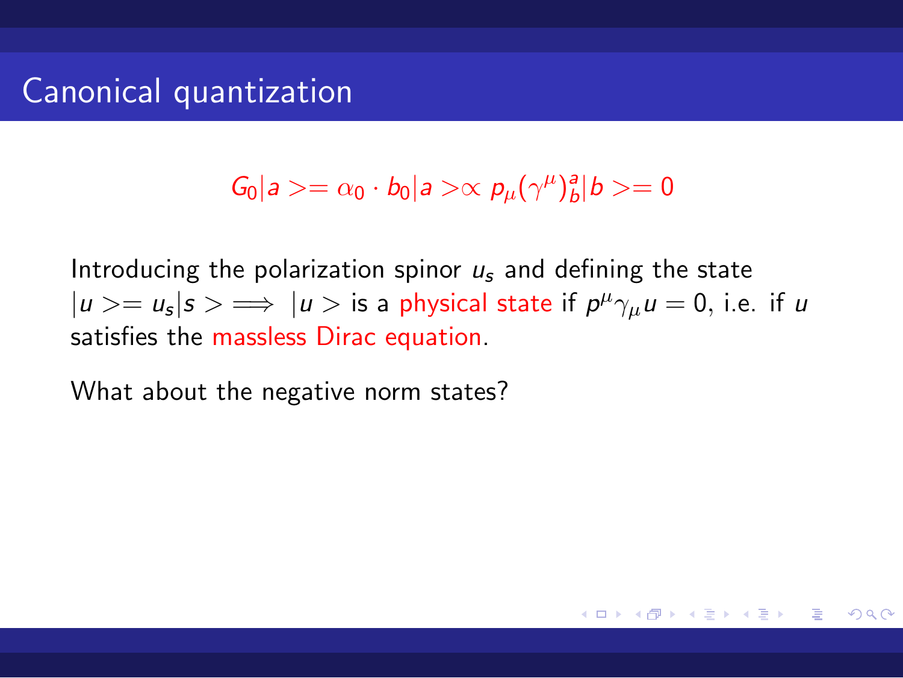# Canonical quantization

$$G_0|a> = \alpha_0 \cdot b_0|a> \propto p_\mu(\gamma^\mu)^a_b|b> = 0$$

Introducing the polarization spinor $u_s$ and defining the state $|u> = u_s|s> \Longrightarrow |u>$ is a physical state if $p^\mu\gamma_\mu u = 0$, i.e. if $u$ satisfies the massless Dirac equation.

What about the negative norm states?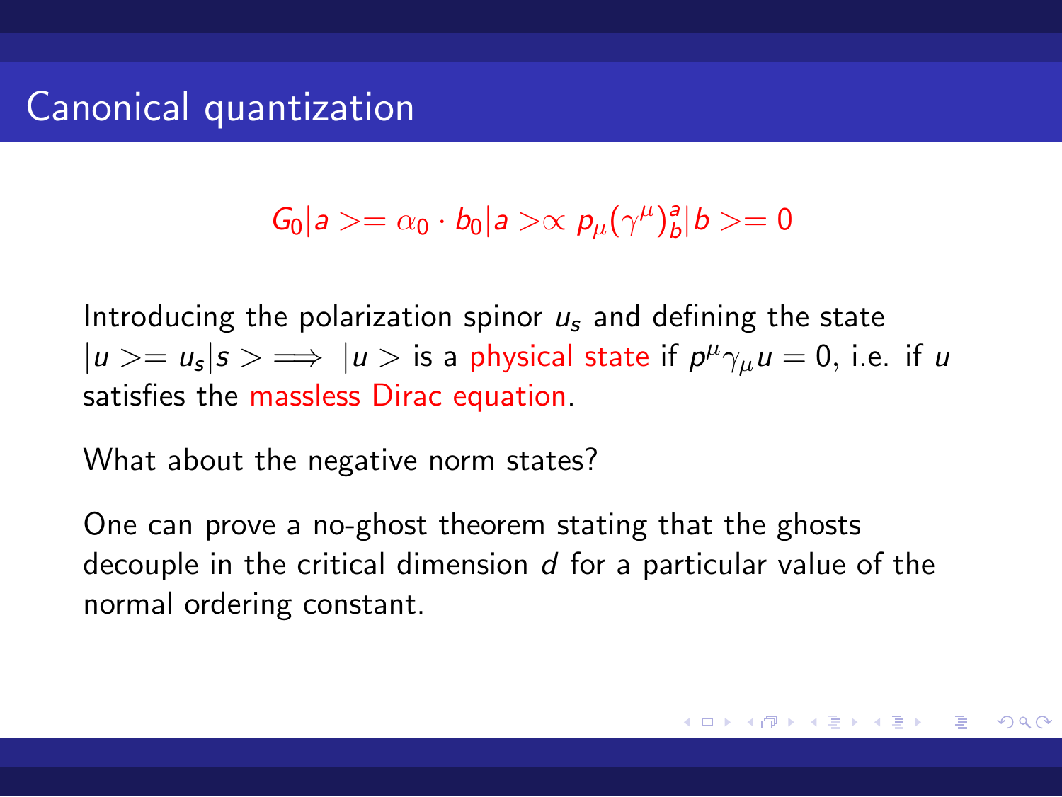# Canonical quantization

$$G_0|a>= \alpha_0 \cdot b_0|a> \propto p_\mu(\gamma^\mu)^a_b|b>= 0$$

Introducing the polarization spinor $u_s$ and defining the state $|u>= u_s|s> \Longrightarrow |u>$ is a physical state if $p^\mu\gamma_\mu u = 0$, i.e. if $u$ satisfies the massless Dirac equation.

What about the negative norm states?

One can prove a no-ghost theorem stating that the ghosts decouple in the critical dimension $d$ for a particular value of the normal ordering constant.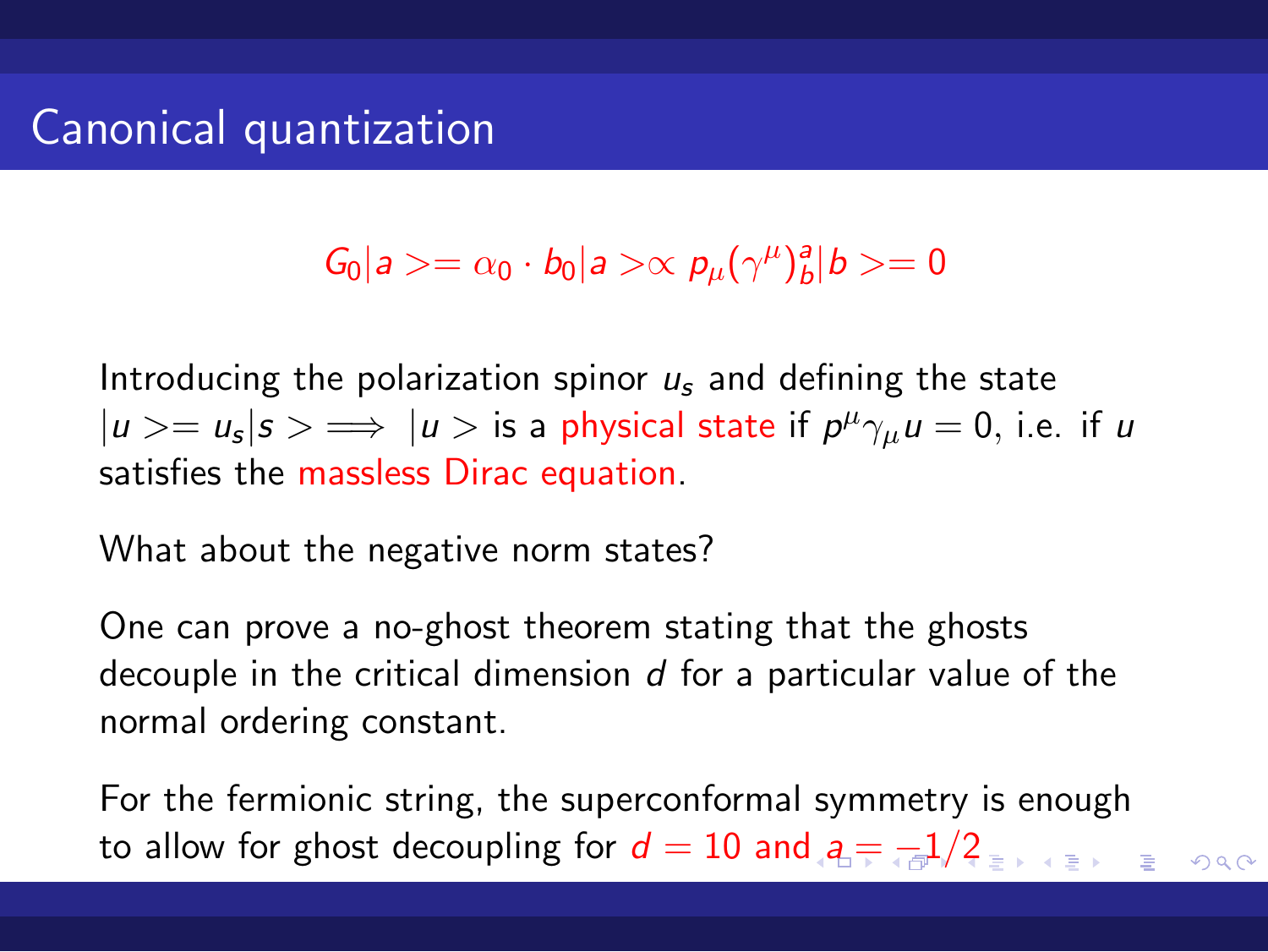# Canonical quantization

$$G_0|a> = \alpha_0 \cdot b_0|a> \propto p_\mu(\gamma^\mu)^a_b|b> = 0$$

Introducing the polarization spinor $u_s$ and defining the state $|u> = u_s|s> \implies |u>$ is a physical state if $p^\mu\gamma_\mu u = 0$, i.e. if $u$ satisfies the massless Dirac equation.

What about the negative norm states?

One can prove a no-ghost theorem stating that the ghosts decouple in the critical dimension $d$ for a particular value of the normal ordering constant.

For the fermionic string, the superconformal symmetry is enough to allow for ghost decoupling for $d = 10$ and $a = -1/2$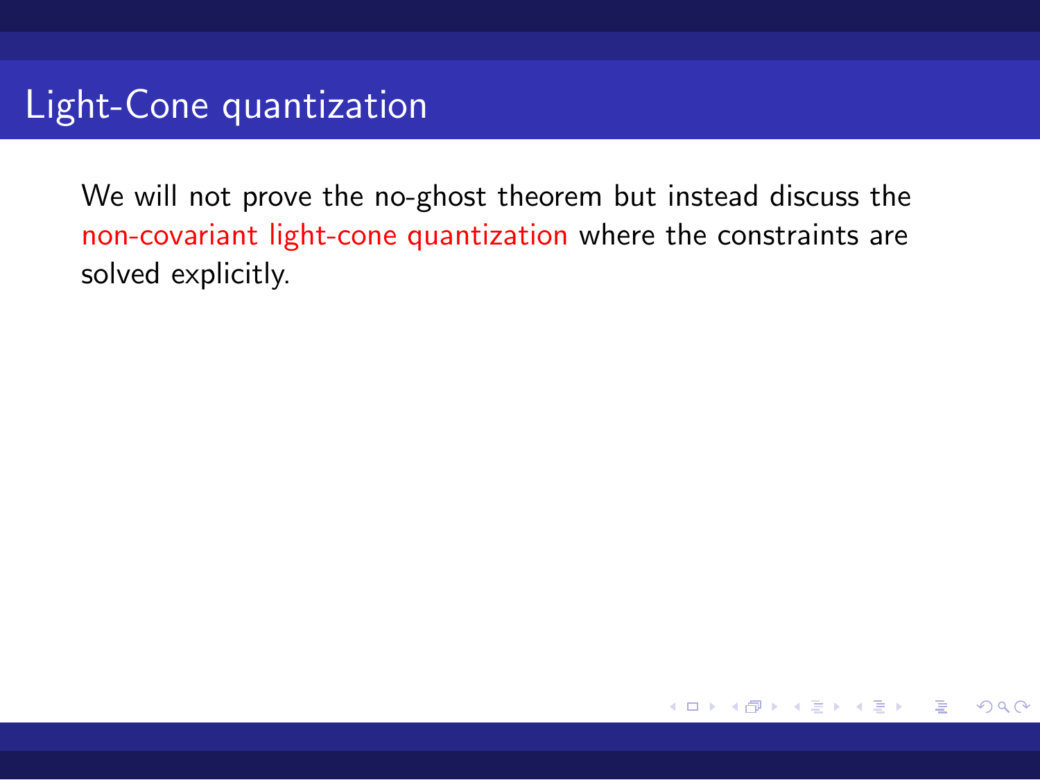# Light-Cone quantization

We will not prove the no-ghost theorem but instead discuss the non-covariant light-cone quantization where the constraints are solved explicitly.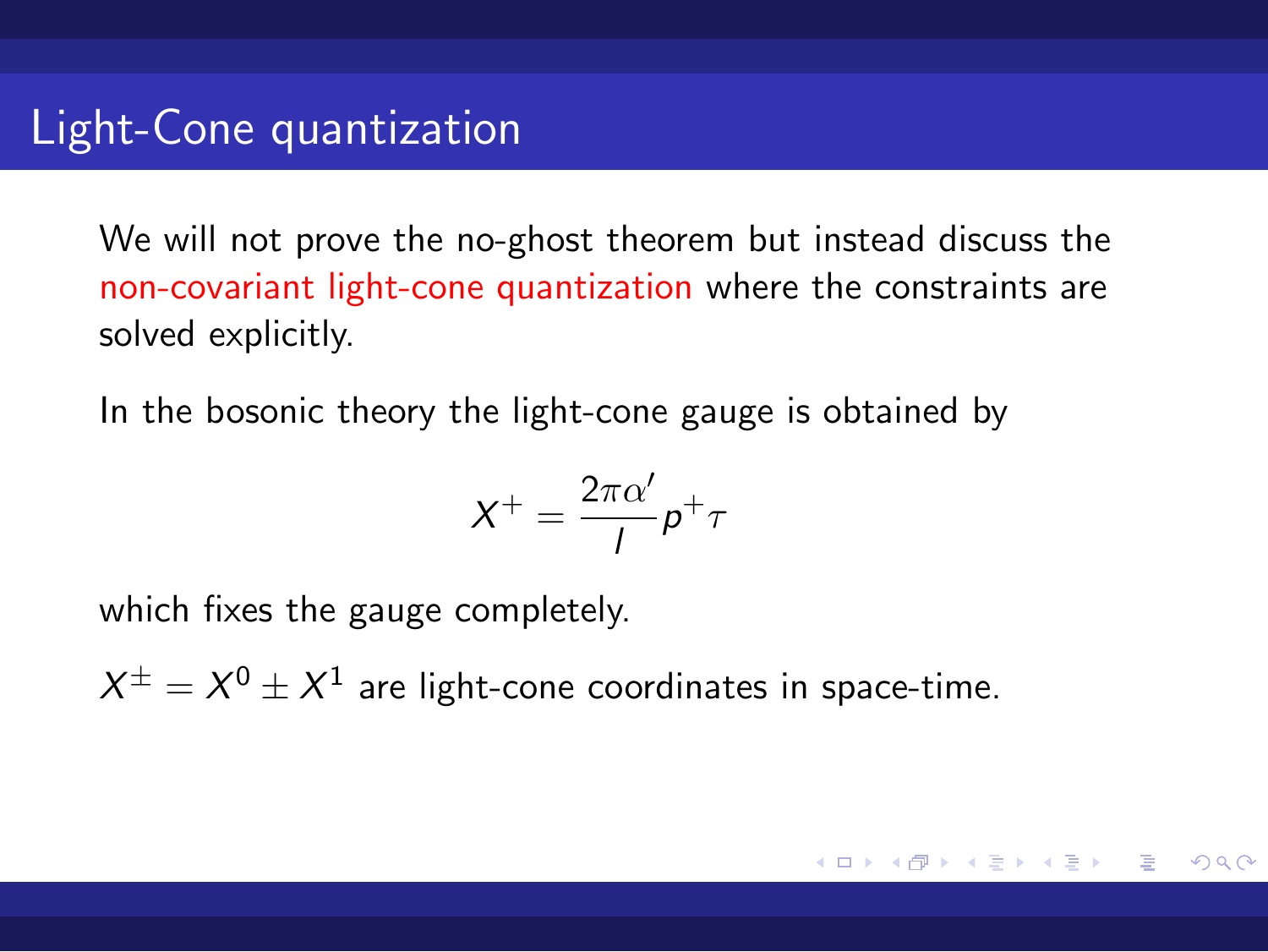# Light-Cone quantization

We will not prove the no-ghost theorem but instead discuss the non-covariant light-cone quantization where the constraints are solved explicitly.

In the bosonic theory the light-cone gauge is obtained by

$$X^{+} = \frac{2\pi\alpha'}{l} p^{+}\tau$$

which fixes the gauge completely.

$X^{\pm} = X^{0} \pm X^{1}$ are light-cone coordinates in space-time.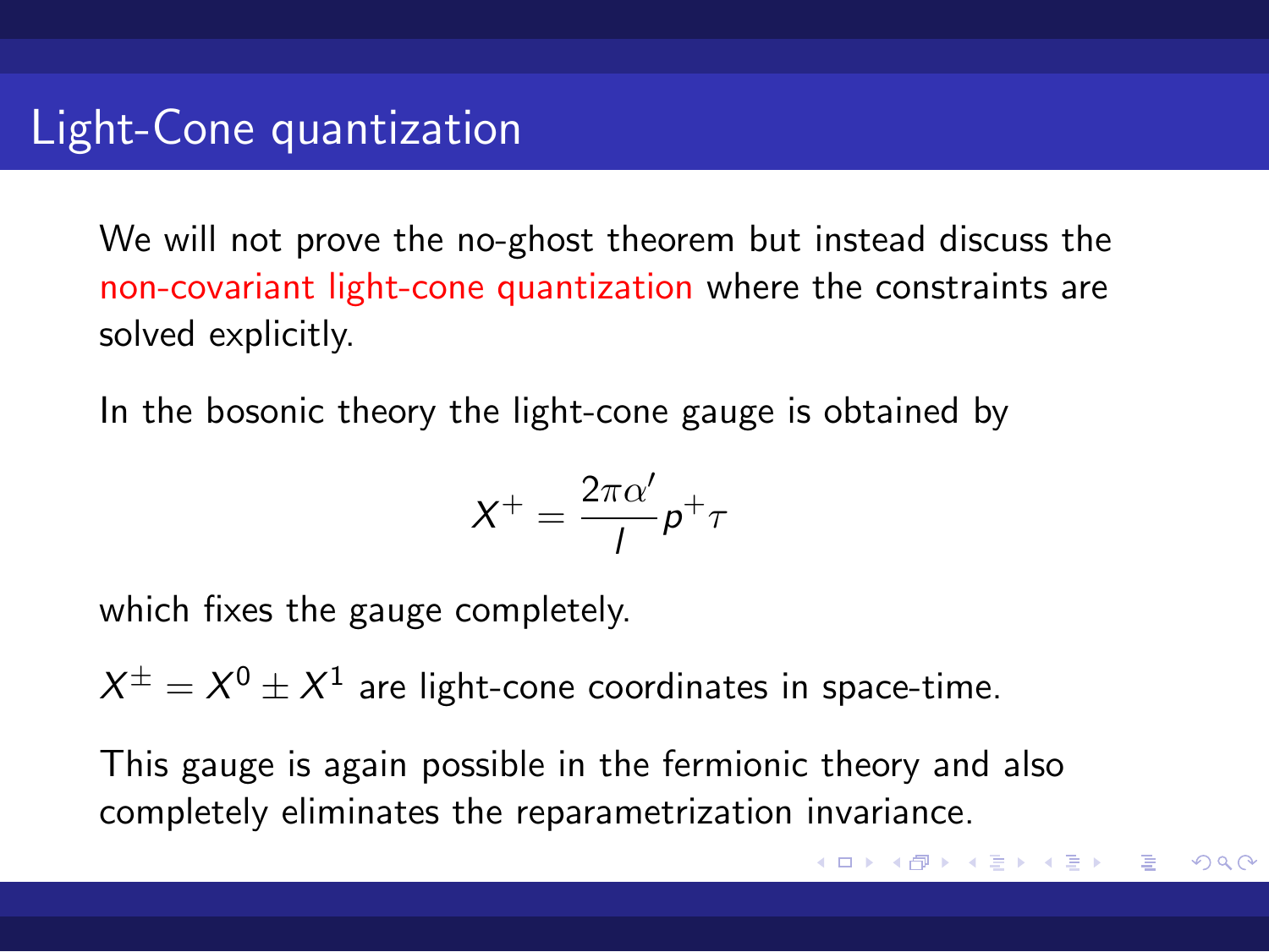# Light-Cone quantization

We will not prove the no-ghost theorem but instead discuss the non-covariant light-cone quantization where the constraints are solved explicitly.

In the bosonic theory the light-cone gauge is obtained by

$$X^{+} = \frac{2\pi\alpha'}{l} p^{+} \tau$$

which fixes the gauge completely.

$X^{\pm} = X^{0} \pm X^{1}$ are light-cone coordinates in space-time.

This gauge is again possible in the fermionic theory and also completely eliminates the reparametrization invariance.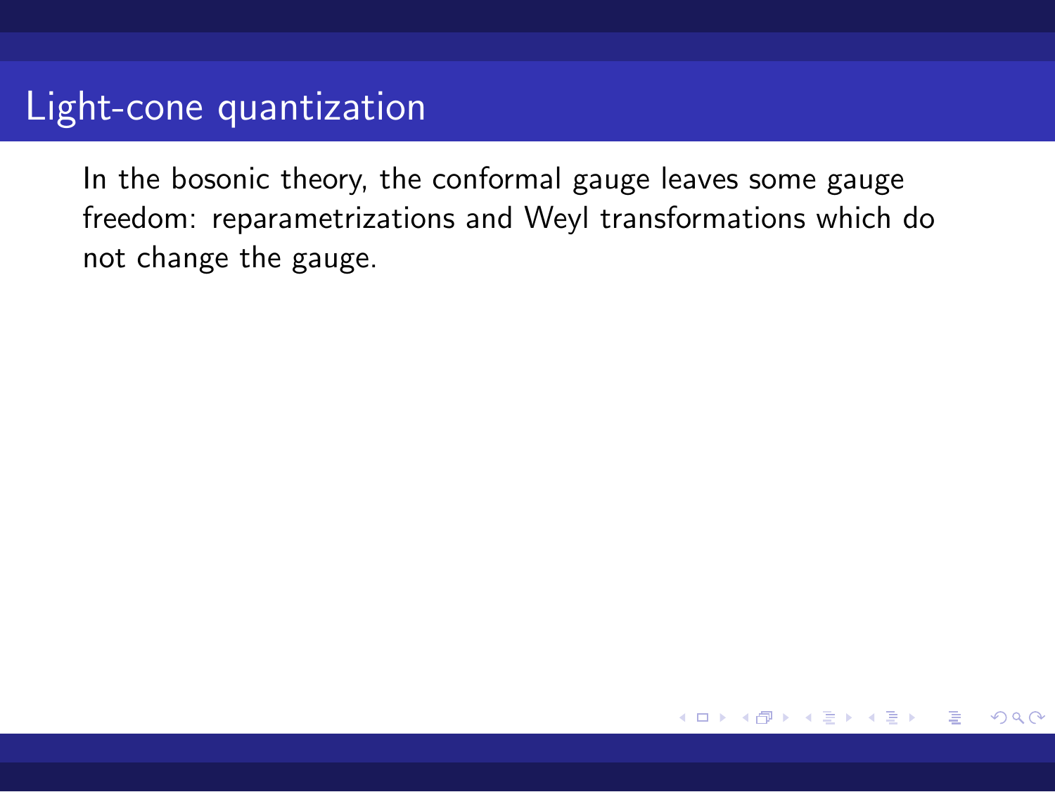# Light-cone quantization

In the bosonic theory, the conformal gauge leaves some gauge freedom: reparametrizations and Weyl transformations which do not change the gauge.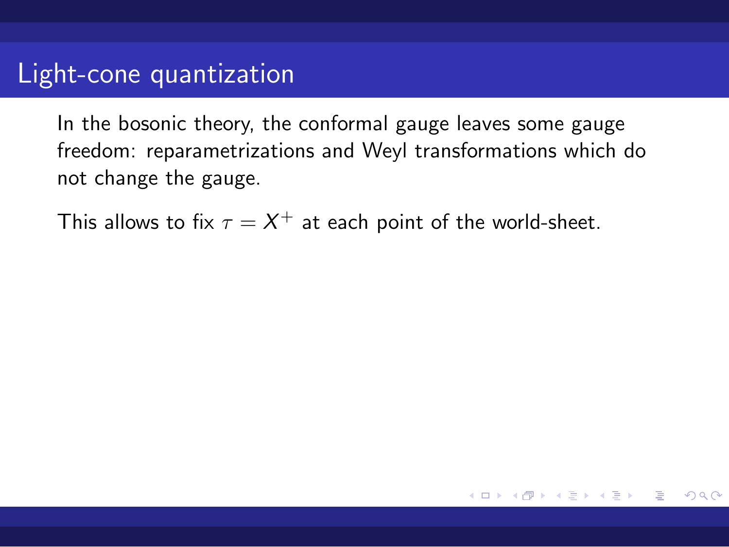# Light-cone quantization

In the bosonic theory, the conformal gauge leaves some gauge freedom: reparametrizations and Weyl transformations which do not change the gauge.

This allows to fix $\tau = X^+$ at each point of the world-sheet.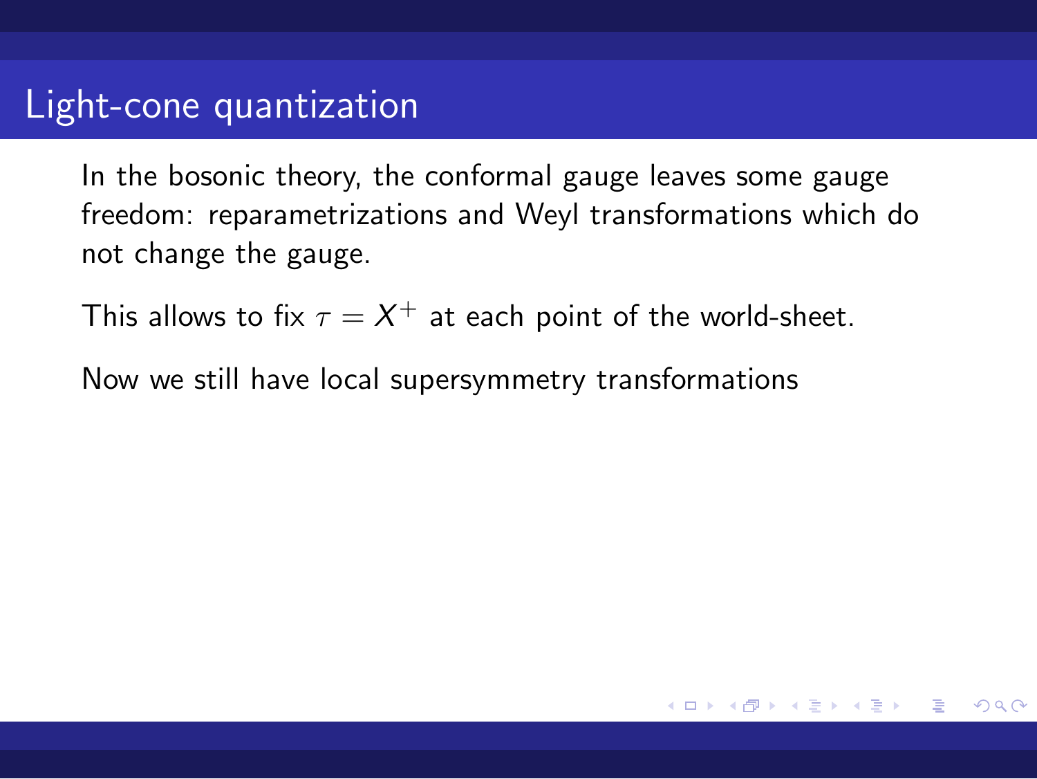# Light-cone quantization

In the bosonic theory, the conformal gauge leaves some gauge freedom: reparametrizations and Weyl transformations which do not change the gauge.

This allows to fix $\tau = X^+$ at each point of the world-sheet.

Now we still have local supersymmetry transformations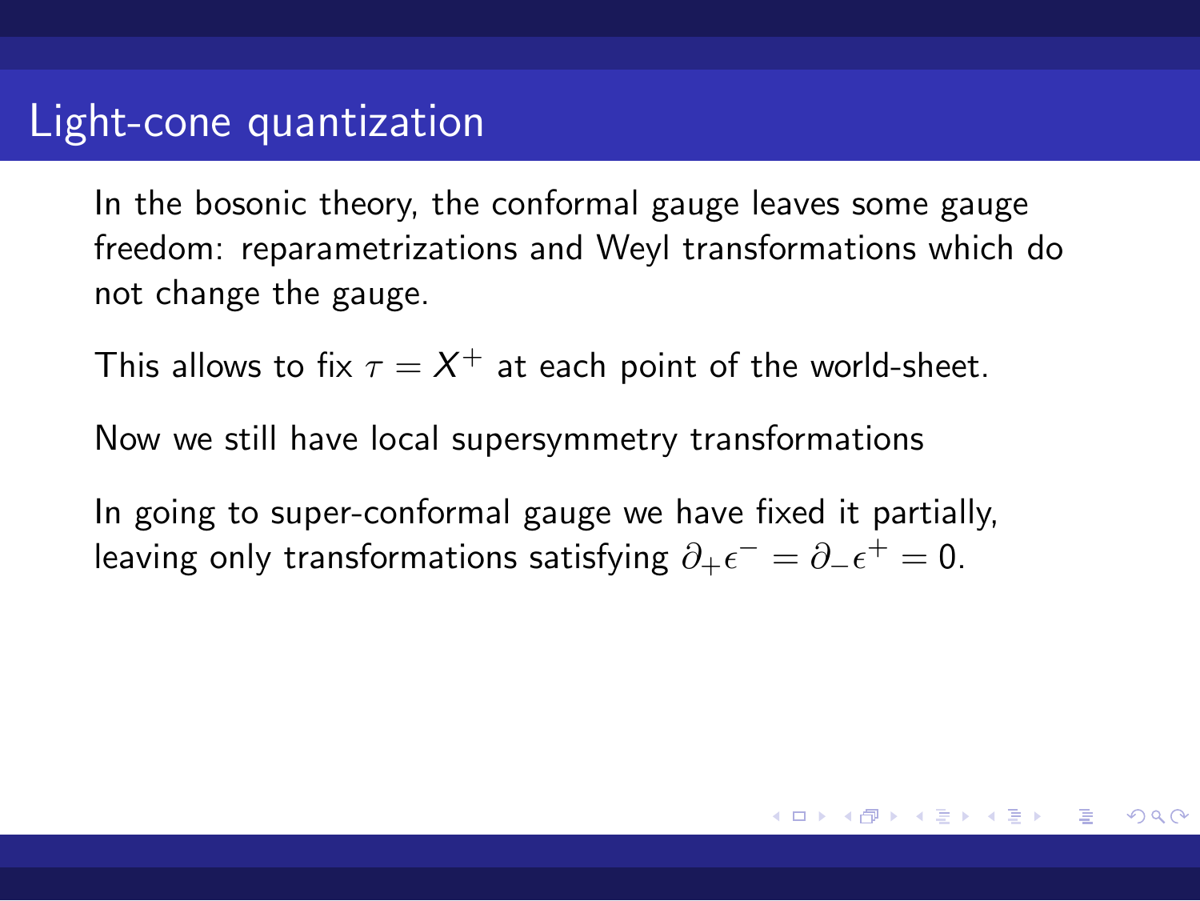# Light-cone quantization

In the bosonic theory, the conformal gauge leaves some gauge freedom: reparametrizations and Weyl transformations which do not change the gauge.

This allows to fix $\tau = X^+$ at each point of the world-sheet.

Now we still have local supersymmetry transformations

In going to super-conformal gauge we have fixed it partially, leaving only transformations satisfying $\partial_+ \epsilon^- = \partial_- \epsilon^+ = 0$.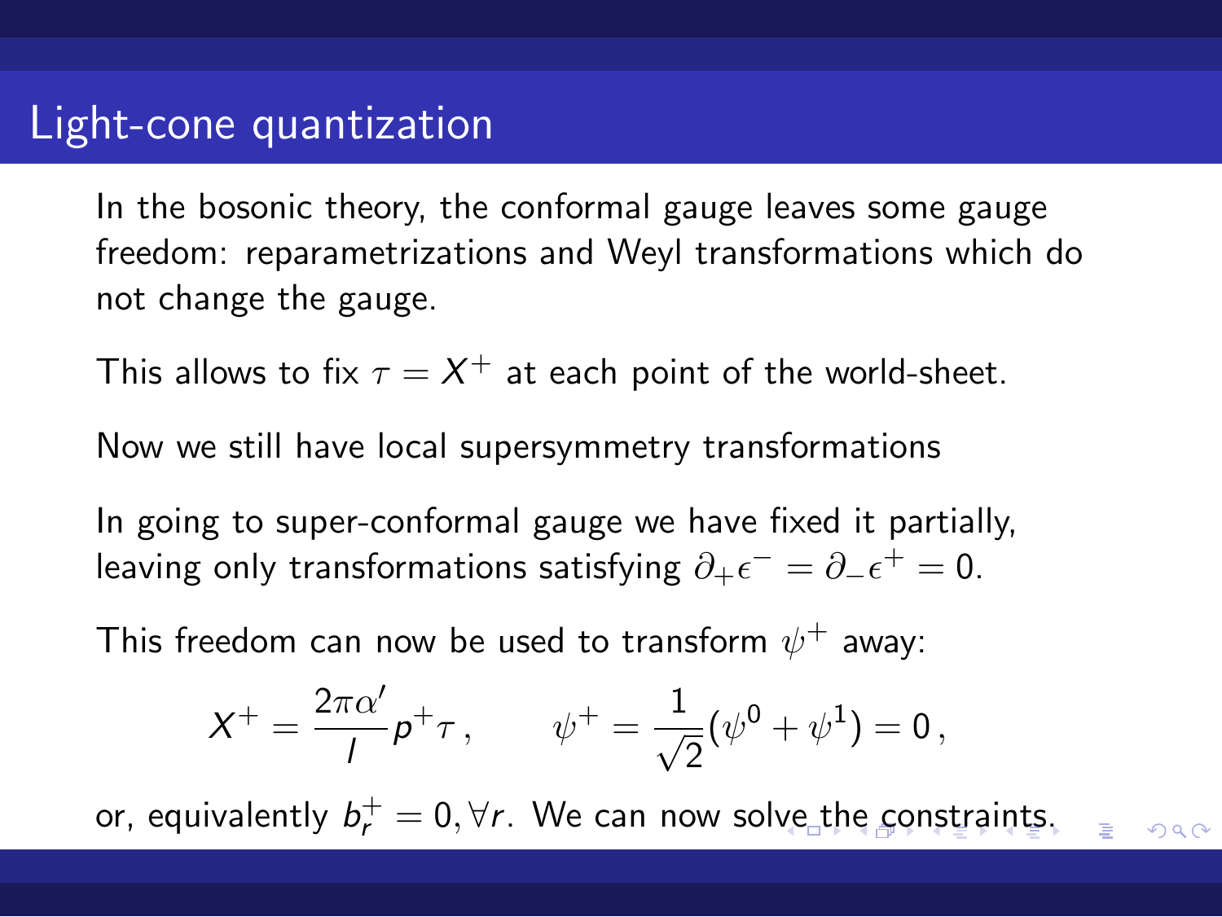# Light-cone quantization

In the bosonic theory, the conformal gauge leaves some gauge freedom: reparametrizations and Weyl transformations which do not change the gauge.

This allows to fix $\tau = X^+$ at each point of the world-sheet.

Now we still have local supersymmetry transformations

In going to super-conformal gauge we have fixed it partially, leaving only transformations satisfying $\partial_+ \epsilon^- = \partial_- \epsilon^+ = 0$.

This freedom can now be used to transform $\psi^+$ away:

$$X^+ = \frac{2\pi\alpha'}{l} p^+ \tau \,, \qquad \psi^+ = \frac{1}{\sqrt{2}}(\psi^0 + \psi^1) = 0 \,,$$

or, equivalently $b_r^+ = 0, \forall r$. We can now solve the constraints.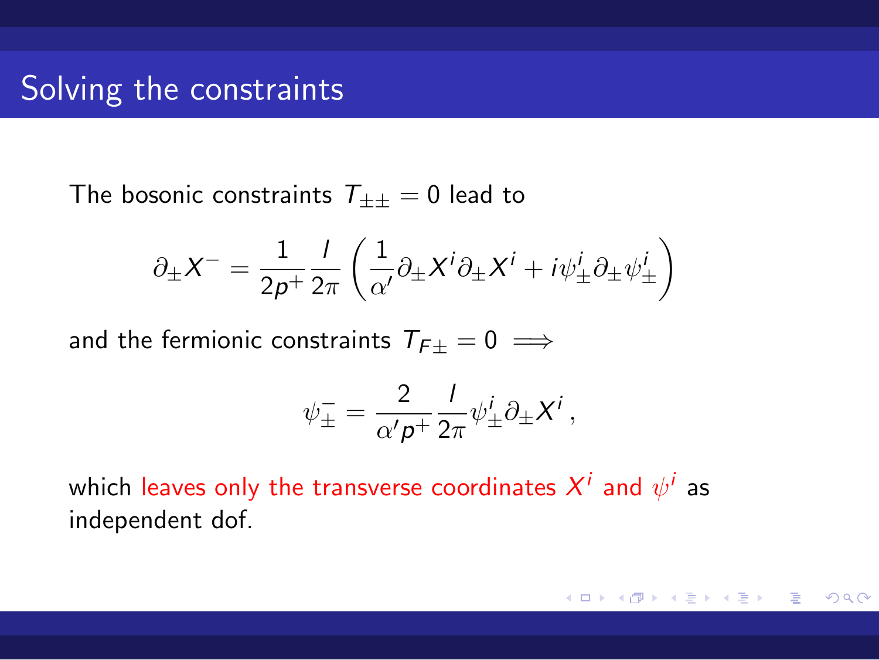## Solving the constraints

The bosonic constraints $T_{\pm\pm} = 0$ lead to

$$\partial_\pm X^- = \frac{1}{2p^+}\frac{l}{2\pi}\left(\frac{1}{\alpha'}\partial_\pm X^i \partial_\pm X^i + i\psi^i_\pm \partial_\pm \psi^i_\pm\right)$$

and the fermionic constraints $T_{F\pm} = 0 \implies$

$$\psi^-_\pm = \frac{2}{\alpha' p^+}\frac{l}{2\pi}\psi^i_\pm \partial_\pm X^i \,,$$

which leaves only the transverse coordinates $X^i$ and $\psi^i$ as independent dof.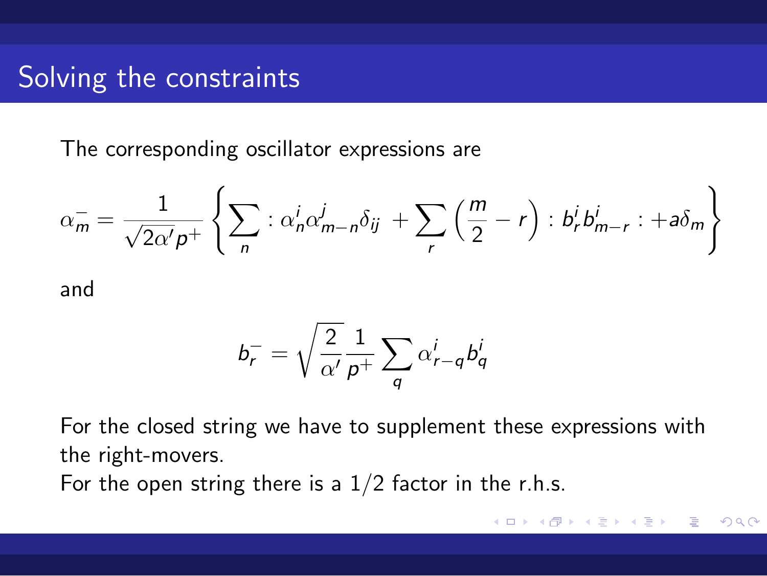# Solving the constraints

The corresponding oscillator expressions are

$$\alpha_m^- = \frac{1}{\sqrt{2\alpha'}p^+}\left\{\sum_n :\alpha_n^i \alpha_{m-n}^j \delta_{ij} \; + \sum_r \left(\frac{m}{2} - r\right) : b_r^i b_{m-r}^i : + a\delta_m\right\}$$

and

$$b_r^- = \sqrt{\frac{2}{\alpha'}}\frac{1}{p^+}\sum_q \alpha_{r-q}^i b_q^i$$

For the closed string we have to supplement these expressions with the right-movers.
For the open string there is a $1/2$ factor in the r.h.s.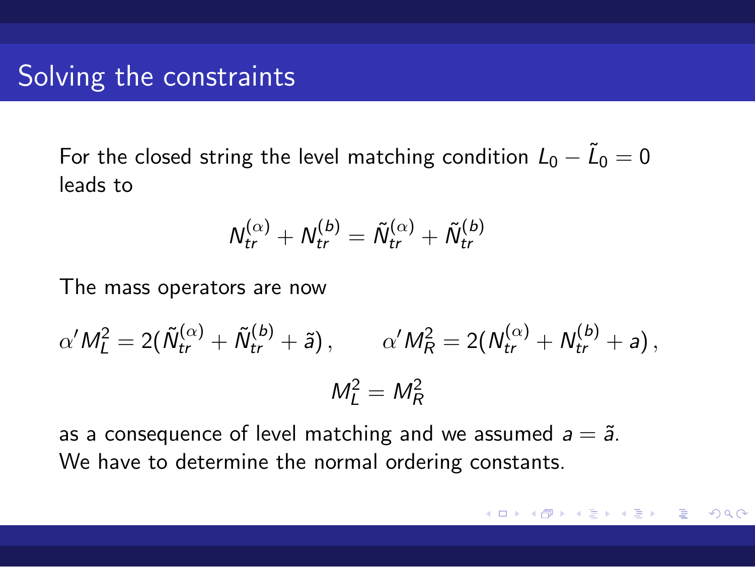# Solving the constraints

For the closed string the level matching condition $L_0 - \tilde{L}_0 = 0$ leads to

$$N_{tr}^{(\alpha)} + N_{tr}^{(b)} = \tilde{N}_{tr}^{(\alpha)} + \tilde{N}_{tr}^{(b)}$$

The mass operators are now

$$\alpha' M_L^2 = 2(\tilde{N}_{tr}^{(\alpha)} + \tilde{N}_{tr}^{(b)} + \tilde{a}) , \qquad \alpha' M_R^2 = 2(N_{tr}^{(\alpha)} + N_{tr}^{(b)} + a) ,$$

$$M_L^2 = M_R^2$$

as a consequence of level matching and we assumed $a = \tilde{a}$. We have to determine the normal ordering constants.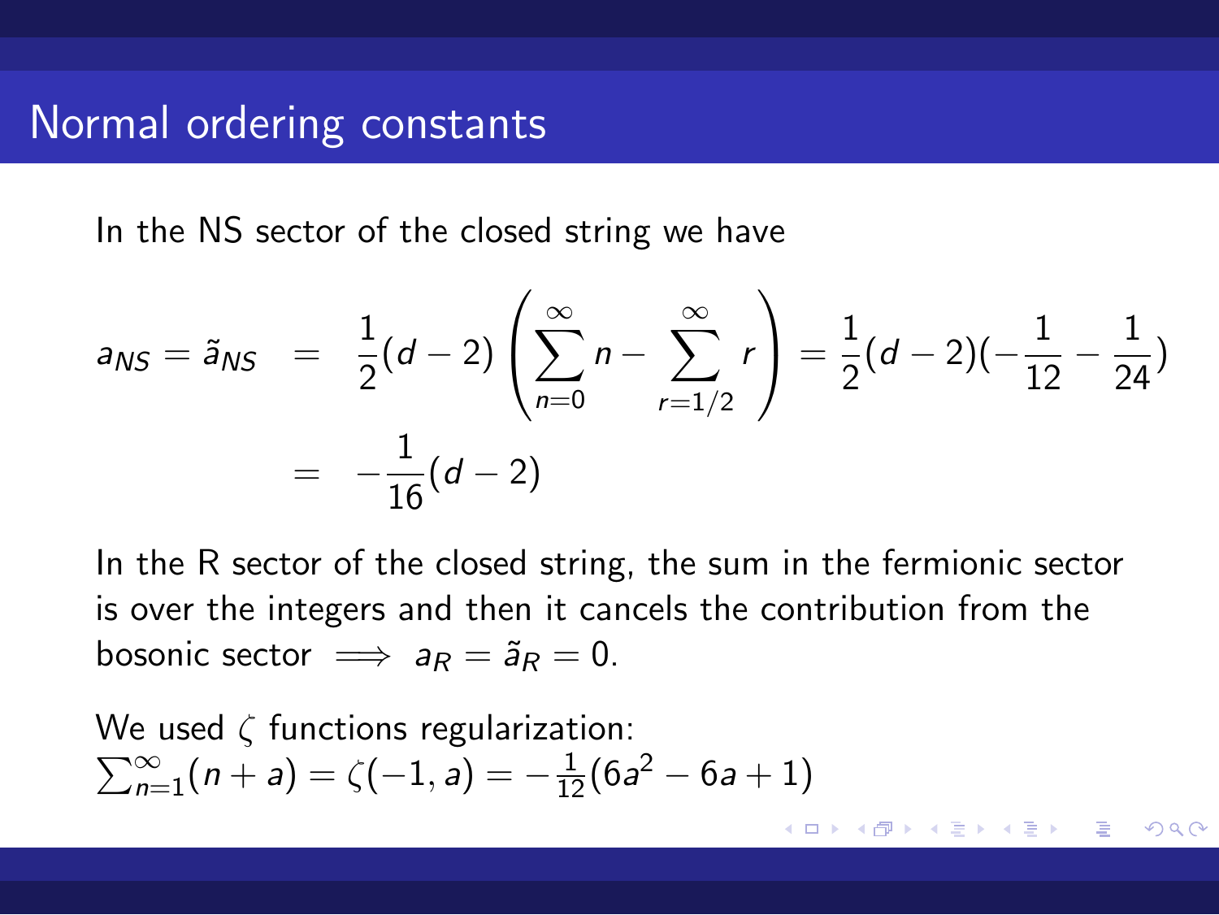# Normal ordering constants

In the NS sector of the closed string we have

$$
\begin{aligned}
a_{NS} = \tilde{a}_{NS} &= \frac{1}{2}(d-2)\left(\sum_{n=0}^{\infty} n - \sum_{r=1/2}^{\infty} r\right) = \frac{1}{2}(d-2)(-\frac{1}{12} - \frac{1}{24}) \\
&= -\frac{1}{16}(d-2)
\end{aligned}
$$

In the R sector of the closed string, the sum in the fermionic sector is over the integers and then it cancels the contribution from the bosonic sector $\implies a_R = \tilde{a}_R = 0$.

We used $\zeta$ functions regularization:
$\sum_{n=1}^{\infty}(n+a) = \zeta(-1,a) = -\frac{1}{12}(6a^2 - 6a + 1)$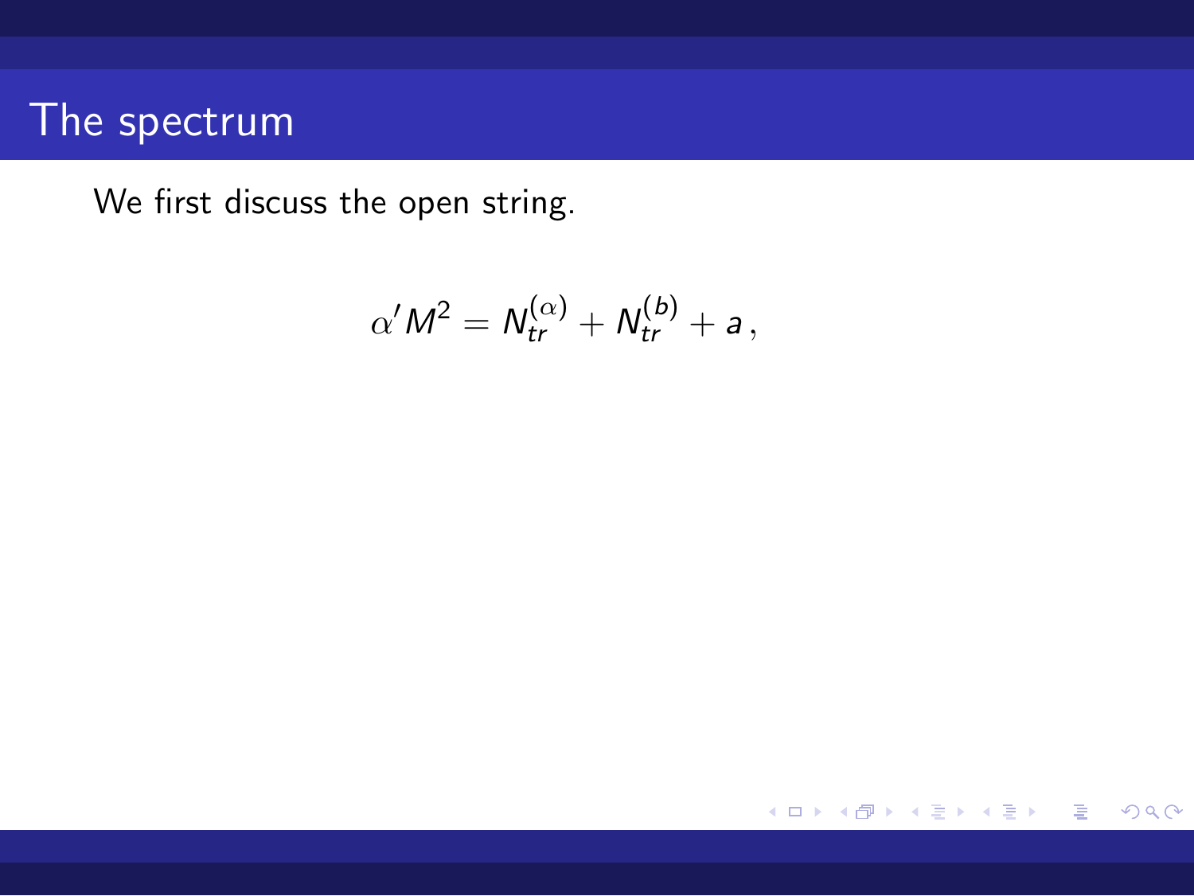# The spectrum

We first discuss the open string.

$$\alpha' M^2 = N_{tr}^{(\alpha)} + N_{tr}^{(b)} + a \,,$$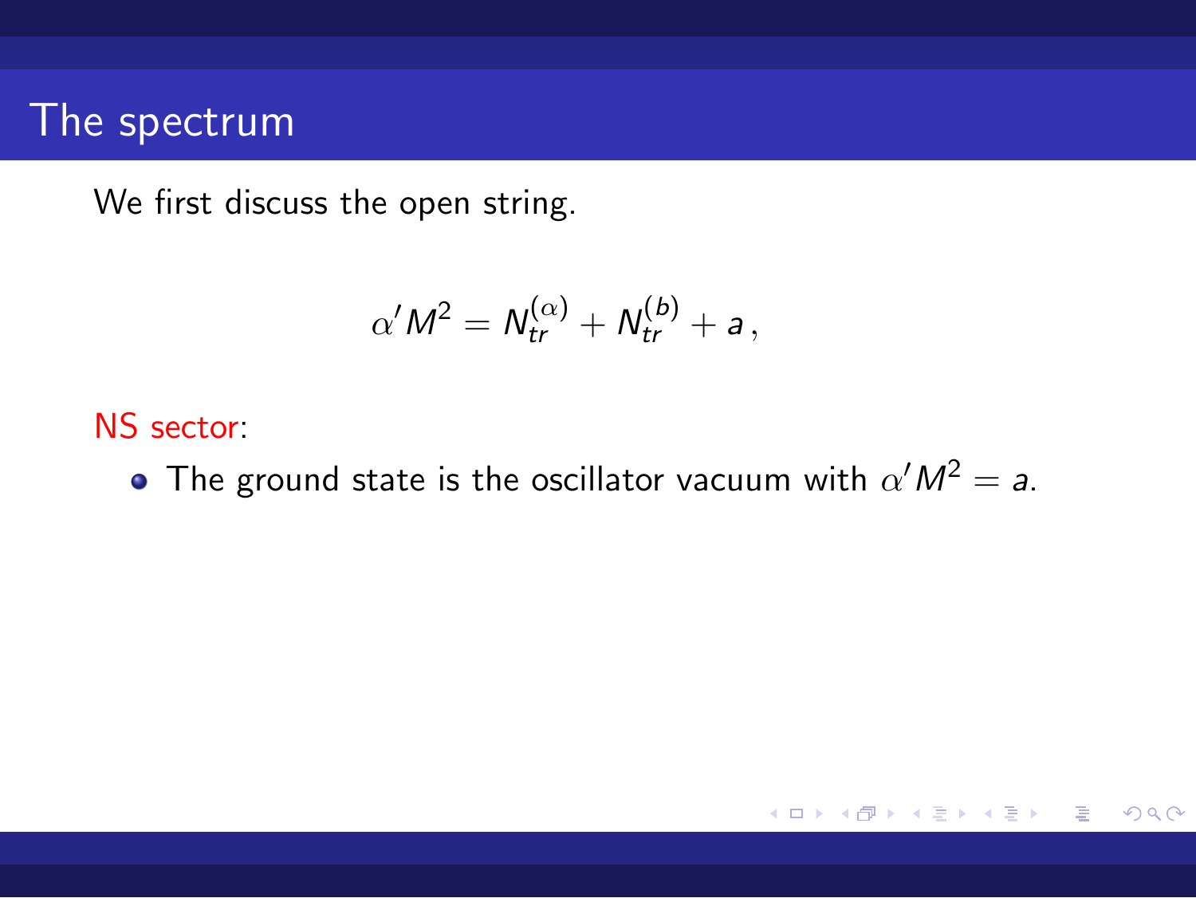# The spectrum

We first discuss the open string.

$$\alpha' M^2 = N_{tr}^{(\alpha)} + N_{tr}^{(b)} + a \,,$$

NS sector:

- The ground state is the oscillator vacuum with $\alpha' M^2 = a$.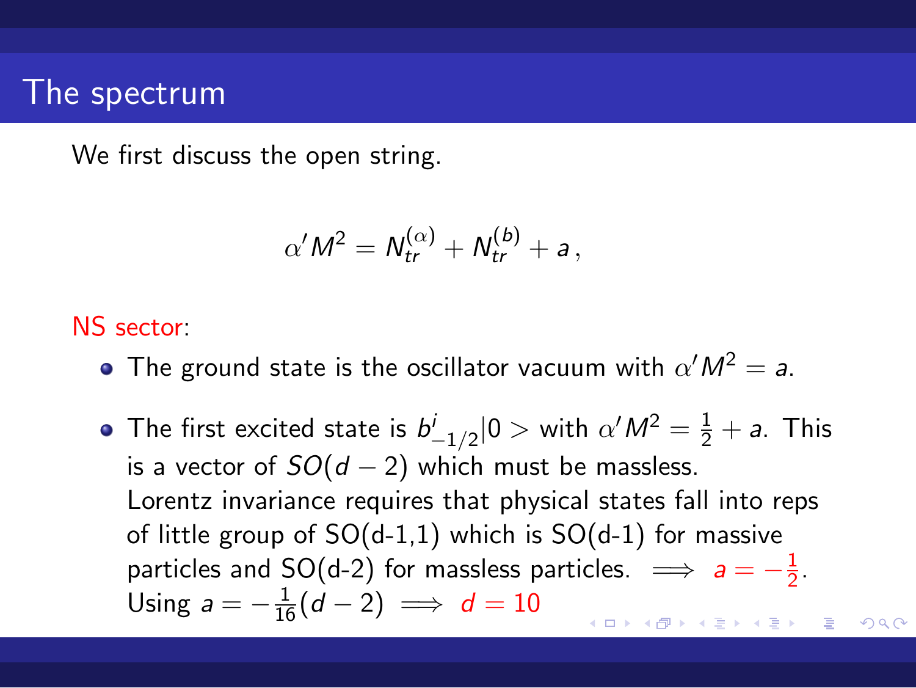# The spectrum

We first discuss the open string.

$$\alpha' M^2 = N_{tr}^{(\alpha)} + N_{tr}^{(b)} + a \,,$$

NS sector:

- The ground state is the oscillator vacuum with $\alpha' M^2 = a$.
- The first excited state is $b^i_{-1/2}|0>$ with $\alpha' M^2 = \frac{1}{2} + a$. This is a vector of $SO(d-2)$ which must be massless.
  Lorentz invariance requires that physical states fall into reps of little group of SO(d-1,1) which is SO(d-1) for massive particles and SO(d-2) for massless particles. $\Longrightarrow$ $a = -\frac{1}{2}$.
  Using $a = -\frac{1}{16}(d-2) \Longrightarrow d = 10$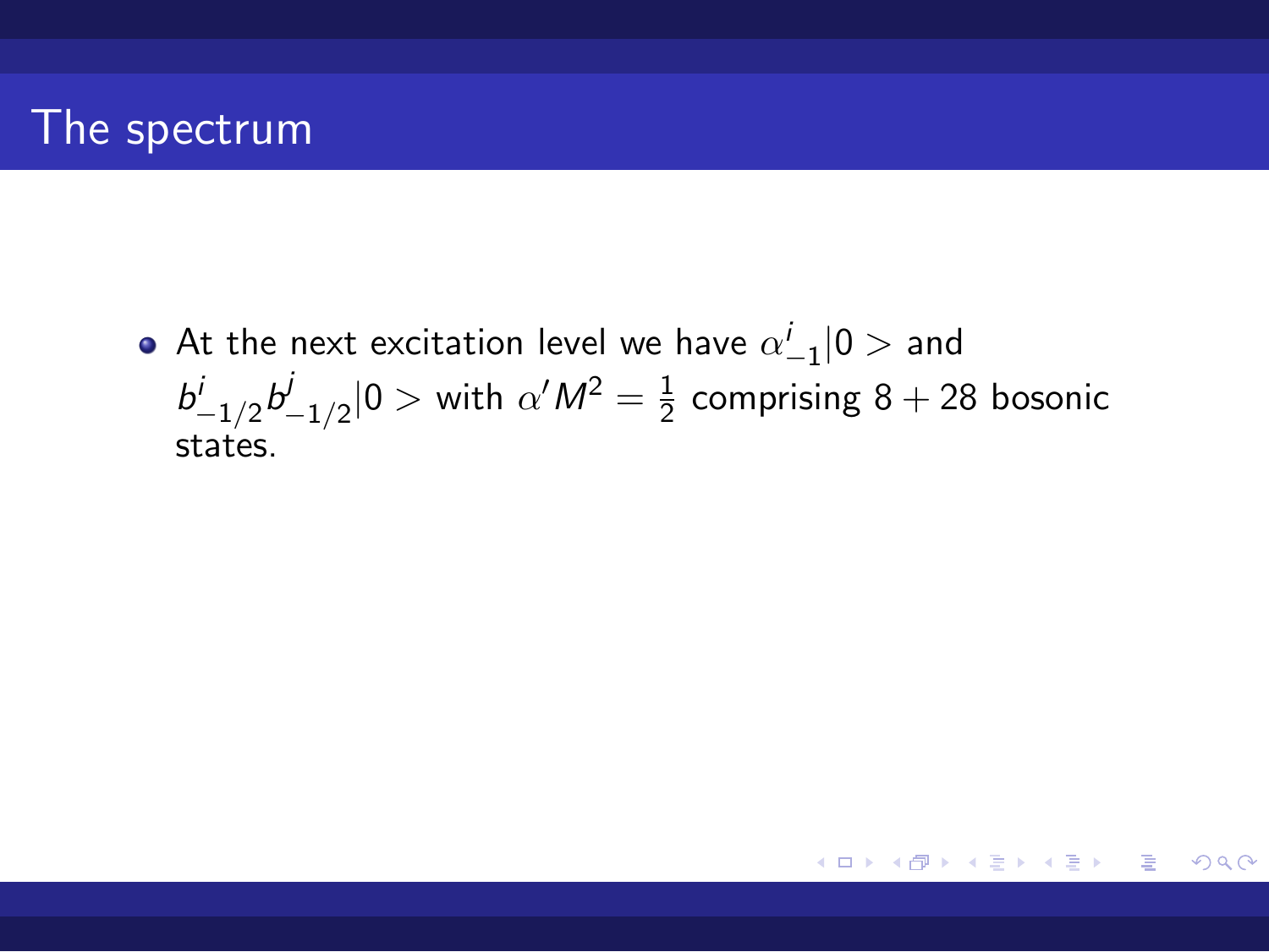# The spectrum

- At the next excitation level we have $\alpha^i_{-1}|0>$ and $b^i_{-1/2}b^j_{-1/2}|0>$ with $\alpha' M^2 = \frac{1}{2}$ comprising $8 + 28$ bosonic states.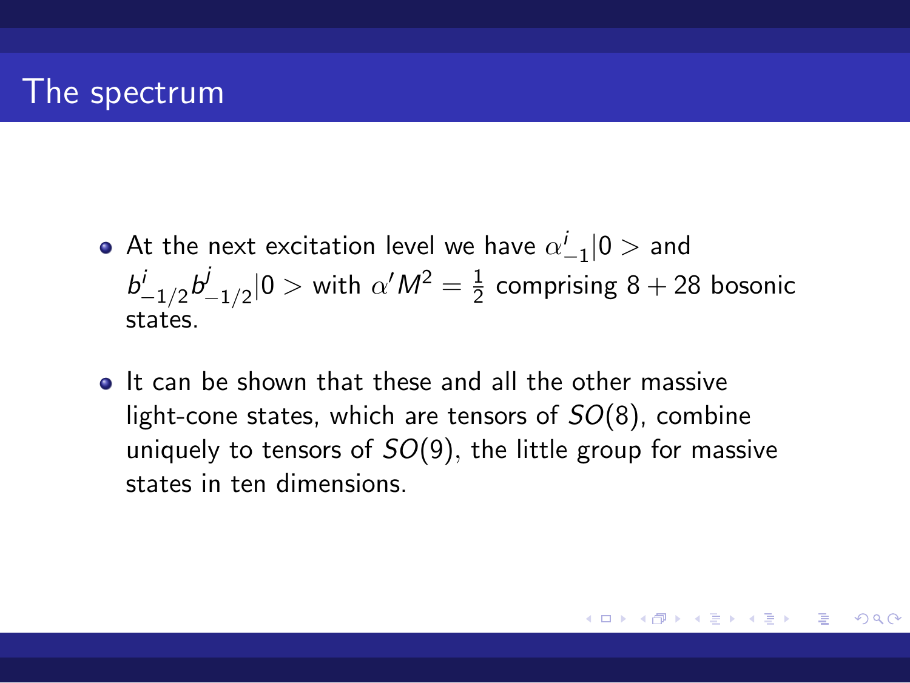# The spectrum

- At the next excitation level we have $\alpha^i_{-1}|0>$ and $b^i_{-1/2}b^j_{-1/2}|0>$ with $\alpha' M^2 = \frac{1}{2}$ comprising $8 + 28$ bosonic states.

- It can be shown that these and all the other massive light-cone states, which are tensors of $SO(8)$, combine uniquely to tensors of $SO(9)$, the little group for massive states in ten dimensions.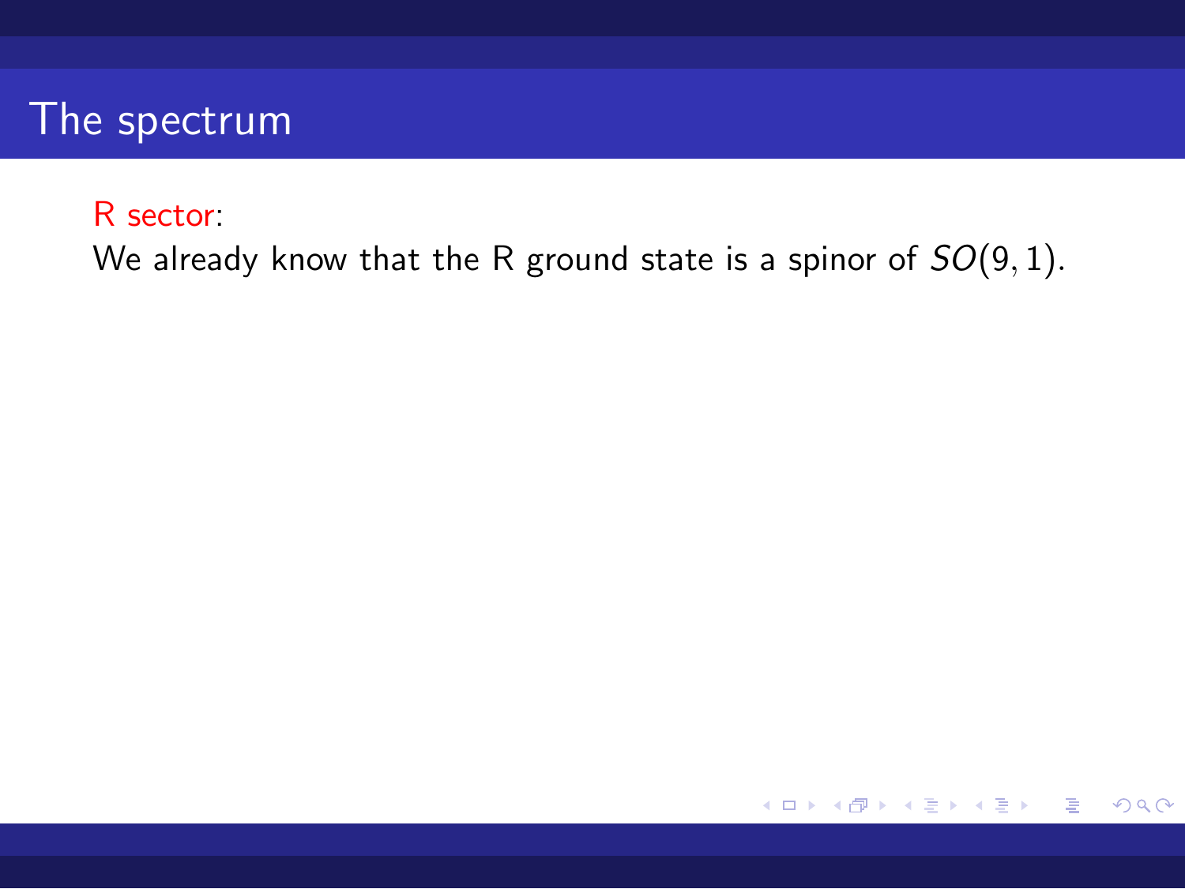# The spectrum

R sector:

We already know that the R ground state is a spinor of $SO(9,1)$.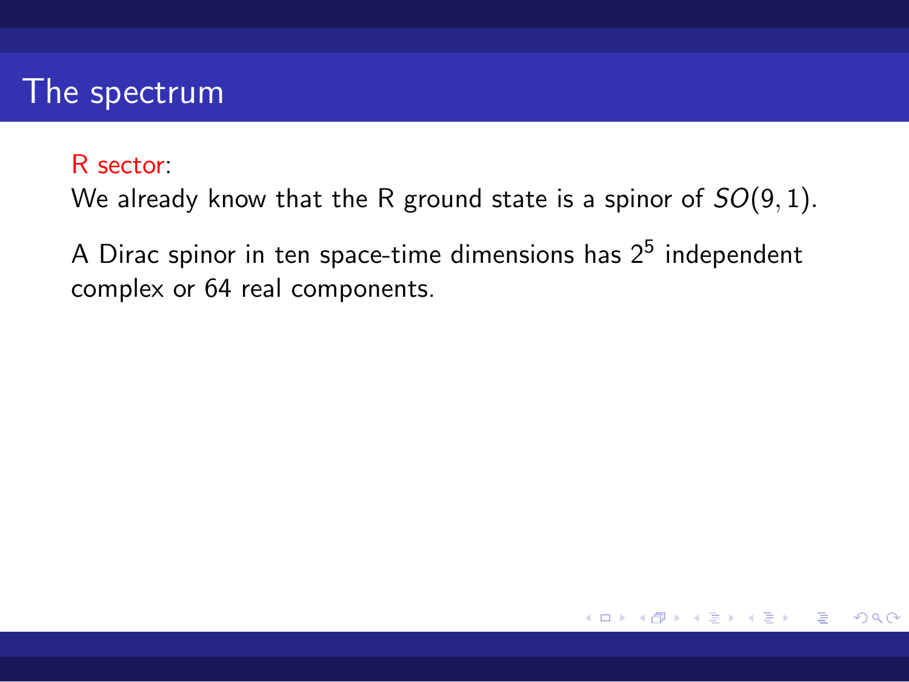## The spectrum

R sector:

We already know that the R ground state is a spinor of $SO(9,1)$.

A Dirac spinor in ten space-time dimensions has $2^5$ independent complex or 64 real components.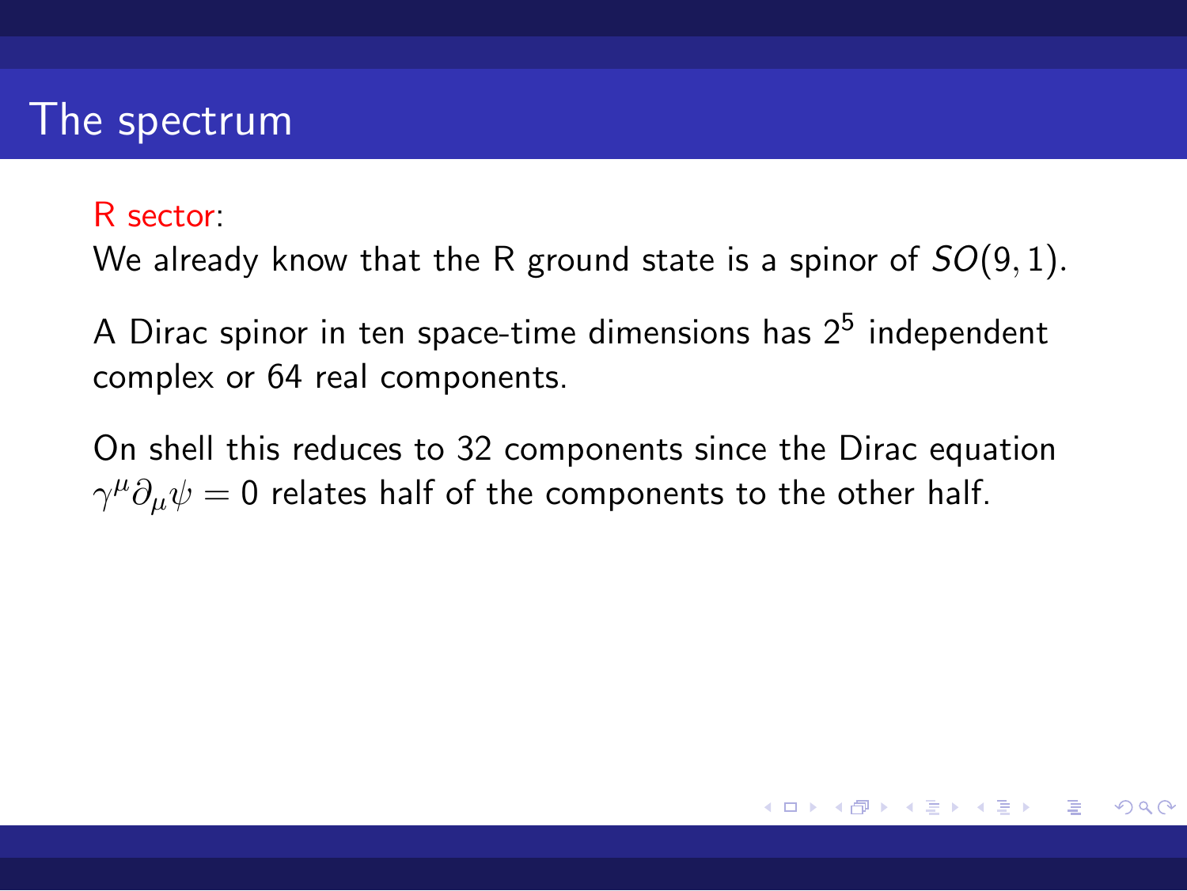## The spectrum

R sector:

We already know that the R ground state is a spinor of $SO(9,1)$.

A Dirac spinor in ten space-time dimensions has $2^5$ independent complex or 64 real components.

On shell this reduces to 32 components since the Dirac equation $\gamma^\mu \partial_\mu \psi = 0$ relates half of the components to the other half.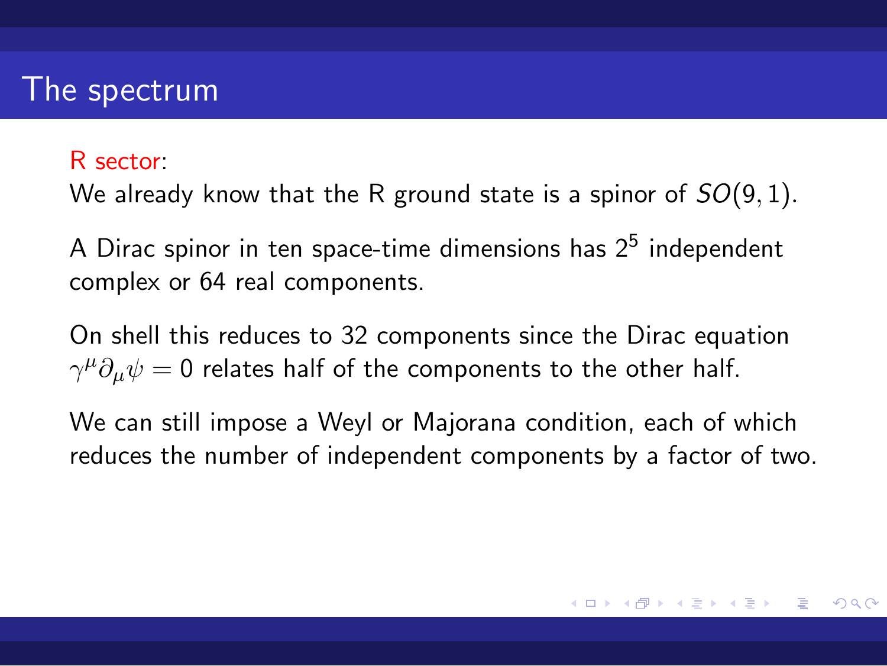# The spectrum

R sector:

We already know that the R ground state is a spinor of $SO(9,1)$.

A Dirac spinor in ten space-time dimensions has $2^5$ independent complex or 64 real components.

On shell this reduces to 32 components since the Dirac equation $\gamma^\mu \partial_\mu \psi = 0$ relates half of the components to the other half.

We can still impose a Weyl or Majorana condition, each of which reduces the number of independent components by a factor of two.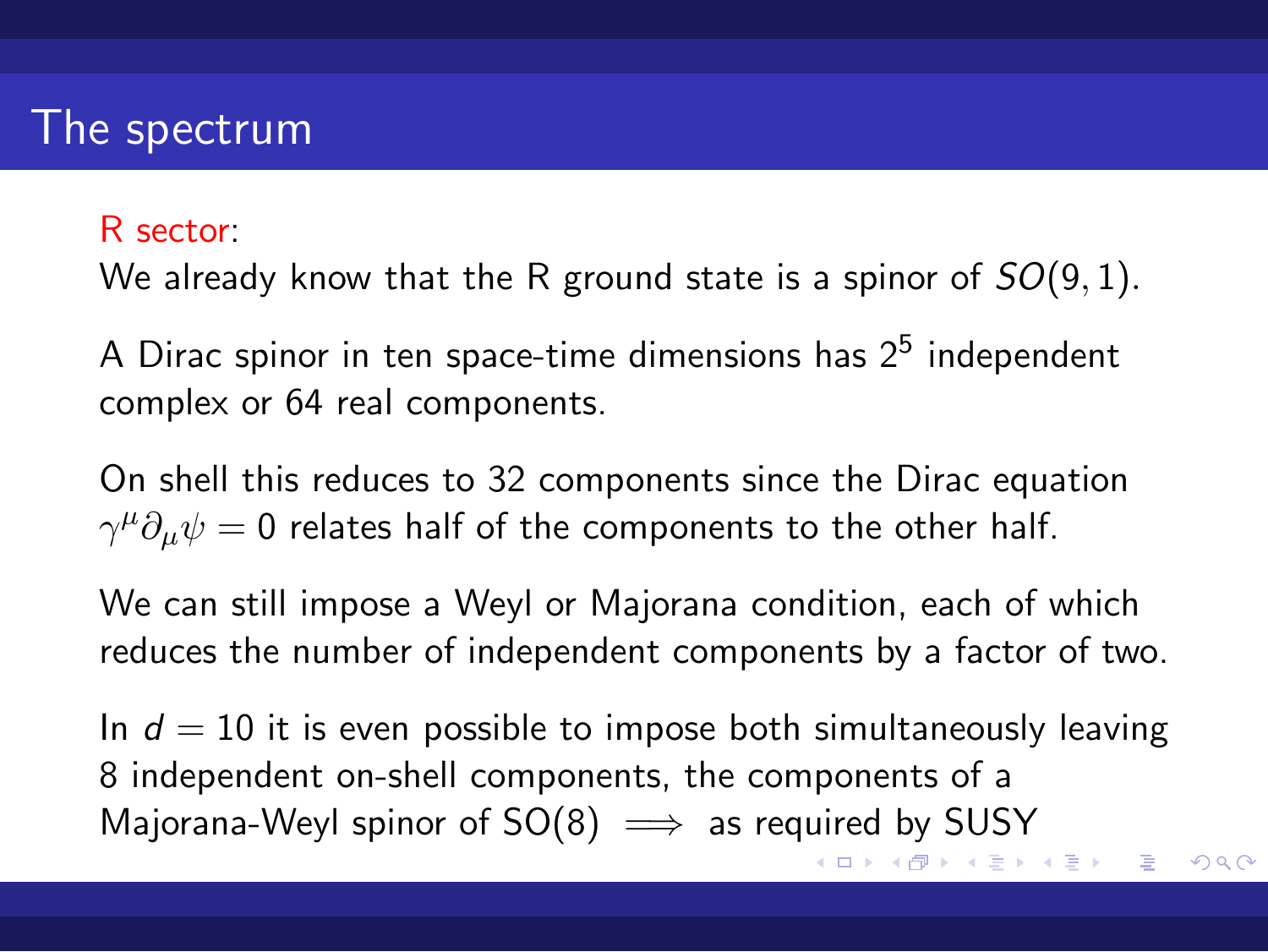# The spectrum

R sector:

We already know that the R ground state is a spinor of $SO(9,1)$.

A Dirac spinor in ten space-time dimensions has $2^5$ independent complex or 64 real components.

On shell this reduces to 32 components since the Dirac equation $\gamma^\mu \partial_\mu \psi = 0$ relates half of the components to the other half.

We can still impose a Weyl or Majorana condition, each of which reduces the number of independent components by a factor of two.

In $d = 10$ it is even possible to impose both simultaneously leaving 8 independent on-shell components, the components of a Majorana-Weyl spinor of SO(8) $\implies$ as required by SUSY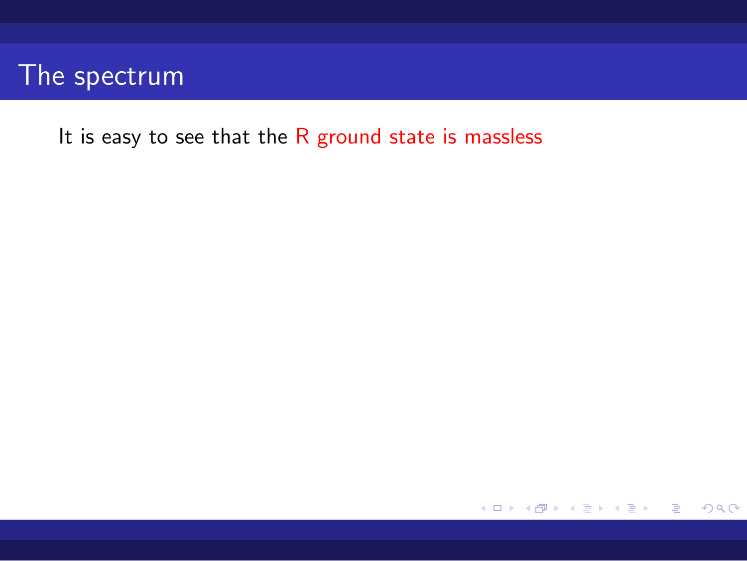# The spectrum

It is easy to see that the R ground state is massless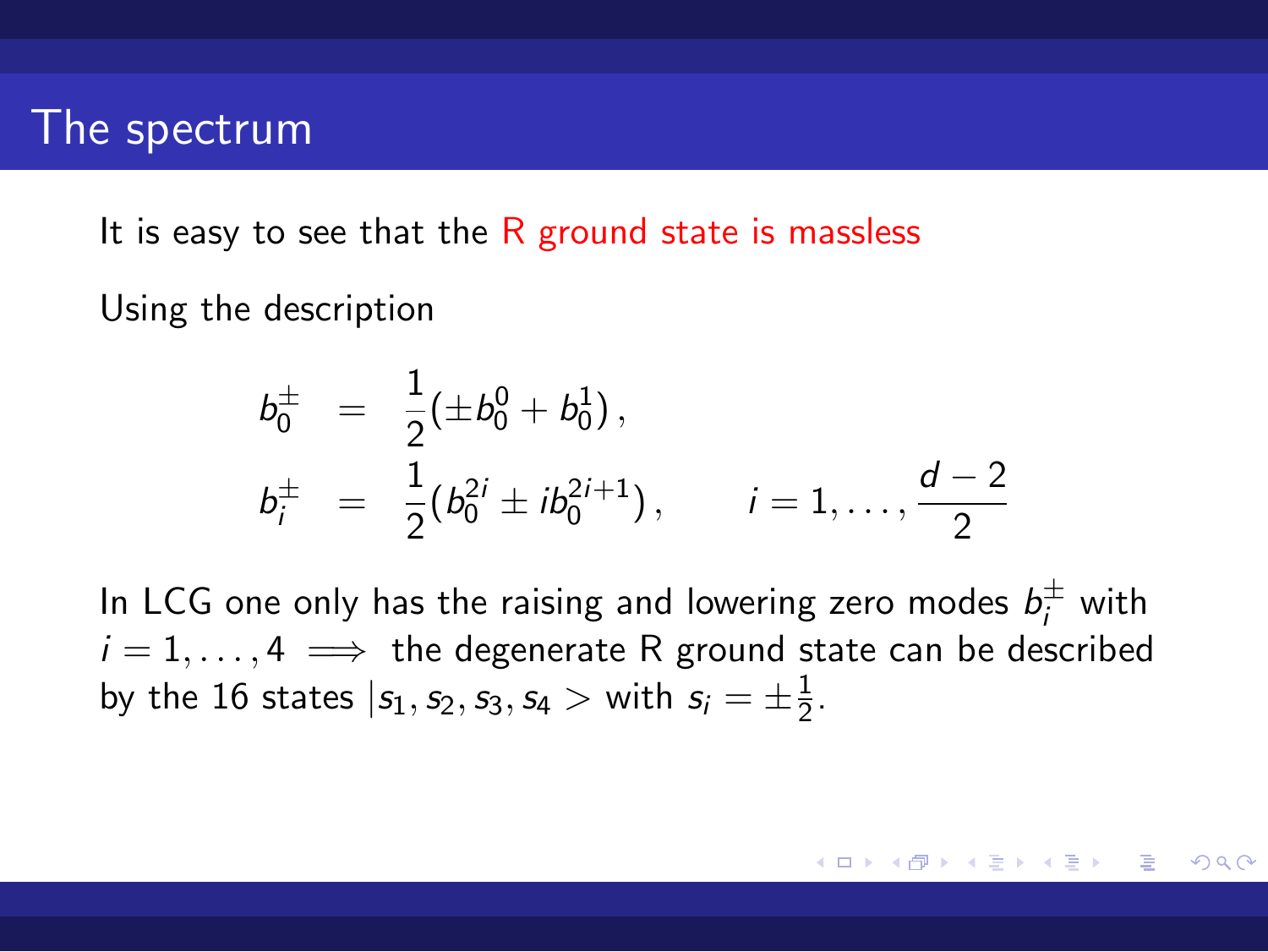# The spectrum

It is easy to see that the R ground state is massless

Using the description

$$
\begin{aligned}
b_0^{\pm} &= \frac{1}{2}(\pm b_0^0 + b_0^1)\,, \\
b_i^{\pm} &= \frac{1}{2}(b_0^{2i} \pm i b_0^{2i+1})\,, \qquad i = 1, \ldots, \frac{d-2}{2}
\end{aligned}
$$

In LCG one only has the raising and lowering zero modes $b_i^{\pm}$ with $i = 1, \ldots, 4 \implies$ the degenerate R ground state can be described by the 16 states $|s_1, s_2, s_3, s_4>$ with $s_i = \pm\frac{1}{2}$.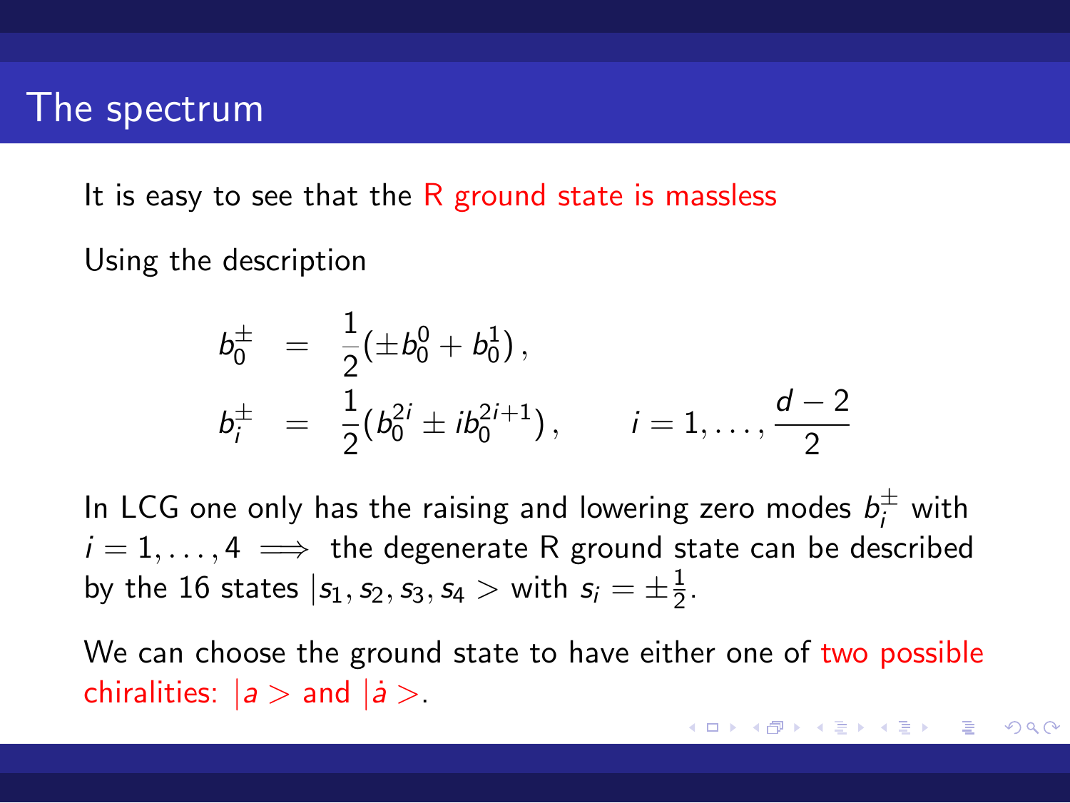# The spectrum

It is easy to see that the R ground state is massless

Using the description

$$
\begin{aligned}
b_0^{\pm} &= \frac{1}{2}(\pm b_0^0 + b_0^1)\,, \\
b_i^{\pm} &= \frac{1}{2}(b_0^{2i} \pm i b_0^{2i+1})\,, \qquad i = 1, \ldots, \frac{d-2}{2}
\end{aligned}
$$

In LCG one only has the raising and lowering zero modes $b_i^{\pm}$ with $i = 1, \ldots, 4 \implies$ the degenerate R ground state can be described by the 16 states $|s_1, s_2, s_3, s_4>$ with $s_i = \pm\frac{1}{2}$.

We can choose the ground state to have either one of two possible chiralities: $|a>$ and $|\dot{a}>$.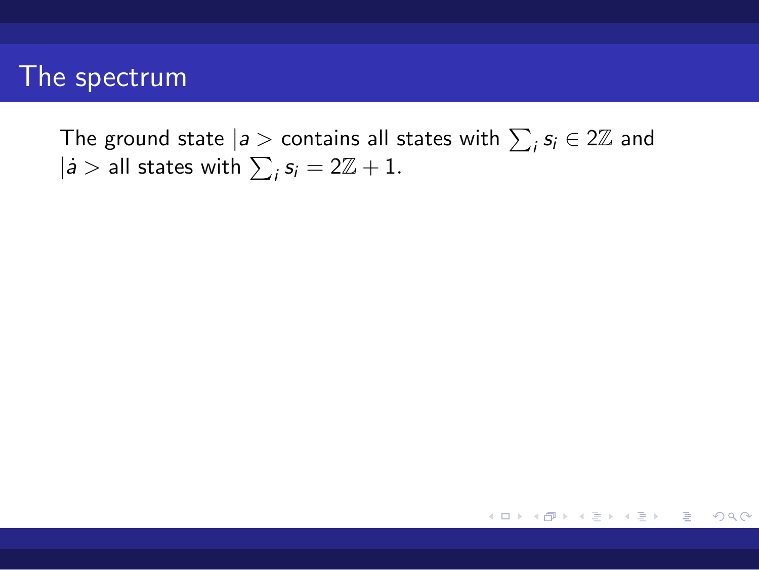# The spectrum

The ground state $|a>$ contains all states with $\sum_i s_i \in 2\mathbb{Z}$ and $|\dot{a}>$ all states with $\sum_i s_i = 2\mathbb{Z} + 1$.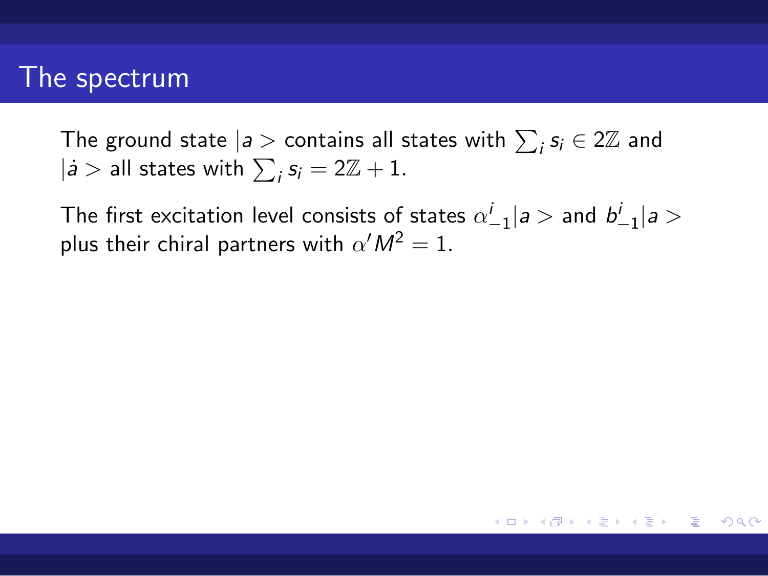# The spectrum

The ground state $|a>$ contains all states with $\sum_i s_i \in 2\mathbb{Z}$ and $|\dot{a}>$ all states with $\sum_i s_i = 2\mathbb{Z} + 1$.

The first excitation level consists of states $\alpha^i_{-1}|a>$ and $b^i_{-1}|a>$ plus their chiral partners with $\alpha' M^2 = 1$.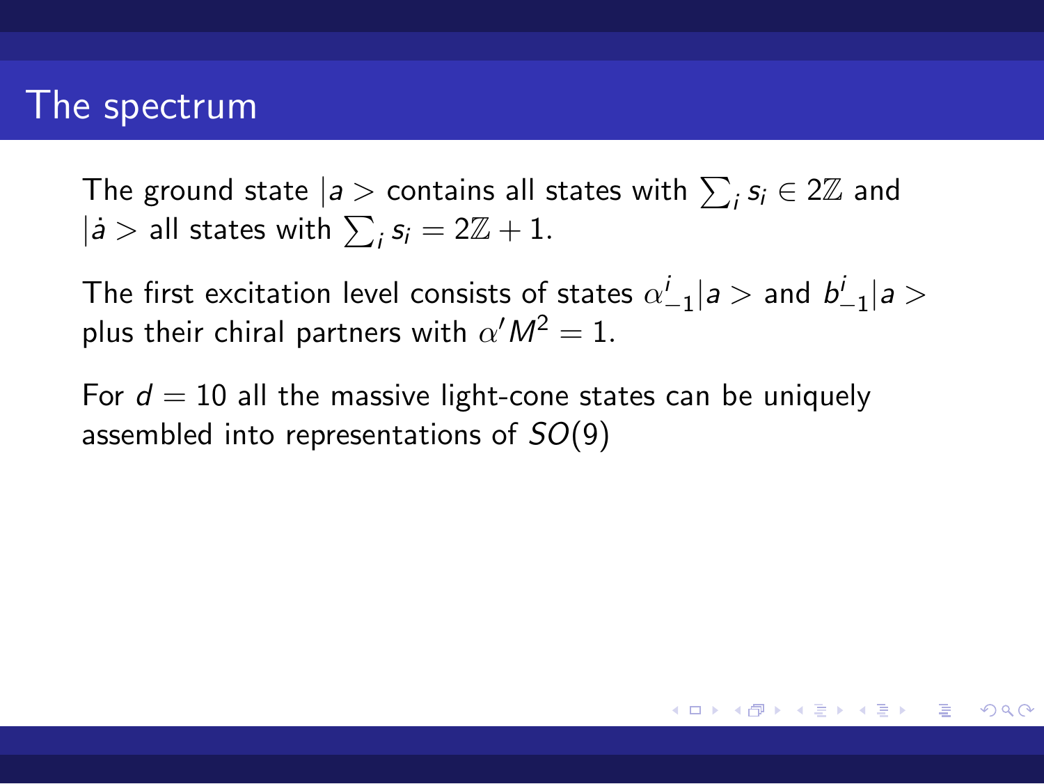# The spectrum

The ground state $|a>$ contains all states with $\sum_i s_i \in 2\mathbb{Z}$ and $|\dot{a}>$ all states with $\sum_i s_i = 2\mathbb{Z} + 1$.

The first excitation level consists of states $\alpha^i_{-1}|a>$ and $b^i_{-1}|a>$ plus their chiral partners with $\alpha' M^2 = 1$.

For $d = 10$ all the massive light-cone states can be uniquely assembled into representations of $SO(9)$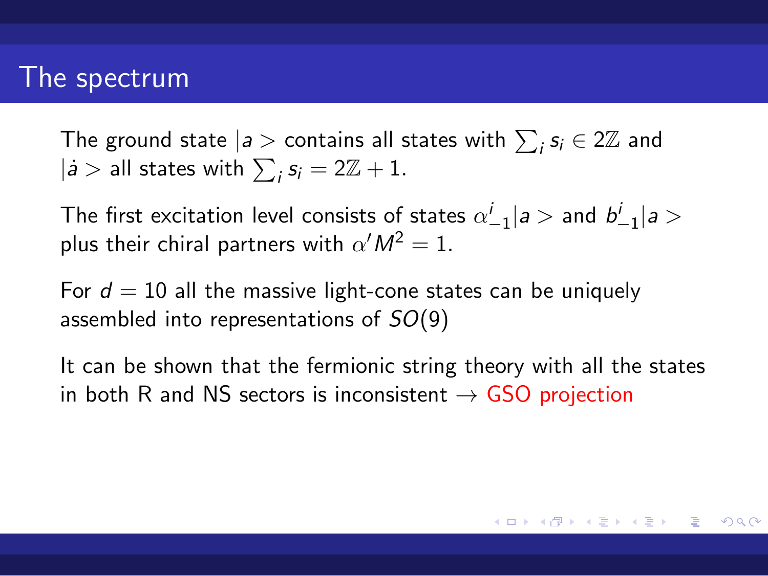# The spectrum

The ground state $|a>$ contains all states with $\sum_i s_i \in 2\mathbb{Z}$ and $|\dot{a}>$ all states with $\sum_i s_i = 2\mathbb{Z} + 1$.

The first excitation level consists of states $\alpha^i_{-1}|a>$ and $b^i_{-1}|a>$ plus their chiral partners with $\alpha' M^2 = 1$.

For $d = 10$ all the massive light-cone states can be uniquely assembled into representations of $SO(9)$

It can be shown that the fermionic string theory with all the states in both R and NS sectors is inconsistent $\rightarrow$ GSO projection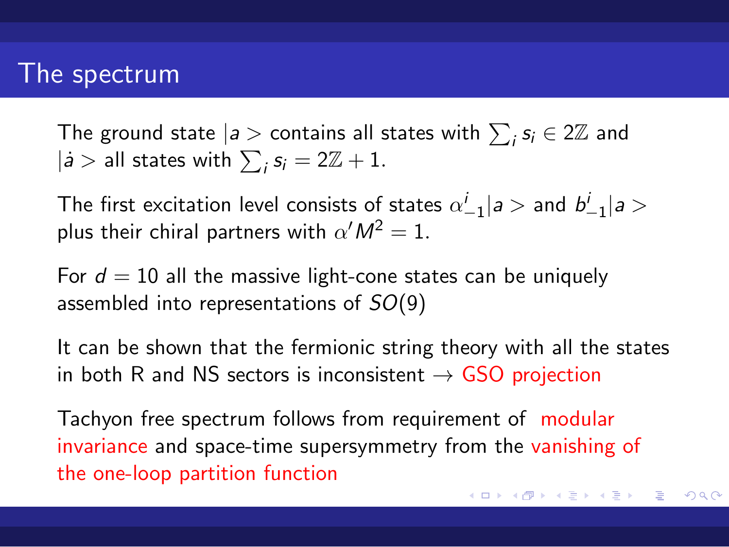# The spectrum

The ground state $|a>$ contains all states with $\sum_i s_i \in 2\mathbb{Z}$ and $|\dot{a}>$ all states with $\sum_i s_i = 2\mathbb{Z}+1$.

The first excitation level consists of states $\alpha^i_{-1}|a>$ and $b^i_{-1}|a>$ plus their chiral partners with $\alpha' M^2 = 1$.

For $d = 10$ all the massive light-cone states can be uniquely assembled into representations of $SO(9)$

It can be shown that the fermionic string theory with all the states in both R and NS sectors is inconsistent $\rightarrow$ GSO projection

Tachyon free spectrum follows from requirement of modular invariance and space-time supersymmetry from the vanishing of the one-loop partition function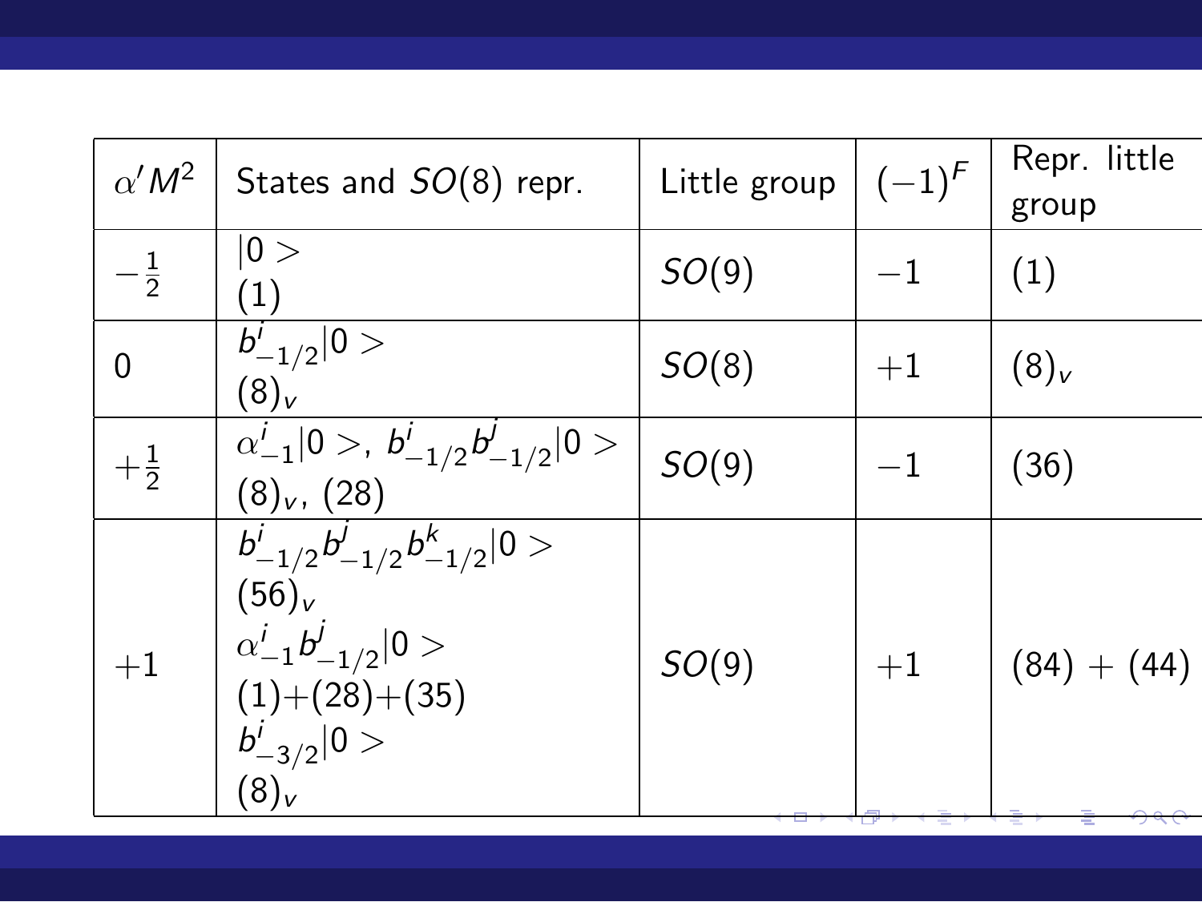| $\alpha' M^2$ | States and $SO(8)$ repr. | Little group | $(-1)^F$ | Repr. little group |
|---|---|---|---|---|
| $-\frac{1}{2}$ | $\|0>$ <br> (1) | $SO(9)$ | $-1$ | (1) |
| 0 | $b^i_{-1/2}\|0>$ <br> $(8)_v$ | $SO(8)$ | $+1$ | $(8)_v$ |
| $+\frac{1}{2}$ | $\alpha^i_{-1}\|0>$, $b^i_{-1/2}b^j_{-1/2}\|0>$ <br> $(8)_v$, (28) | $SO(9)$ | $-1$ | (36) |
| $+1$ | $b^i_{-1/2}b^j_{-1/2}b^k_{-1/2}\|0>$ <br> $(56)_v$ <br> $\alpha^i_{-1}b^j_{-1/2}\|0>$ <br> (1)+(28)+(35) <br> $b^i_{-3/2}\|0>$ <br> $(8)_v$ | $SO(9)$ | $+1$ | (84) + (44) |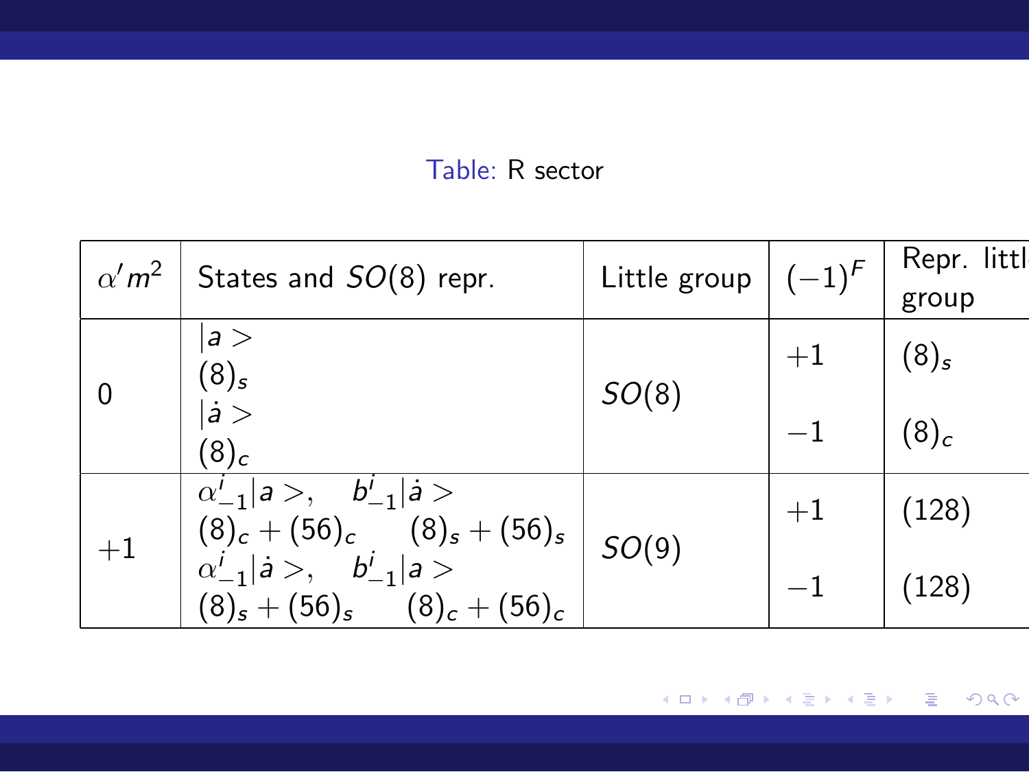Table: R sector

| $\alpha' m^2$ | States and $SO(8)$ repr. | Little group | $(-1)^F$ | Repr. little group |
|---|---|---|---|---|
| 0 | $\|a>$ $(8)_s$ | $SO(8)$ | $+1$ | $(8)_s$ |
| | $\|\dot{a}>$ $(8)_c$ | | $-1$ | $(8)_c$ |
| $+1$ | $\alpha^i_{-1}\|a>$, $b^i_{-1}\|\dot{a}>$ $(8)_c + (56)_c$ $(8)_s + (56)_s$ | $SO(9)$ | $+1$ | $(128)$ |
| | $\alpha^i_{-1}\|\dot{a}>$, $b^i_{-1}\|a>$ $(8)_s + (56)_s$ $(8)_c + (56)_c$ | | $-1$ | $(128)$ |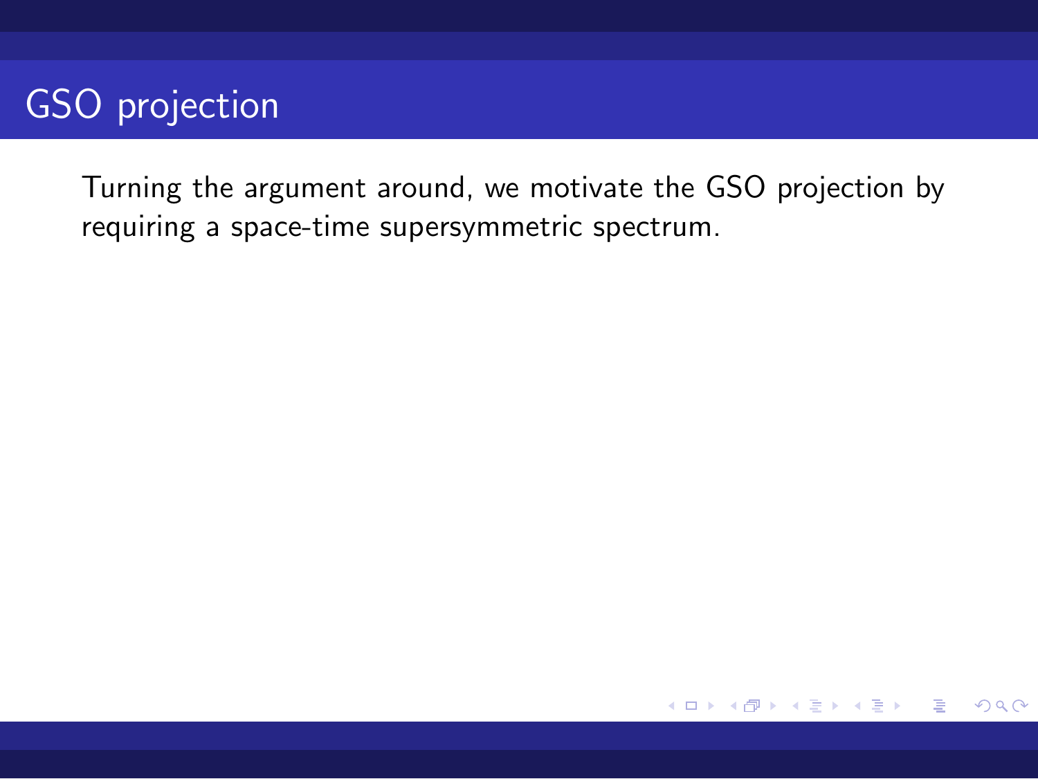# GSO projection

Turning the argument around, we motivate the GSO projection by requiring a space-time supersymmetric spectrum.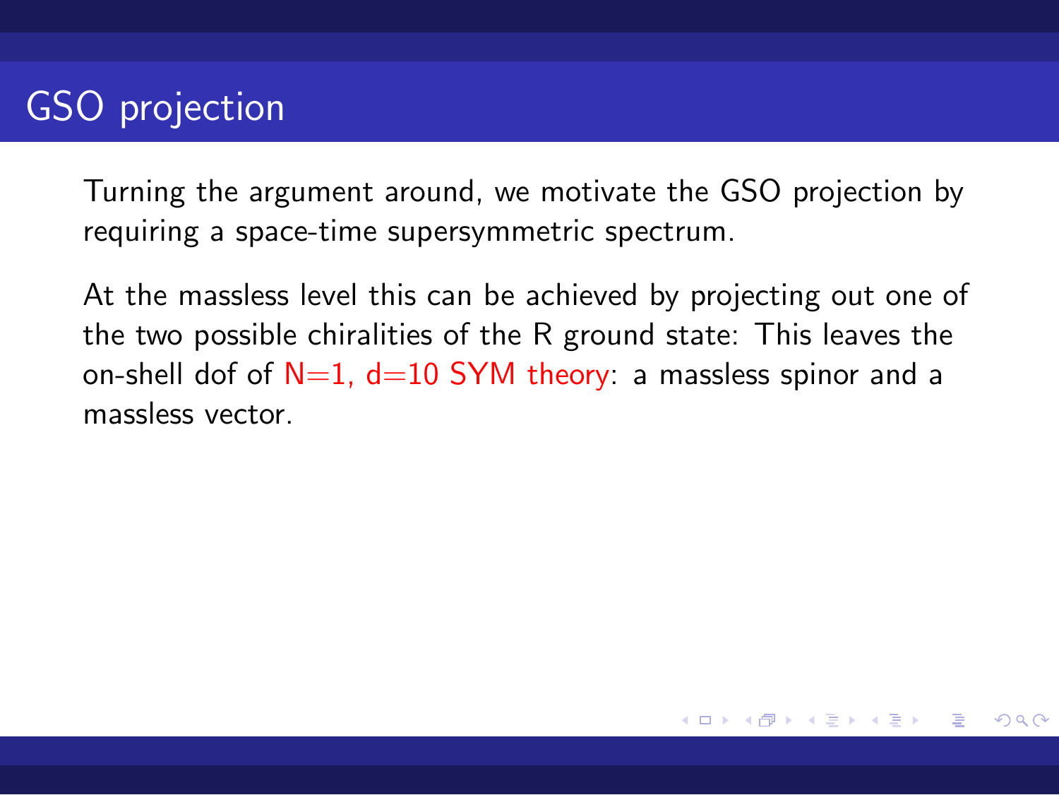# GSO projection

Turning the argument around, we motivate the GSO projection by requiring a space-time supersymmetric spectrum.

At the massless level this can be achieved by projecting out one of the two possible chiralities of the R ground state: This leaves the on-shell dof of N=1, d=10 SYM theory: a massless spinor and a massless vector.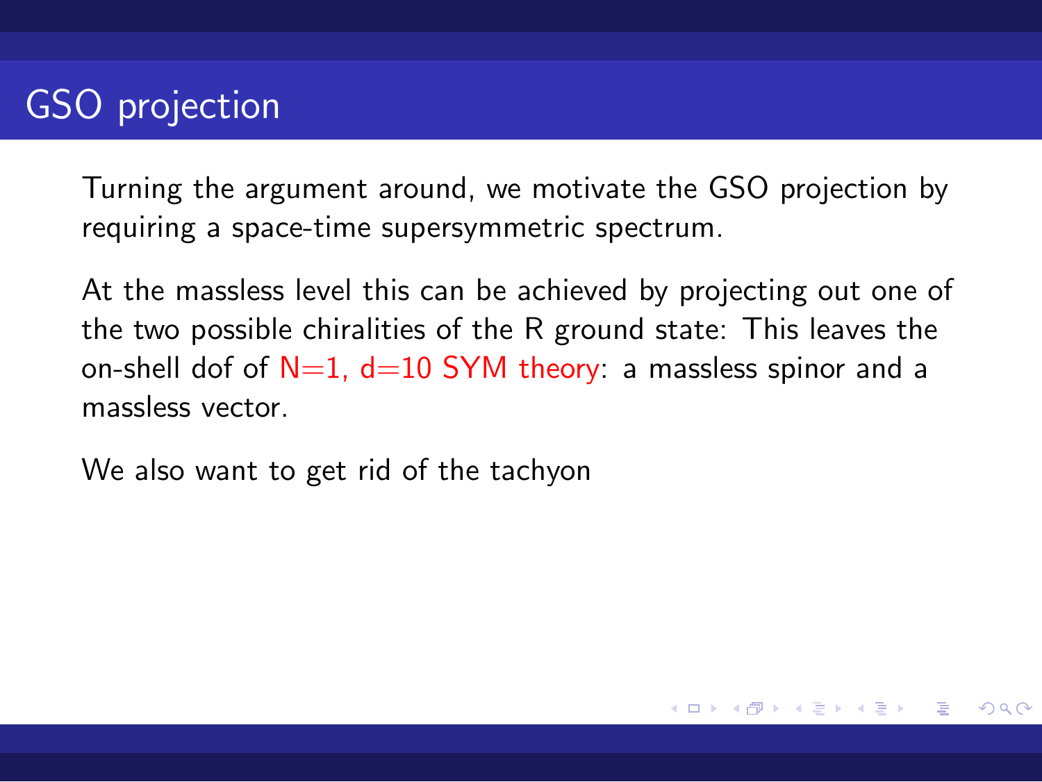# GSO projection

Turning the argument around, we motivate the GSO projection by requiring a space-time supersymmetric spectrum.

At the massless level this can be achieved by projecting out one of the two possible chiralities of the R ground state: This leaves the on-shell dof of N=1, d=10 SYM theory: a massless spinor and a massless vector.

We also want to get rid of the tachyon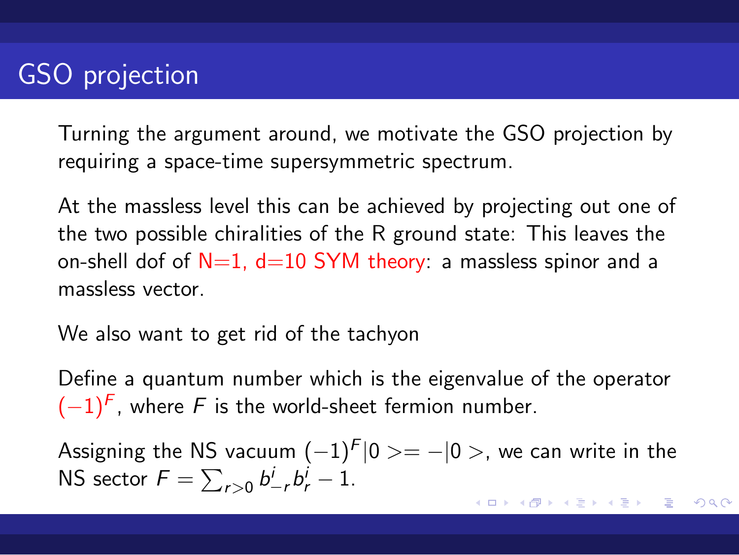# GSO projection

Turning the argument around, we motivate the GSO projection by requiring a space-time supersymmetric spectrum.

At the massless level this can be achieved by projecting out one of the two possible chiralities of the R ground state: This leaves the on-shell dof of N=1, d=10 SYM theory: a massless spinor and a massless vector.

We also want to get rid of the tachyon

Define a quantum number which is the eigenvalue of the operator $(-1)^F$, where $F$ is the world-sheet fermion number.

Assigning the NS vacuum $(-1)^F|0> = -|0>$, we can write in the NS sector $F = \sum_{r>0} b^i_{-r} b^i_r - 1$.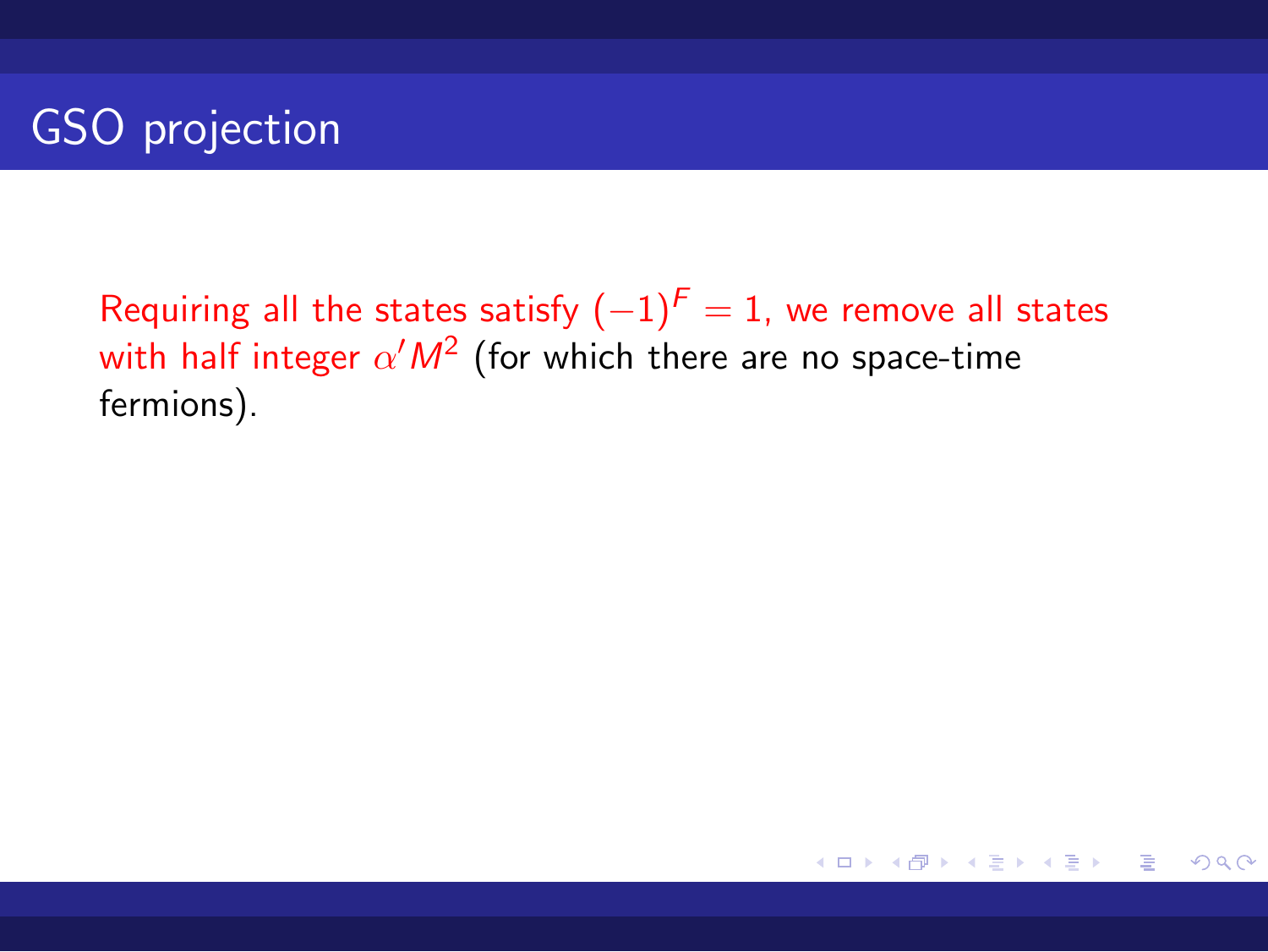# GSO projection

Requiring all the states satisfy $(-1)^F = 1$, we remove all states with half integer $\alpha' M^2$ (for which there are no space-time fermions).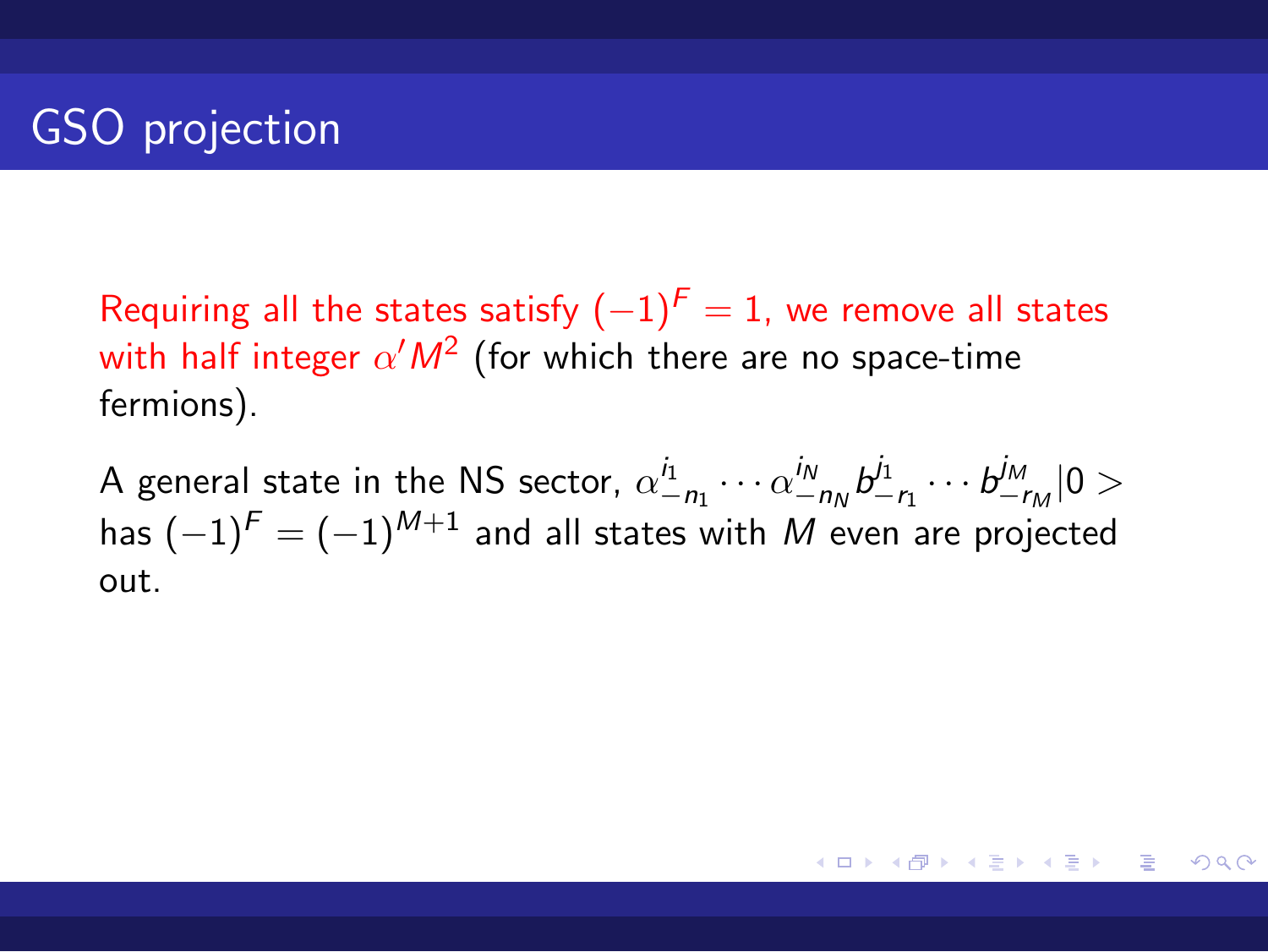# GSO projection

Requiring all the states satisfy $(-1)^F = 1$, we remove all states with half integer $\alpha' M^2$ (for which there are no space-time fermions).

A general state in the NS sector, $\alpha^{i_1}_{-n_1} \cdots \alpha^{i_N}_{-n_N} b^{j_1}_{-r_1} \cdots b^{j_M}_{-r_M} |0>$ has $(-1)^F = (-1)^{M+1}$ and all states with $M$ even are projected out.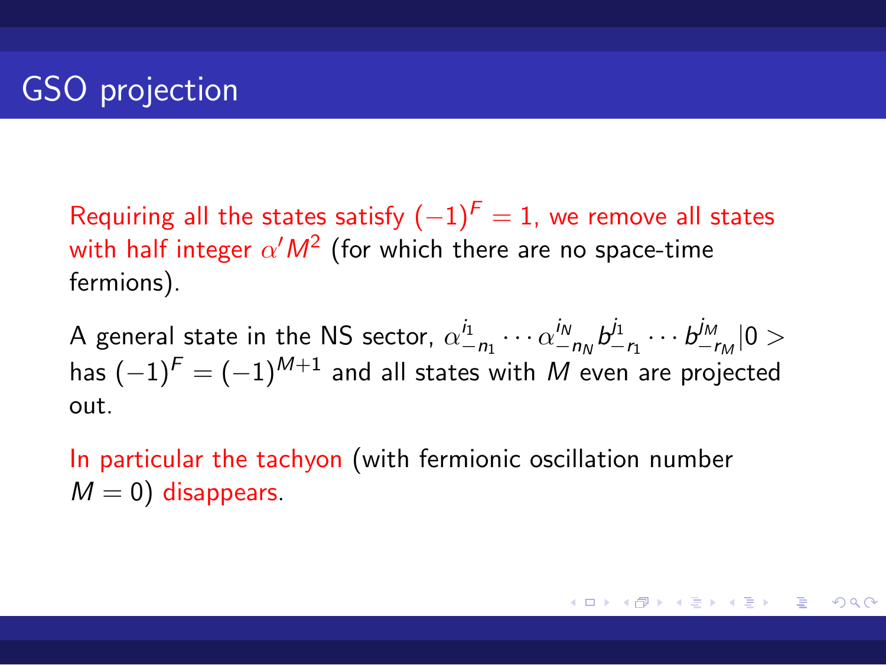# GSO projection

Requiring all the states satisfy $(-1)^F = 1$, we remove all states with half integer $\alpha' M^2$ (for which there are no space-time fermions).

A general state in the NS sector, $\alpha^{i_1}_{-n_1} \cdots \alpha^{i_N}_{-n_N} b^{j_1}_{-r_1} \cdots b^{j_M}_{-r_M} |0>$ has $(-1)^F = (-1)^{M+1}$ and all states with $M$ even are projected out.

In particular the tachyon (with fermionic oscillation number $M = 0$) disappears.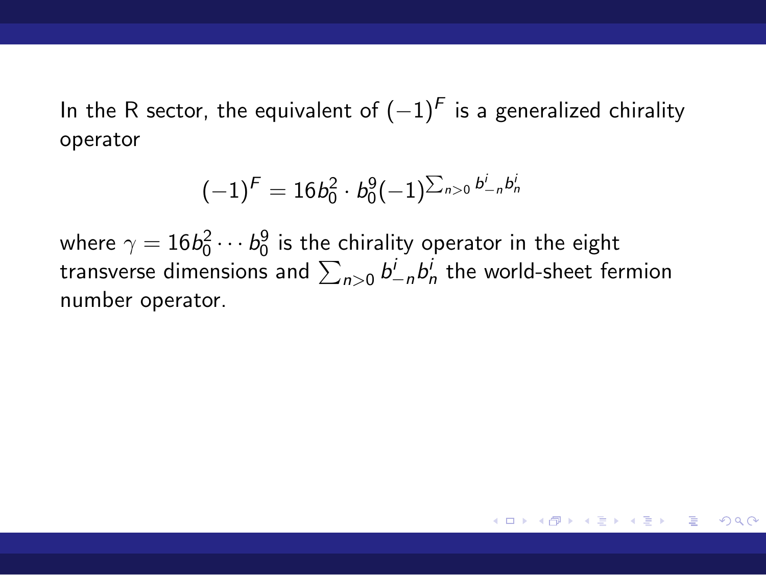In the R sector, the equivalent of $(-1)^F$ is a generalized chirality operator

$$(-1)^F = 16 b_0^2 \cdot b_0^9 (-1)^{\sum_{n>0} b_{-n}^i b_n^i}$$

where $\gamma = 16 b_0^2 \cdots b_0^9$ is the chirality operator in the eight transverse dimensions and $\sum_{n>0} b_{-n}^i b_n^i$ the world-sheet fermion number operator.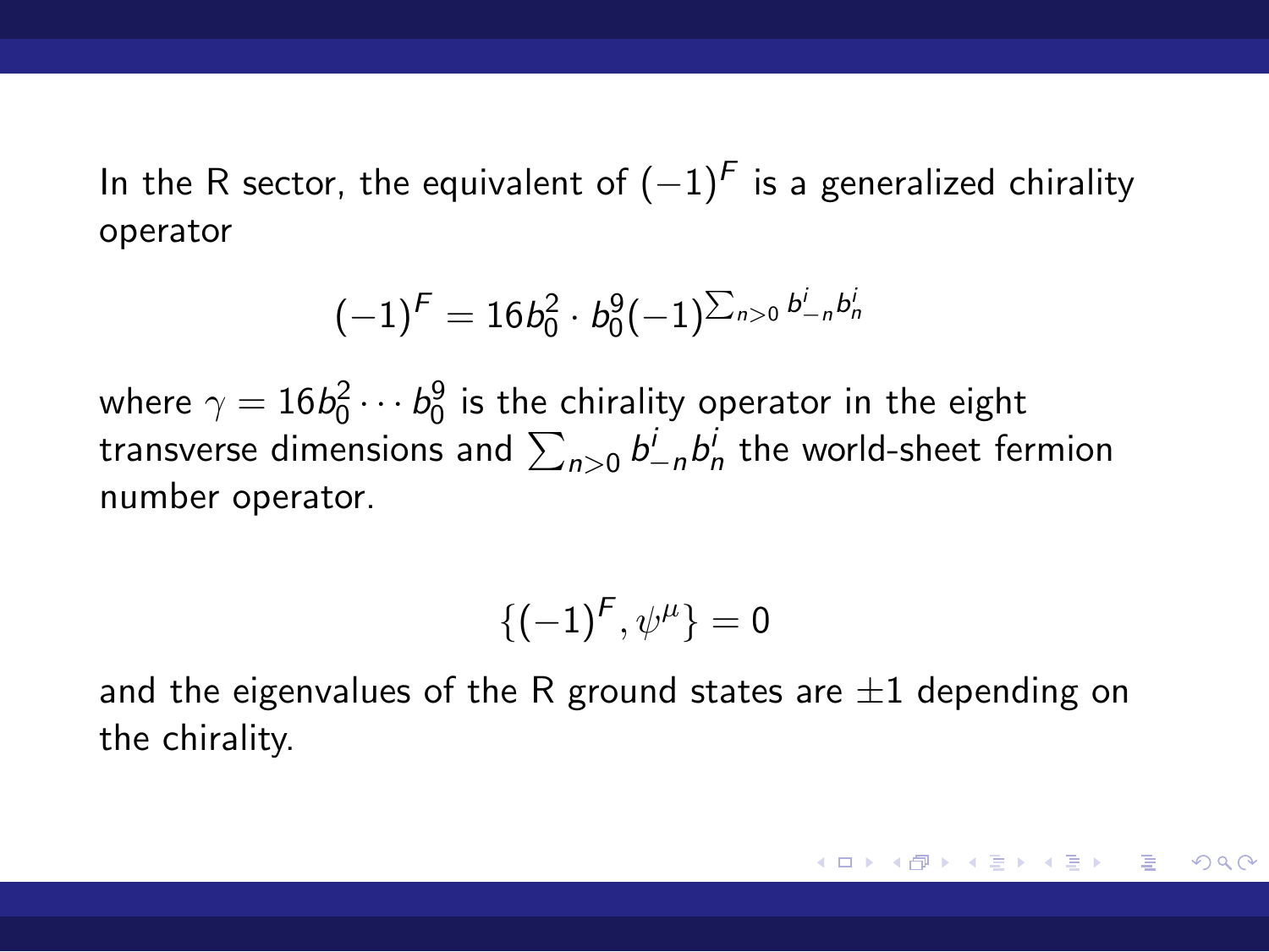In the R sector, the equivalent of $(-1)^F$ is a generalized chirality operator

$$(-1)^F = 16 b_0^2 \cdot b_0^9 (-1)^{\sum_{n>0} b_{-n}^i b_n^i}$$

where $\gamma = 16 b_0^2 \cdots b_0^9$ is the chirality operator in the eight transverse dimensions and $\sum_{n>0} b_{-n}^i b_n^i$ the world-sheet fermion number operator.

$$\{(-1)^F, \psi^\mu\} = 0$$

and the eigenvalues of the R ground states are $\pm 1$ depending on the chirality.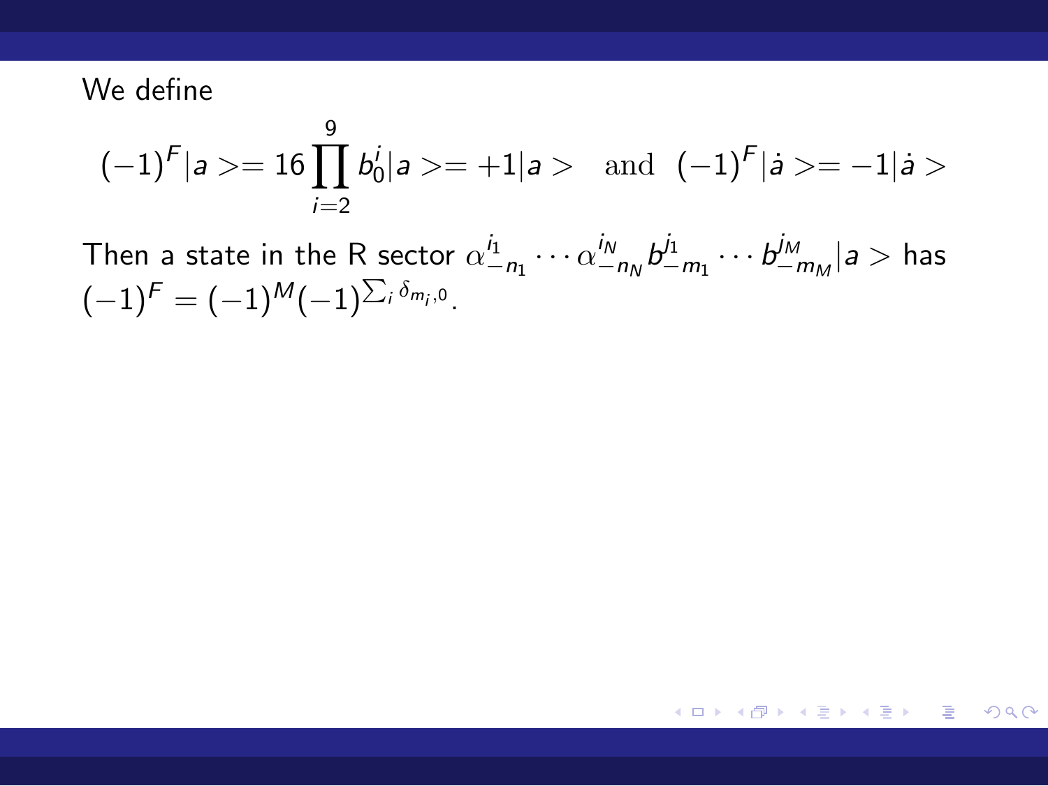We define

$$(-1)^F|a>= 16\prod_{i=2}^{9} b_0^i|a>= +1|a> \quad \text{and} \quad (-1)^F|\dot{a}>= -1|\dot{a}>$$

Then a state in the R sector $\alpha^{i_1}_{-n_1}\cdots\alpha^{i_N}_{-n_N}b^{j_1}_{-m_1}\cdots b^{j_M}_{-m_M}|a>$ has $(-1)^F=(-1)^M(-1)^{\sum_i \delta_{m_i,0}}$.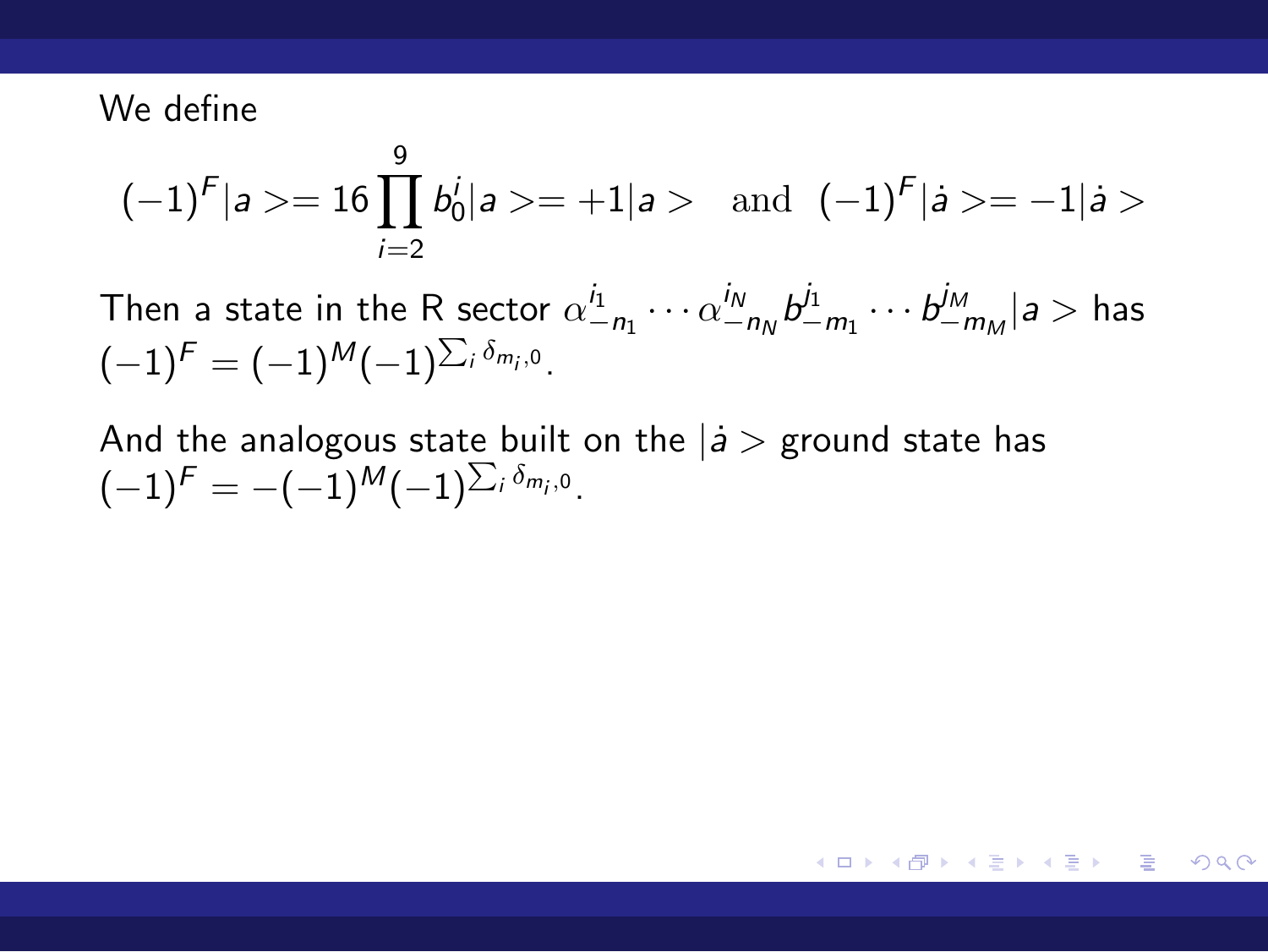We define

$$(-1)^F|a>= 16\prod_{i=2}^{9} b_0^i|a>= +1|a> \quad \text{and} \quad (-1)^F|\dot{a}>= -1|\dot{a}>$$

Then a state in the R sector $\alpha^{i_1}_{-n_1}\cdots\alpha^{i_N}_{-n_N} b^{j_1}_{-m_1}\cdots b^{j_M}_{-m_M}|a>$ has $(-1)^F = (-1)^M(-1)^{\sum_i \delta_{m_i,0}}$.

And the analogous state built on the $|\dot{a}>$ ground state has $(-1)^F = -(-1)^M(-1)^{\sum_i \delta_{m_i,0}}$.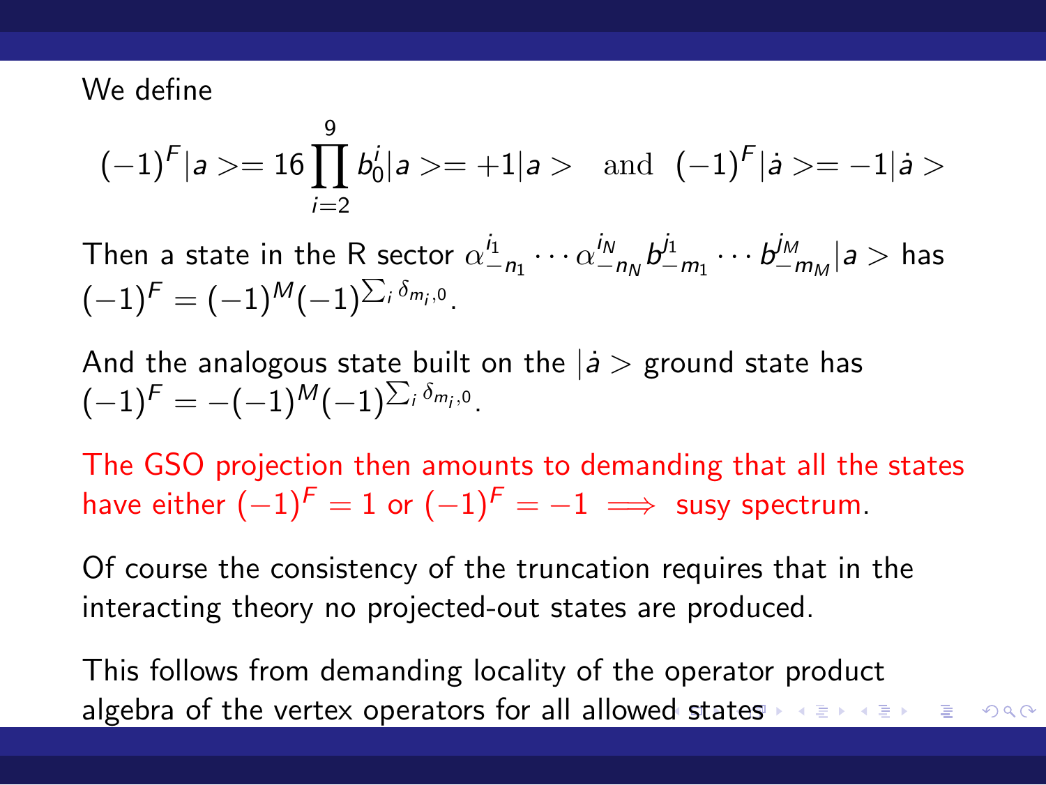We define

$$(-1)^F|a>= 16\prod_{i=2}^{9} b_0^i|a>=+1|a> \quad \text{and} \quad (-1)^F|\dot{a}>=-1|\dot{a}>$$

Then a state in the R sector $\alpha^{i_1}_{-n_1}\cdots\alpha^{i_N}_{-n_N}b^{j_1}_{-m_1}\cdots b^{j_M}_{-m_M}|a>$ has $(-1)^F=(-1)^M(-1)^{\sum_i \delta_{m_i,0}}$.

And the analogous state built on the $|\dot{a}>$ ground state has $(-1)^F=-(-1)^M(-1)^{\sum_i \delta_{m_i,0}}$.

The GSO projection then amounts to demanding that all the states have either $(-1)^F=1$ or $(-1)^F=-1 \implies$ susy spectrum.

Of course the consistency of the truncation requires that in the interacting theory no projected-out states are produced.

This follows from demanding locality of the operator product algebra of the vertex operators for all allowed states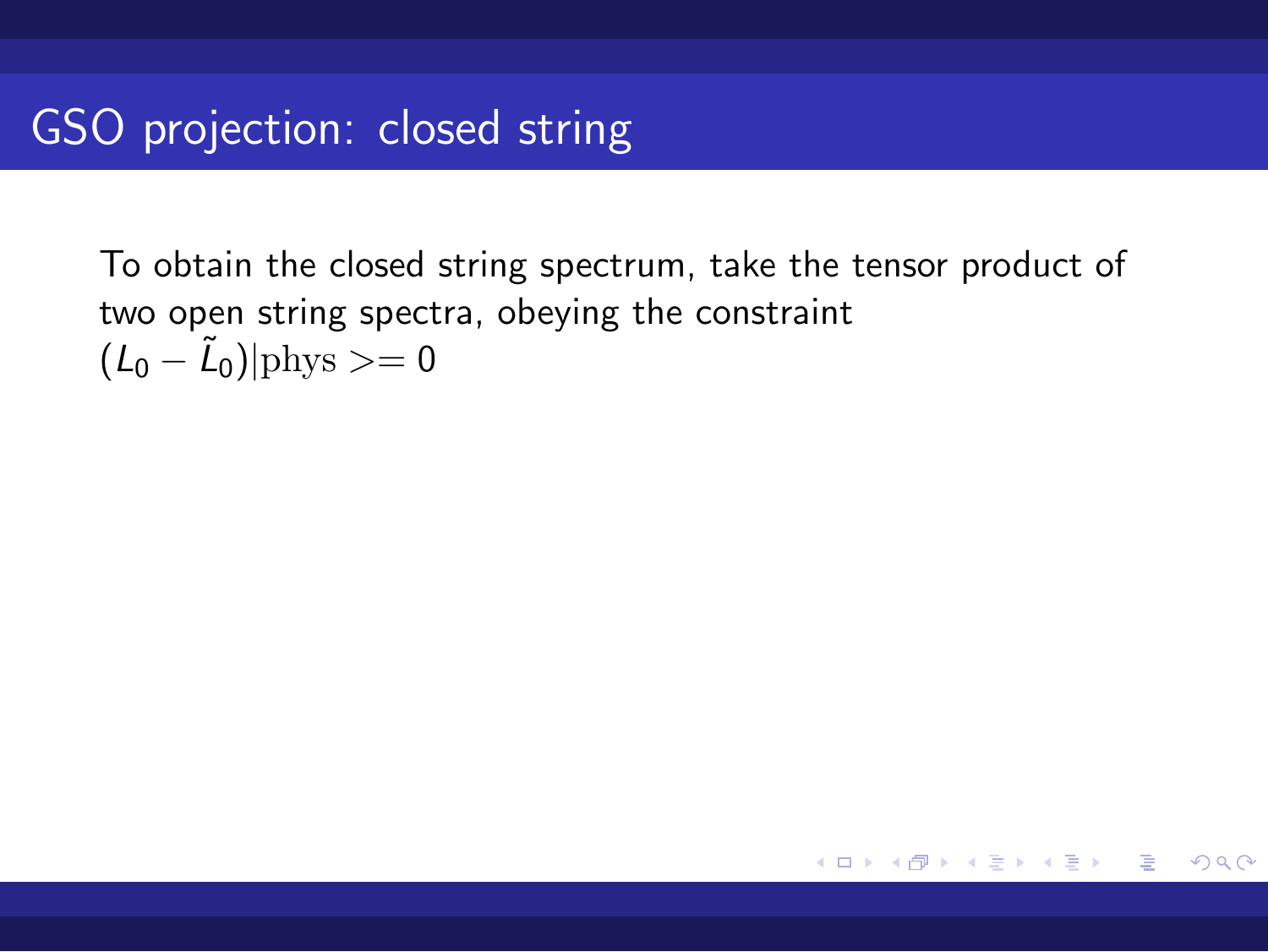# GSO projection: closed string

To obtain the closed string spectrum, take the tensor product of two open string spectra, obeying the constraint $(L_0 - \tilde{L}_0)|\mathrm{phys}>= 0$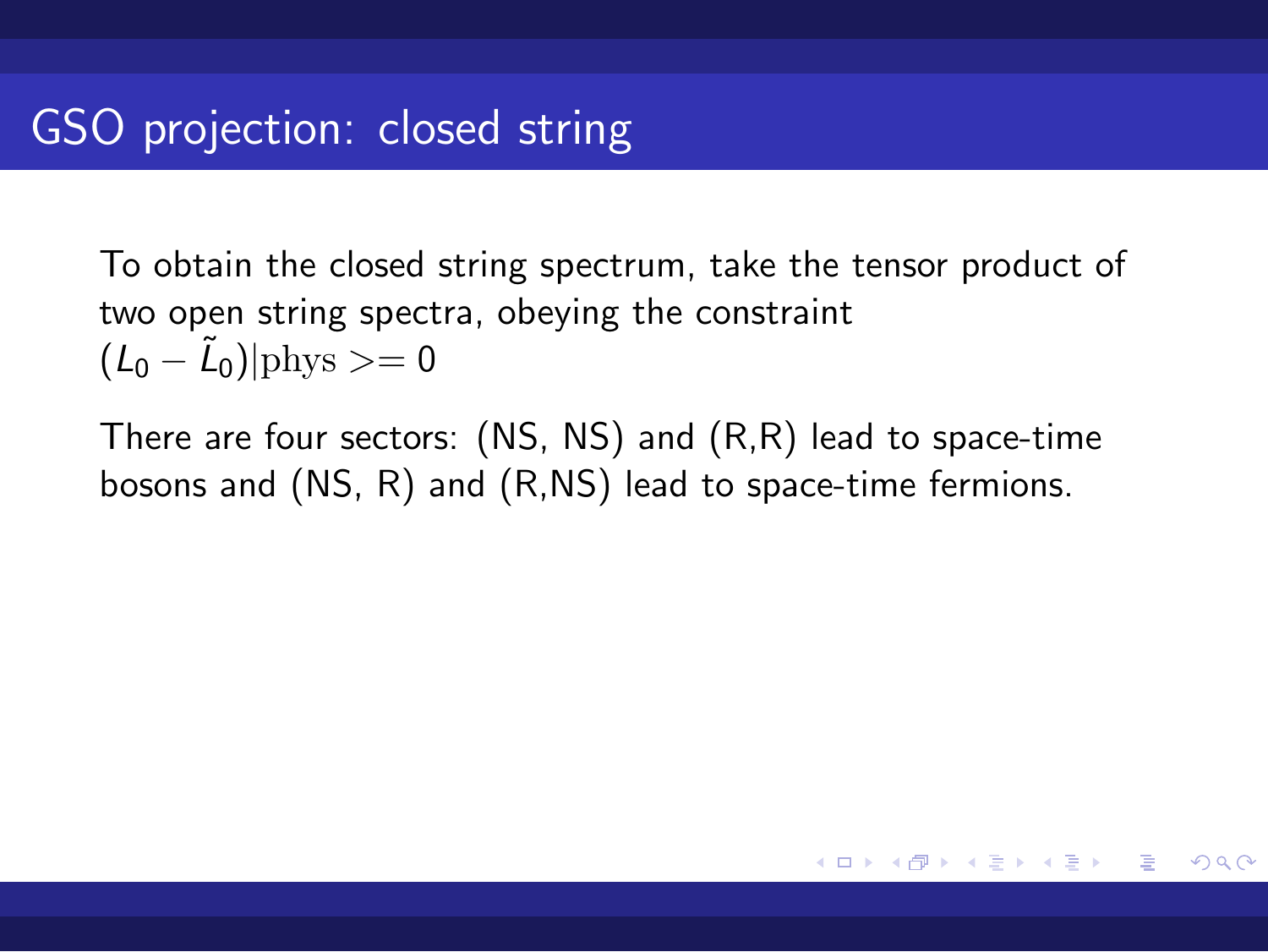# GSO projection: closed string

To obtain the closed string spectrum, take the tensor product of two open string spectra, obeying the constraint $(L_0 - \tilde{L}_0)|\mathrm{phys}>= 0$

There are four sectors: (NS, NS) and (R,R) lead to space-time bosons and (NS, R) and (R,NS) lead to space-time fermions.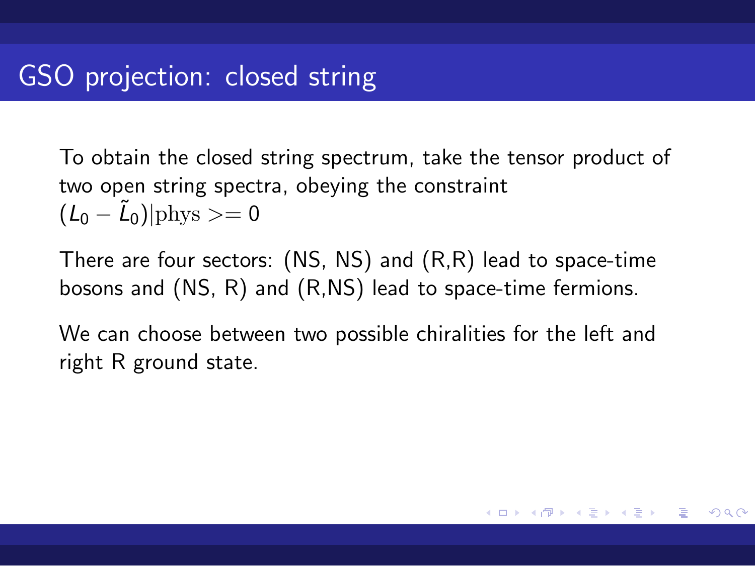# GSO projection: closed string

To obtain the closed string spectrum, take the tensor product of two open string spectra, obeying the constraint $(L_0 - \tilde{L}_0)|\mathrm{phys}>= 0$

There are four sectors: (NS, NS) and (R,R) lead to space-time bosons and (NS, R) and (R,NS) lead to space-time fermions.

We can choose between two possible chiralities for the left and right R ground state.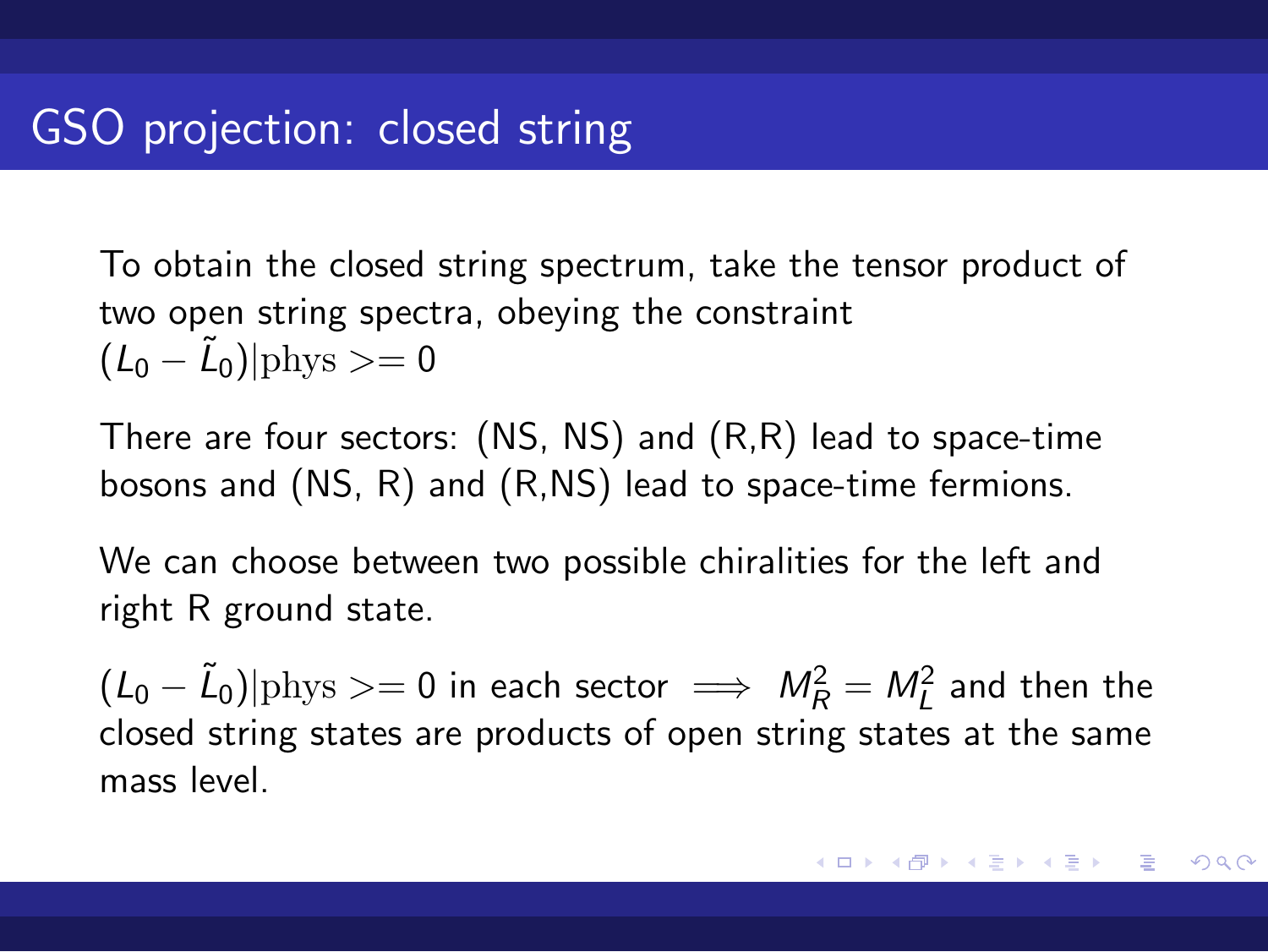# GSO projection: closed string

To obtain the closed string spectrum, take the tensor product of two open string spectra, obeying the constraint $(L_0 - \tilde{L}_0)|\mathrm{phys}>= 0$

There are four sectors: (NS, NS) and (R,R) lead to space-time bosons and (NS, R) and (R,NS) lead to space-time fermions.

We can choose between two possible chiralities for the left and right R ground state.

$(L_0 - \tilde{L}_0)|\mathrm{phys}>= 0$ in each sector $\implies M_R^2 = M_L^2$ and then the closed string states are products of open string states at the same mass level.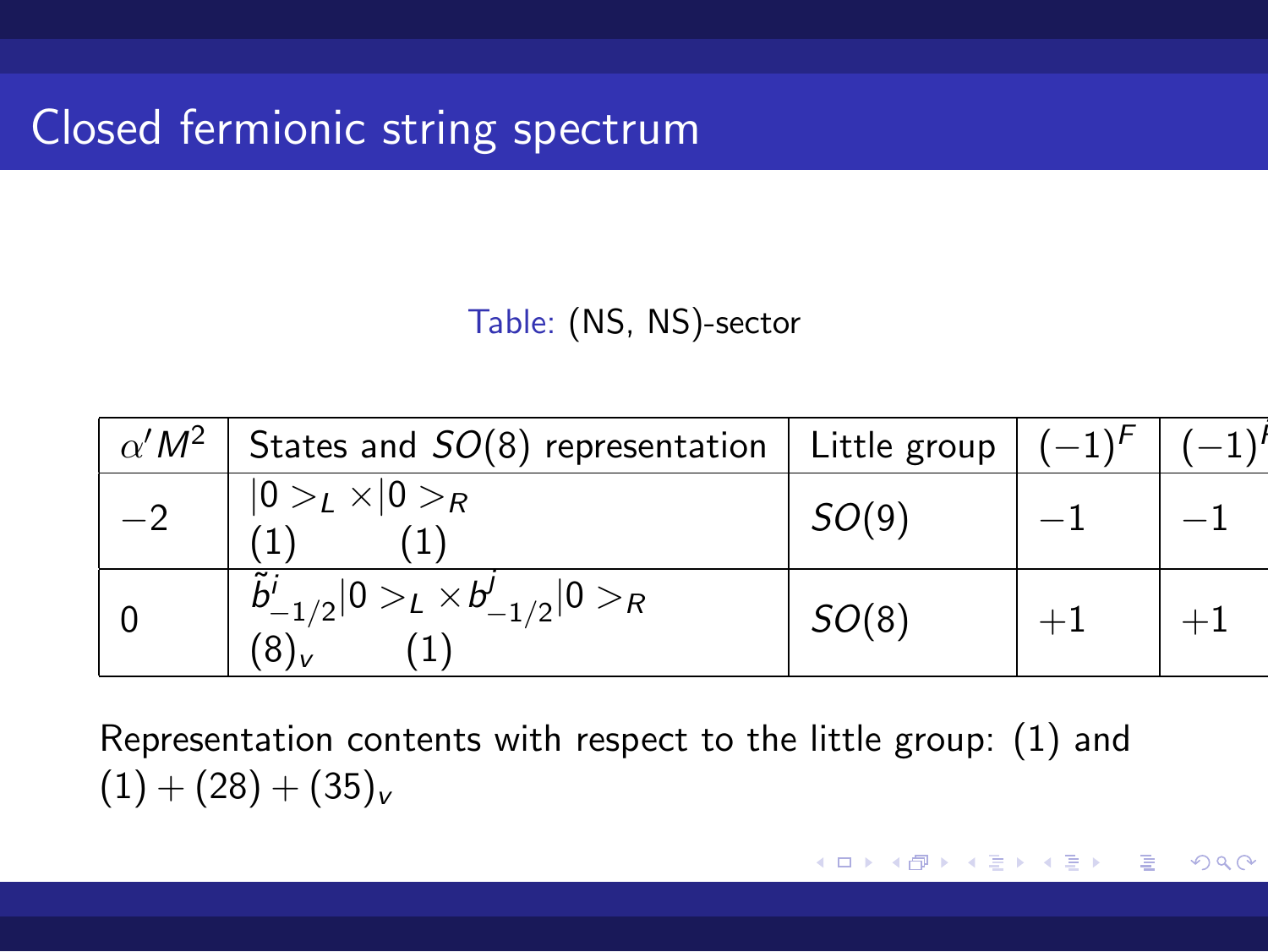# Closed fermionic string spectrum

Table: (NS, NS)-sector

| $\alpha' M^2$ | States and $SO(8)$ representation | Little group | $(-1)^F$ | $(-1)^{\tilde{F}}$ |
|---|---|---|---|---|
| $-2$ | $\lvert 0 >_L \times \lvert 0 >_R$ <br> (1) (1) | $SO(9)$ | $-1$ | $-1$ |
| $0$ | $\tilde{b}^i_{-1/2} \lvert 0 >_L \times b^j_{-1/2} \lvert 0 >_R$ <br> $(8)_v$ (1) | $SO(8)$ | $+1$ | $+1$ |

Representation contents with respect to the little group: (1) and $(1) + (28) + (35)_v$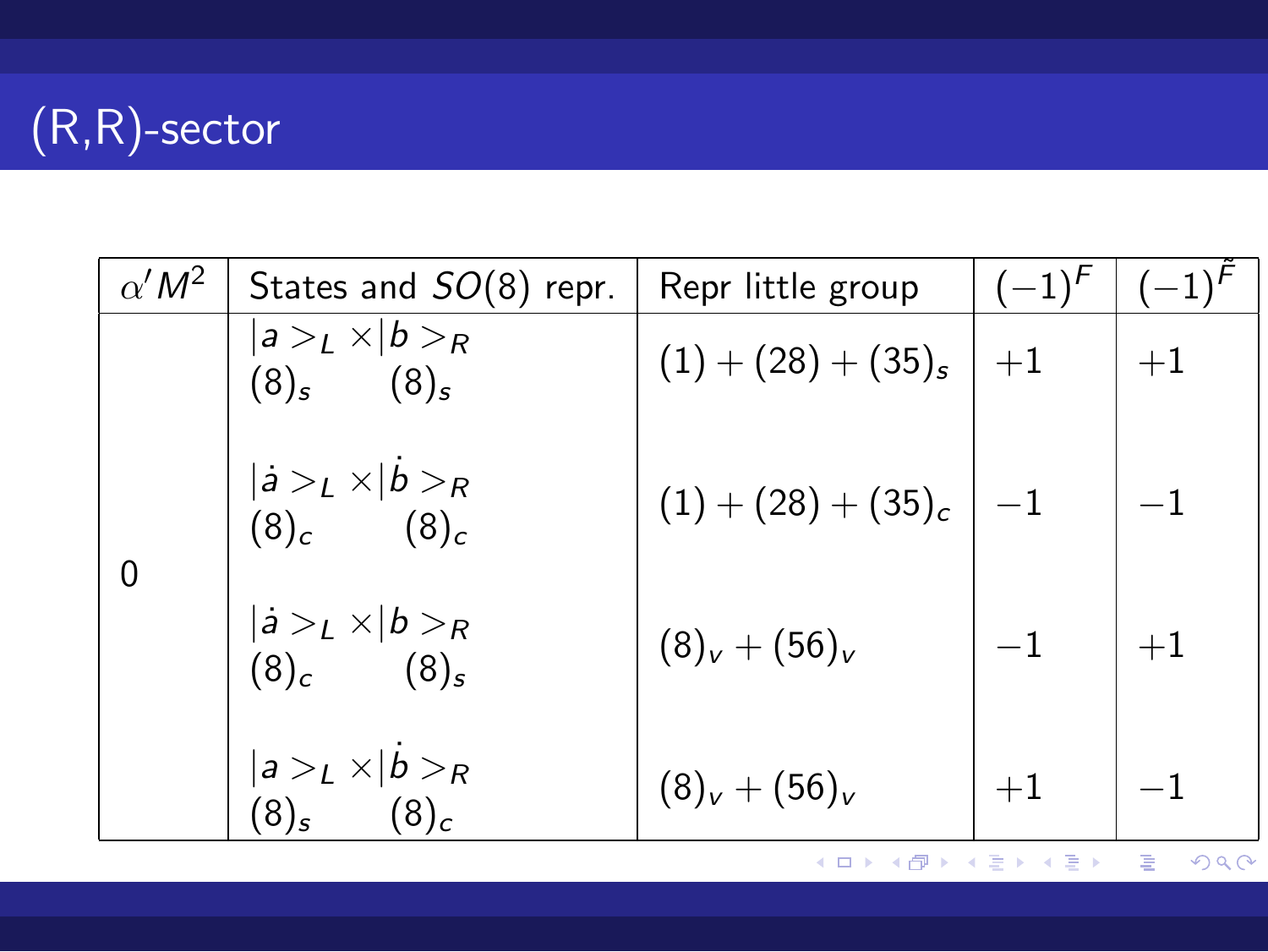# (R,R)-sector

| $\alpha' M^2$ | States and $SO(8)$ repr. | Repr little group | $(-1)^F$ | $(-1)^{\tilde{F}}$ |
|---|---|---|---|---|
| 0 | $\vert a>_L \times \vert b>_R$ <br> $(8)_s \quad (8)_s$ | $(1) + (28) + (35)_s$ | $+1$ | $+1$ |
| | $\vert \dot{a}>_L \times \vert \dot{b}>_R$ <br> $(8)_c \quad (8)_c$ | $(1) + (28) + (35)_c$ | $-1$ | $-1$ |
| | $\vert \dot{a}>_L \times \vert b>_R$ <br> $(8)_c \quad (8)_s$ | $(8)_v + (56)_v$ | $-1$ | $+1$ |
| | $\vert a>_L \times \vert \dot{b}>_R$ <br> $(8)_s \quad (8)_c$ | $(8)_v + (56)_v$ | $+1$ | $-1$ |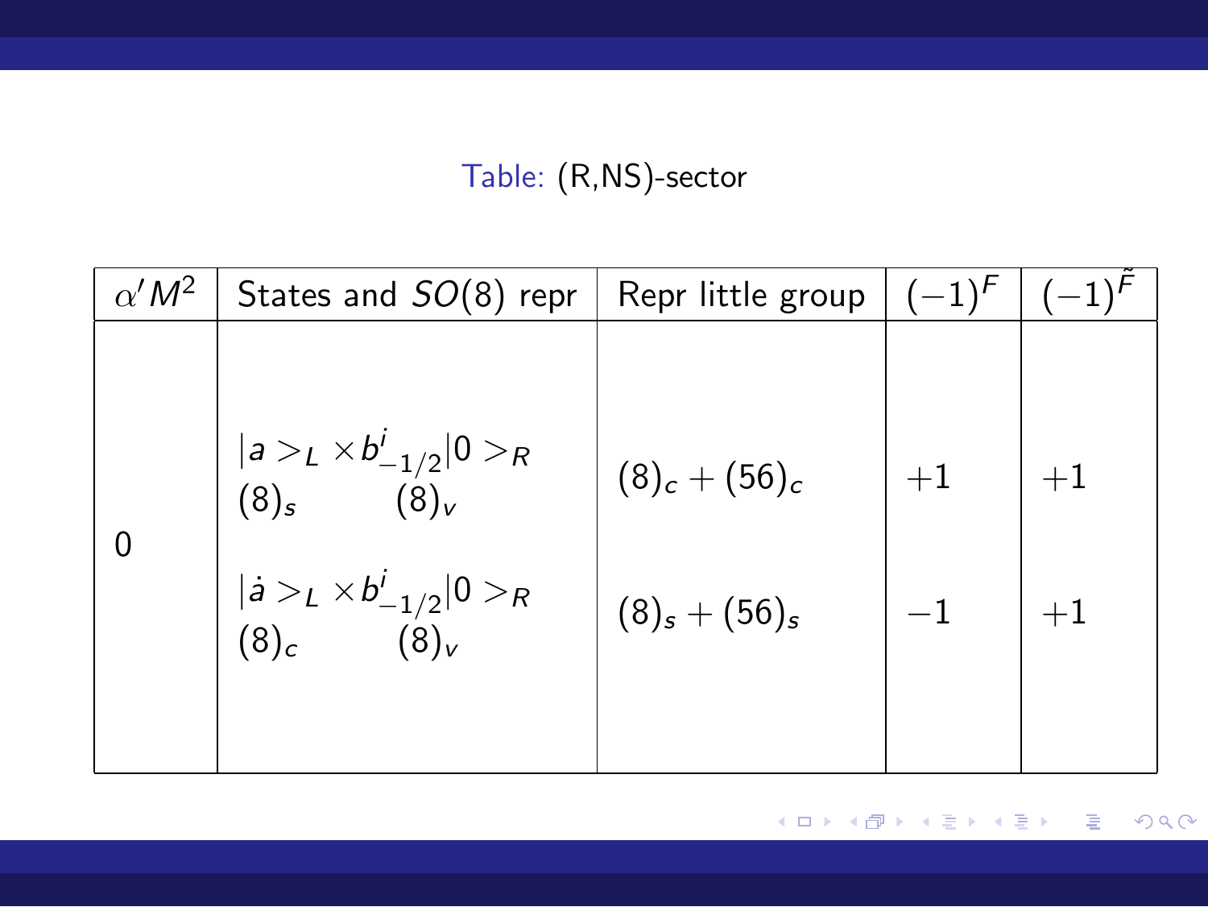Table: (R,NS)-sector

| $\alpha' M^2$ | States and $SO(8)$ repr | Repr little group | $(-1)^F$ | $(-1)^{\tilde{F}}$ |
|---|---|---|---|---|
| 0 | $\|a>_L \times b^i_{-1/2}\|0>_R$ <br> $(8)_s \quad (8)_v$ | $(8)_c + (56)_c$ | $+1$ | $+1$ |
| | $\|\dot{a}>_L \times b^i_{-1/2}\|0>_R$ <br> $(8)_c \quad (8)_v$ | $(8)_s + (56)_s$ | $-1$ | $+1$ |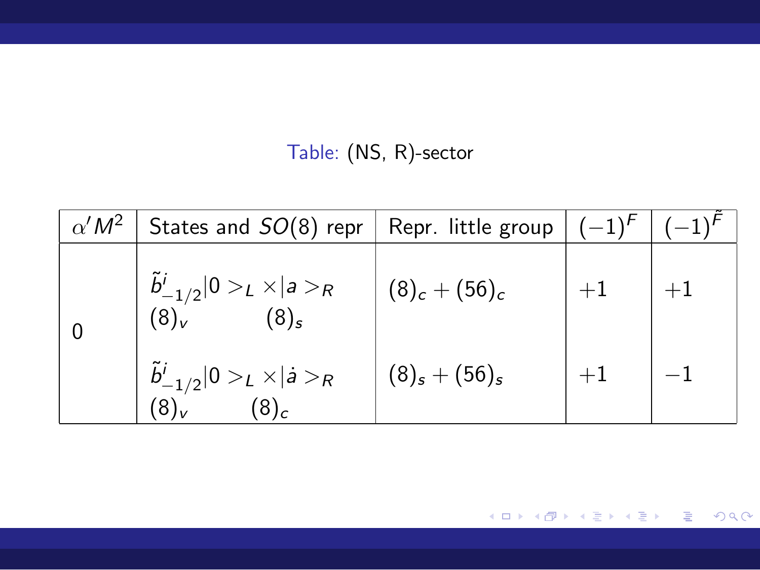Table: (NS, R)-sector

| $\alpha' M^2$ | States and $SO(8)$ repr | Repr. little group | $(-1)^F$ | $(-1)^{\tilde{F}}$ |
|---|---|---|---|---|
| 0 | $\tilde{b}^i_{-1/2}\|0>_L \times \|a>_R$ <br> $(8)_v \quad (8)_s$ | $(8)_c + (56)_c$ | $+1$ | $+1$ |
| | $\tilde{b}^i_{-1/2}\|0>_L \times \|\dot{a}>_R$ <br> $(8)_v \quad (8)_c$ | $(8)_s + (56)_s$ | $+1$ | $-1$ |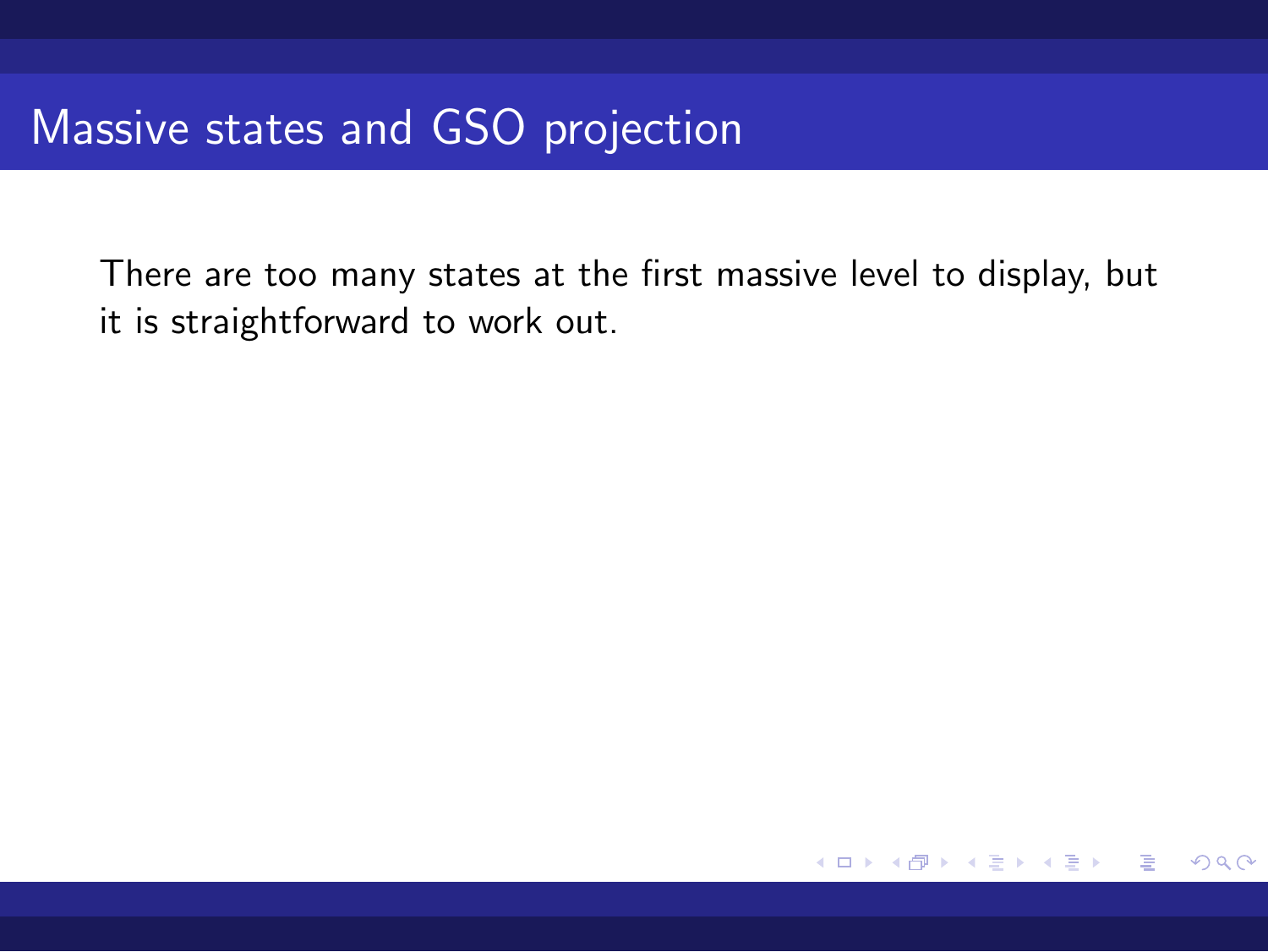# Massive states and GSO projection

There are too many states at the first massive level to display, but it is straightforward to work out.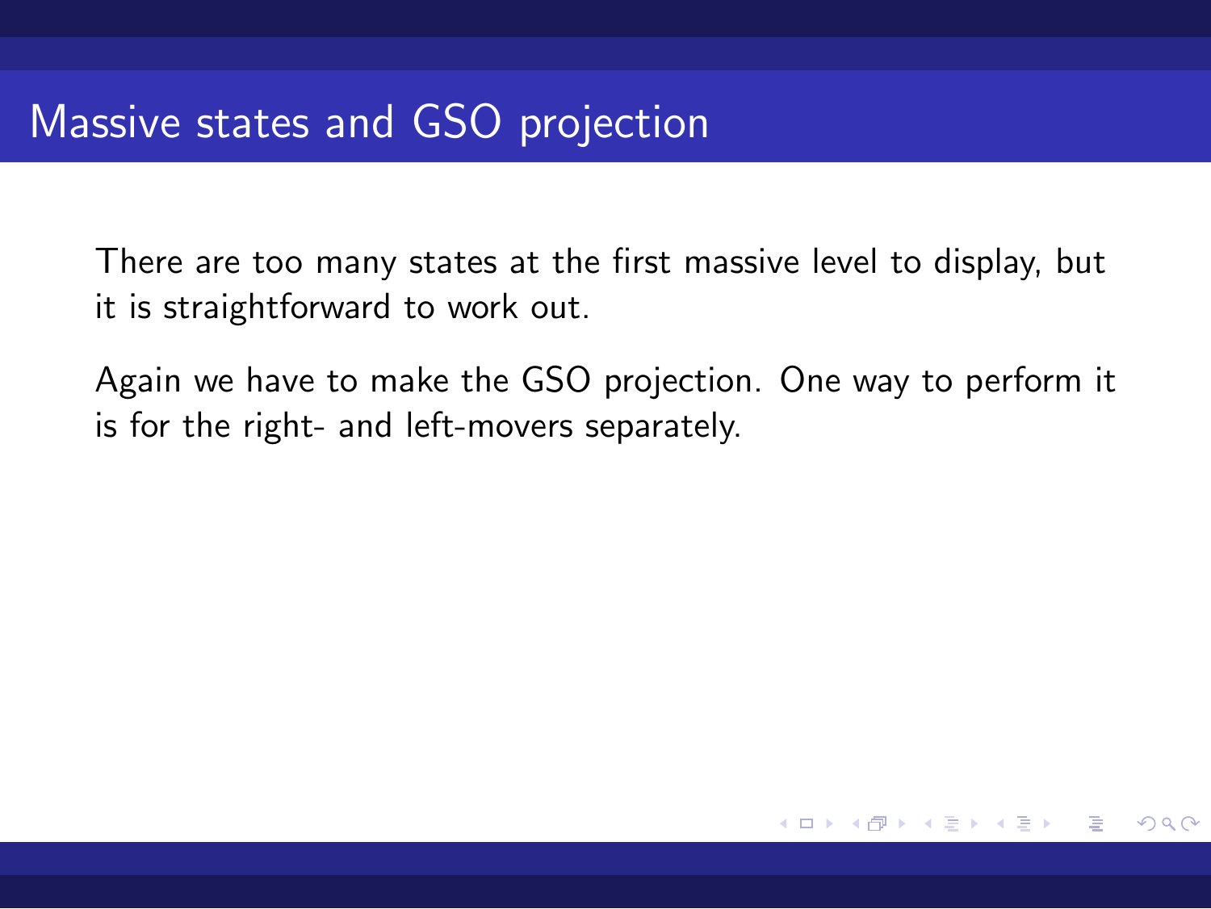## Massive states and GSO projection

There are too many states at the first massive level to display, but it is straightforward to work out.

Again we have to make the GSO projection. One way to perform it is for the right- and left-movers separately.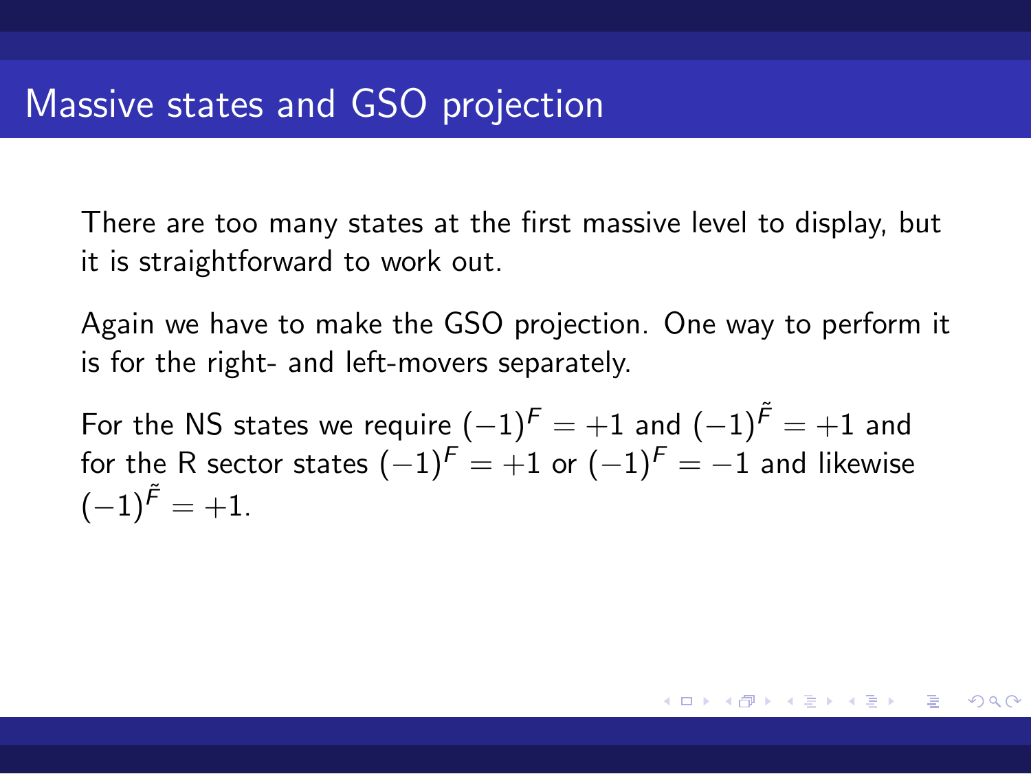# Massive states and GSO projection

There are too many states at the first massive level to display, but it is straightforward to work out.

Again we have to make the GSO projection. One way to perform it is for the right- and left-movers separately.

For the NS states we require $(-1)^F = +1$ and $(-1)^{\tilde{F}} = +1$ and for the R sector states $(-1)^F = +1$ or $(-1)^F = -1$ and likewise $(-1)^{\tilde{F}} = +1$.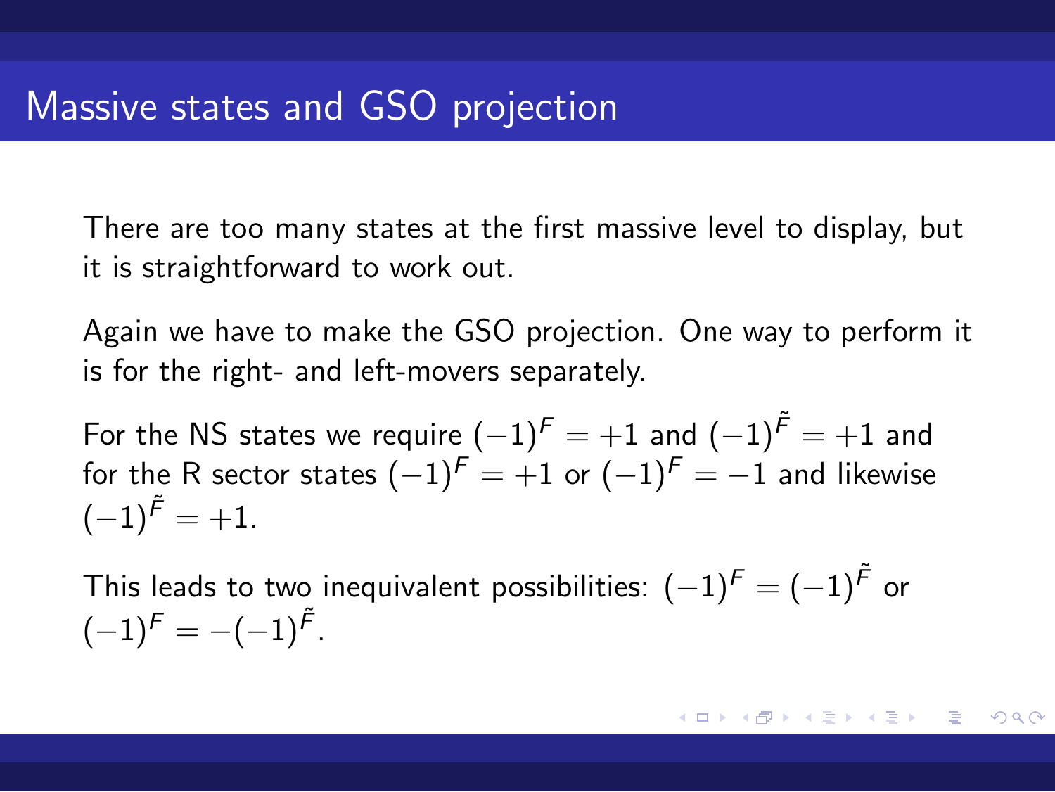# Massive states and GSO projection

There are too many states at the first massive level to display, but it is straightforward to work out.

Again we have to make the GSO projection. One way to perform it is for the right- and left-movers separately.

For the NS states we require $(-1)^F = +1$ and $(-1)^{\tilde{F}} = +1$ and for the R sector states $(-1)^F = +1$ or $(-1)^F = -1$ and likewise $(-1)^{\tilde{F}} = +1$.

This leads to two inequivalent possibilities: $(-1)^F = (-1)^{\tilde{F}}$ or $(-1)^F = -(-1)^{\tilde{F}}$.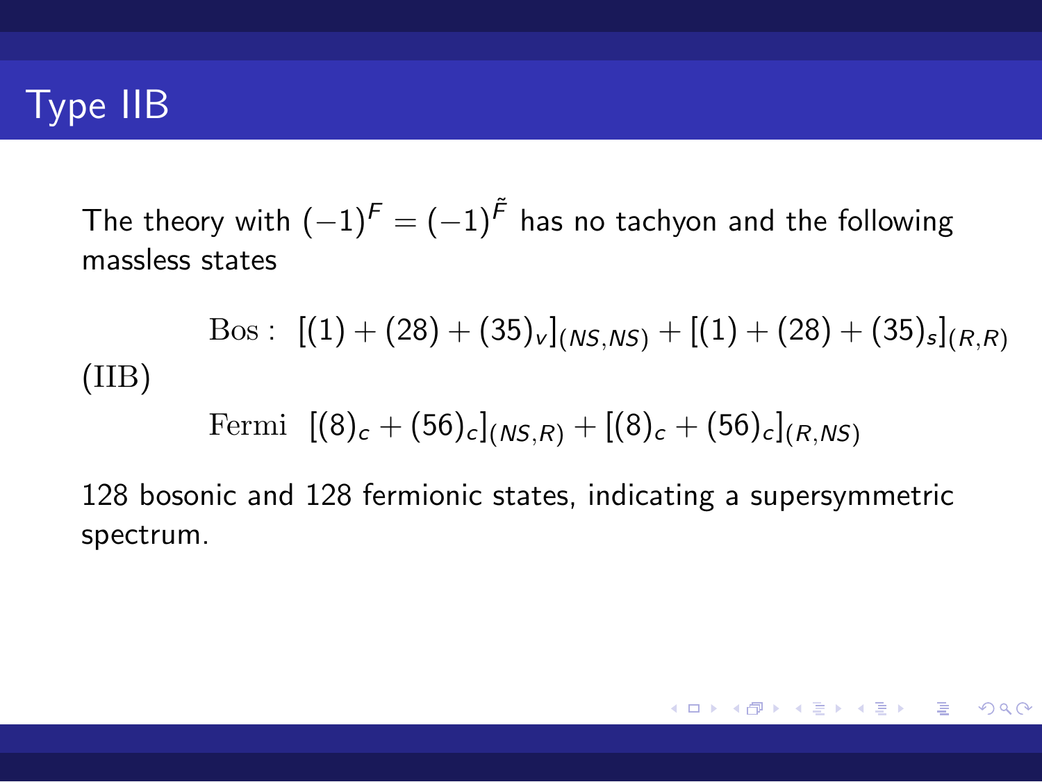# Type IIB

The theory with $(-1)^F = (-1)^{\tilde{F}}$ has no tachyon and the following massless states

$$
\text{(IIB)} \qquad
\begin{aligned}
&\text{Bos}: \; [(1)+(28)+(35)_v]_{(NS,NS)} + [(1)+(28)+(35)_s]_{(R,R)} \\
&\text{Fermi} \; [(8)_c+(56)_c]_{(NS,R)} + [(8)_c+(56)_c]_{(R,NS)}
\end{aligned}
$$

128 bosonic and 128 fermionic states, indicating a supersymmetric spectrum.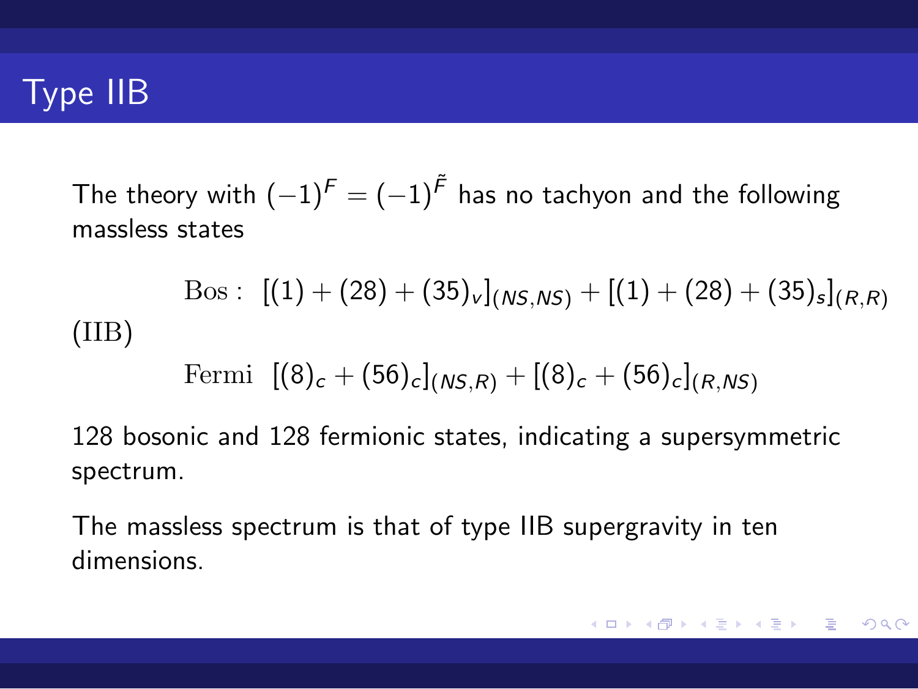# Type IIB

The theory with $(-1)^F = (-1)^{\tilde{F}}$ has no tachyon and the following massless states

$$
\text{(IIB)} \quad
\begin{aligned}
&\text{Bos}: \ [(1) + (28) + (35)_v]_{(NS,NS)} + [(1) + (28) + (35)_s]_{(R,R)} \\
&\text{Fermi} \ \ [(8)_c + (56)_c]_{(NS,R)} + [(8)_c + (56)_c]_{(R,NS)}
\end{aligned}
$$

128 bosonic and 128 fermionic states, indicating a supersymmetric spectrum.

The massless spectrum is that of type IIB supergravity in ten dimensions.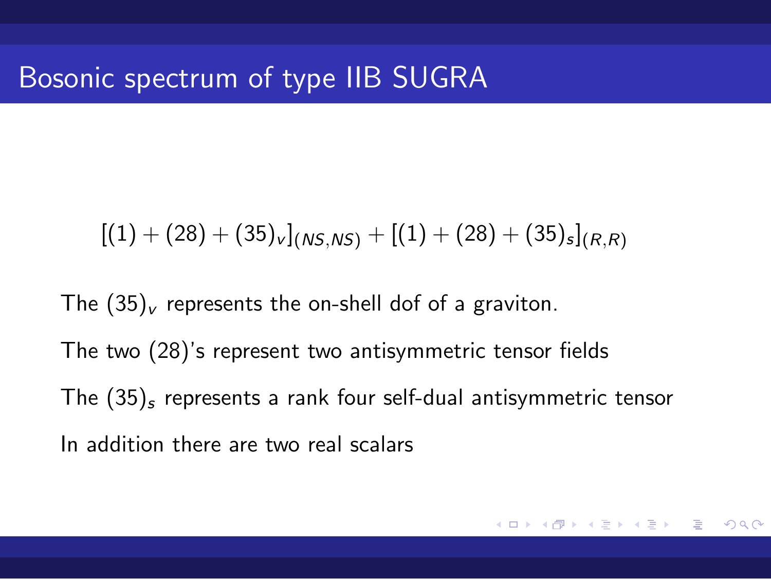# Bosonic spectrum of type IIB SUGRA

$$[(1) + (28) + (35)_v]_{(NS,NS)} + [(1) + (28) + (35)_s]_{(R,R)}$$

The $(35)_v$ represents the on-shell dof of a graviton.

The two (28)'s represent two antisymmetric tensor fields

The $(35)_s$ represents a rank four self-dual antisymmetric tensor

In addition there are two real scalars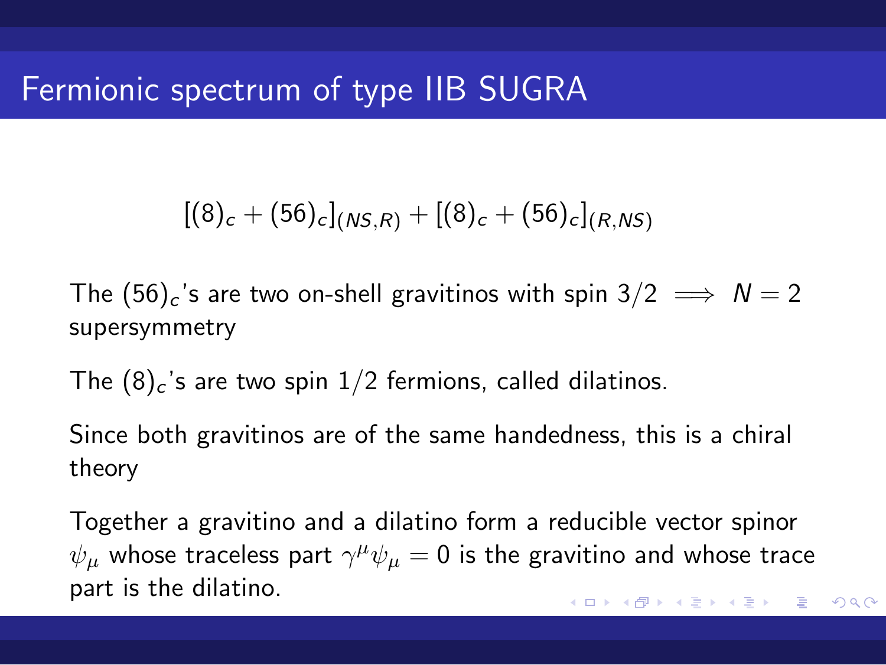# Fermionic spectrum of type IIB SUGRA

$$[(8)_c + (56)_c]_{(NS,R)} + [(8)_c + (56)_c]_{(R,NS)}$$

The $(56)_c$'s are two on-shell gravitinos with spin $3/2 \implies N = 2$ supersymmetry

The $(8)_c$'s are two spin $1/2$ fermions, called dilatinos.

Since both gravitinos are of the same handedness, this is a chiral theory

Together a gravitino and a dilatino form a reducible vector spinor $\psi_\mu$ whose traceless part $\gamma^\mu \psi_\mu = 0$ is the gravitino and whose trace part is the dilatino.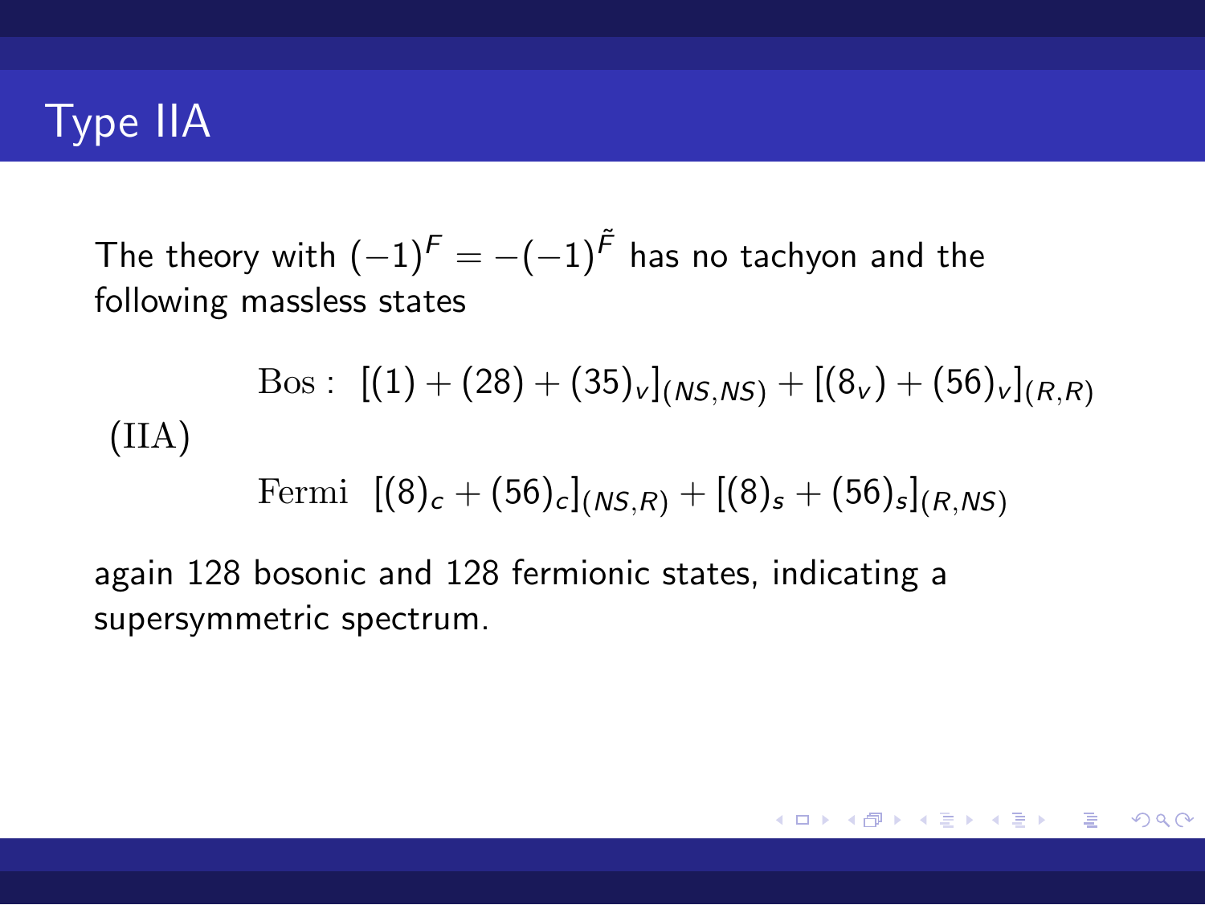# Type IIA

The theory with $(-1)^F = -(-1)^{\tilde{F}}$ has no tachyon and the following massless states

$$
(\text{IIA}) \quad
\begin{array}{ll}
\text{Bos}: & [(1) + (28) + (35)_v]_{(NS,NS)} + [(8_v) + (56)_v]_{(R,R)} \\
\text{Fermi} & [(8)_c + (56)_c]_{(NS,R)} + [(8)_s + (56)_s]_{(R,NS)}
\end{array}
$$

again 128 bosonic and 128 fermionic states, indicating a supersymmetric spectrum.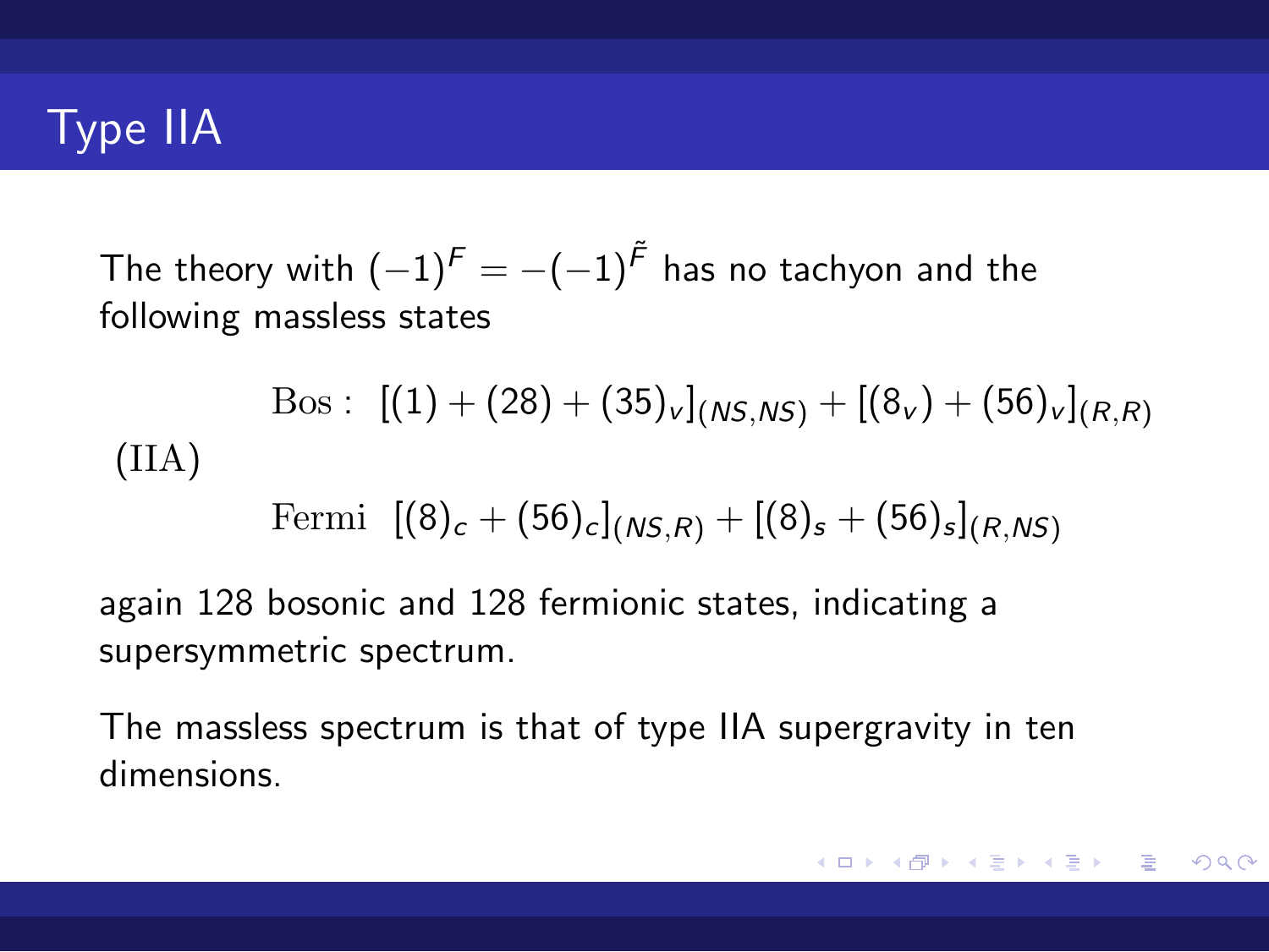# Type IIA

The theory with $(-1)^F = -(-1)^{\tilde{F}}$ has no tachyon and the following massless states

$$
\text{(IIA)} \quad
\begin{array}{ll}
\text{Bos}: & [(1) + (28) + (35)_v]_{(NS,NS)} + [(8_v) + (56)_v]_{(R,R)} \\
\text{Fermi} & [(8)_c + (56)_c]_{(NS,R)} + [(8)_s + (56)_s]_{(R,NS)}
\end{array}
$$

again 128 bosonic and 128 fermionic states, indicating a supersymmetric spectrum.

The massless spectrum is that of type IIA supergravity in ten dimensions.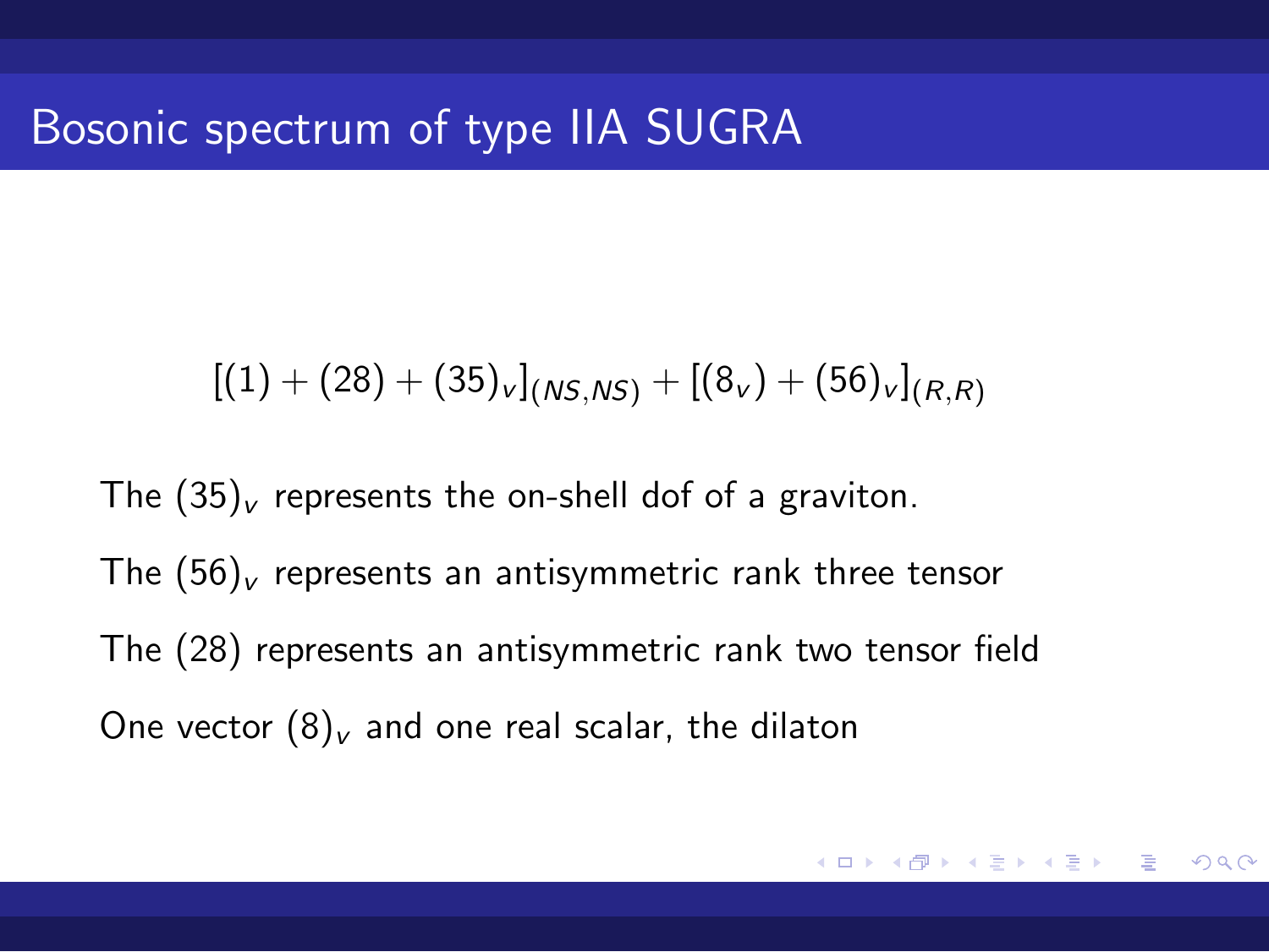# Bosonic spectrum of type IIA SUGRA

$$[(1) + (28) + (35)_v]_{(NS,NS)} + [(8_v) + (56)_v]_{(R,R)}$$

The $(35)_v$ represents the on-shell dof of a graviton.

The $(56)_v$ represents an antisymmetric rank three tensor

The $(28)$ represents an antisymmetric rank two tensor field

One vector $(8)_v$ and one real scalar, the dilaton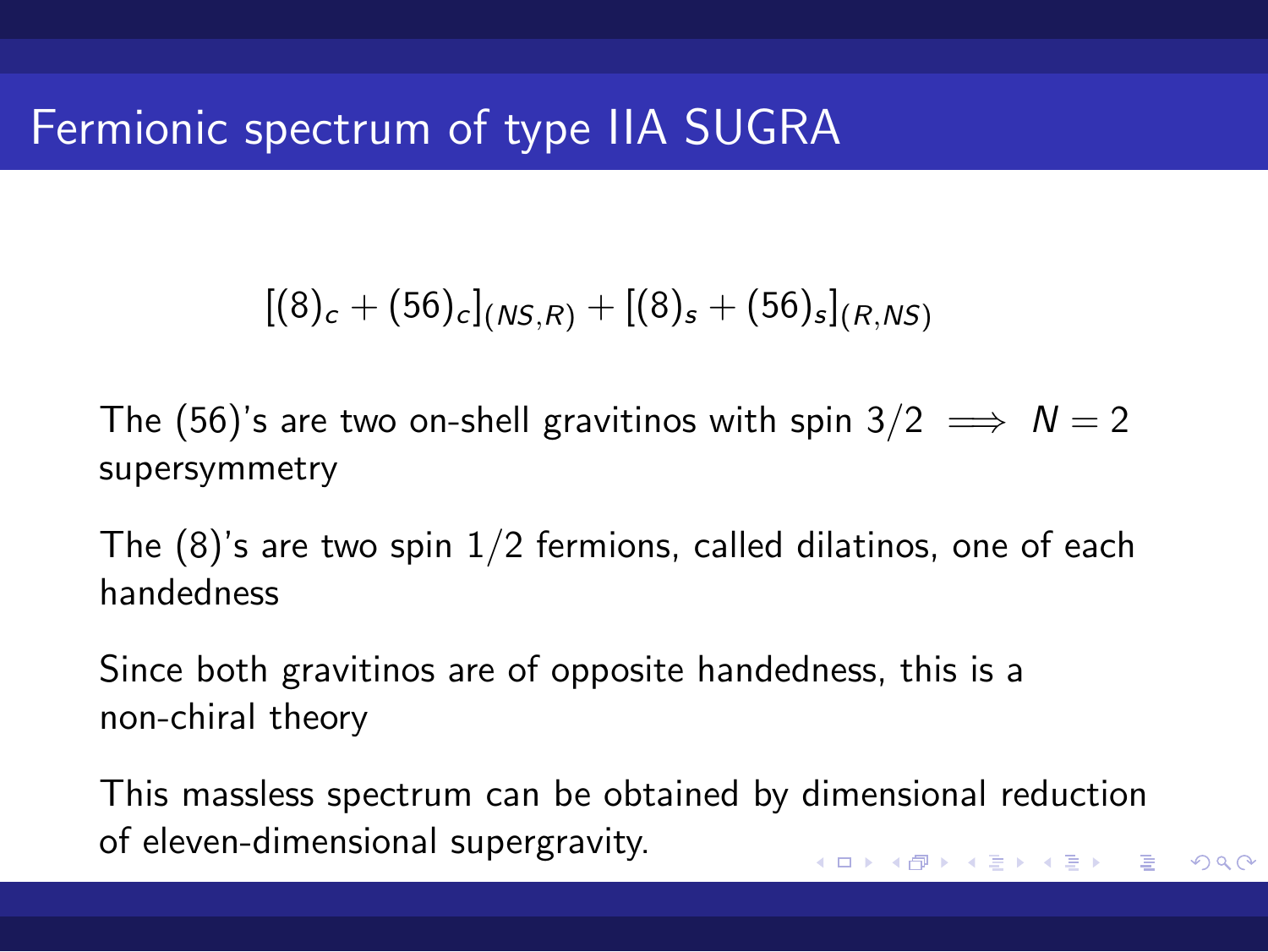# Fermionic spectrum of type IIA SUGRA

$$[(8)_c + (56)_c]_{(NS,R)} + [(8)_s + (56)_s]_{(R,NS)}$$

The (56)'s are two on-shell gravitinos with spin $3/2 \implies N = 2$ supersymmetry

The (8)'s are two spin $1/2$ fermions, called dilatinos, one of each handedness

Since both gravitinos are of opposite handedness, this is a non-chiral theory

This massless spectrum can be obtained by dimensional reduction of eleven-dimensional supergravity.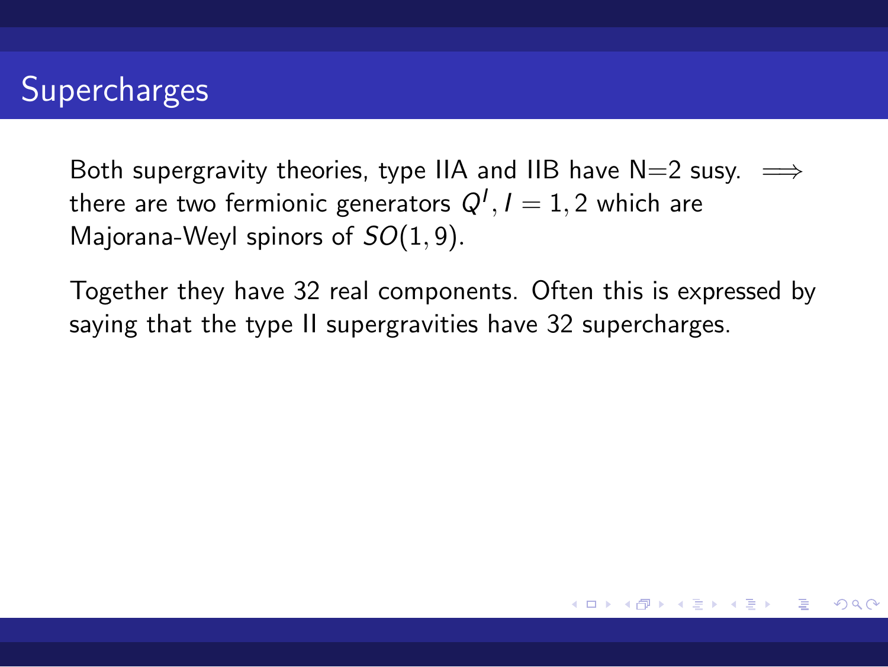# Supercharges

Both supergravity theories, type IIA and IIB have N=2 susy. $\implies$ there are two fermionic generators $Q^I, I = 1, 2$ which are Majorana-Weyl spinors of $SO(1, 9)$.

Together they have 32 real components. Often this is expressed by saying that the type II supergravities have 32 supercharges.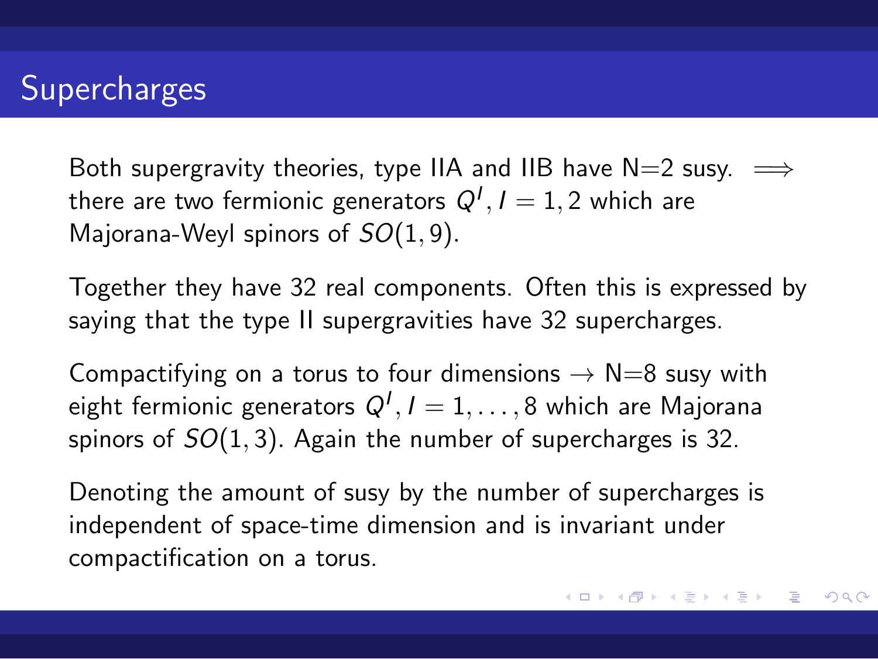# Supercharges

Both supergravity theories, type IIA and IIB have N=2 susy. $\Longrightarrow$ there are two fermionic generators $Q^I, I = 1, 2$ which are Majorana-Weyl spinors of $SO(1, 9)$.

Together they have 32 real components. Often this is expressed by saying that the type II supergravities have 32 supercharges.

Compactifying on a torus to four dimensions $\rightarrow$ N=8 susy with eight fermionic generators $Q^I, I = 1, \ldots, 8$ which are Majorana spinors of $SO(1, 3)$. Again the number of supercharges is 32.

Denoting the amount of susy by the number of supercharges is independent of space-time dimension and is invariant under compactification on a torus.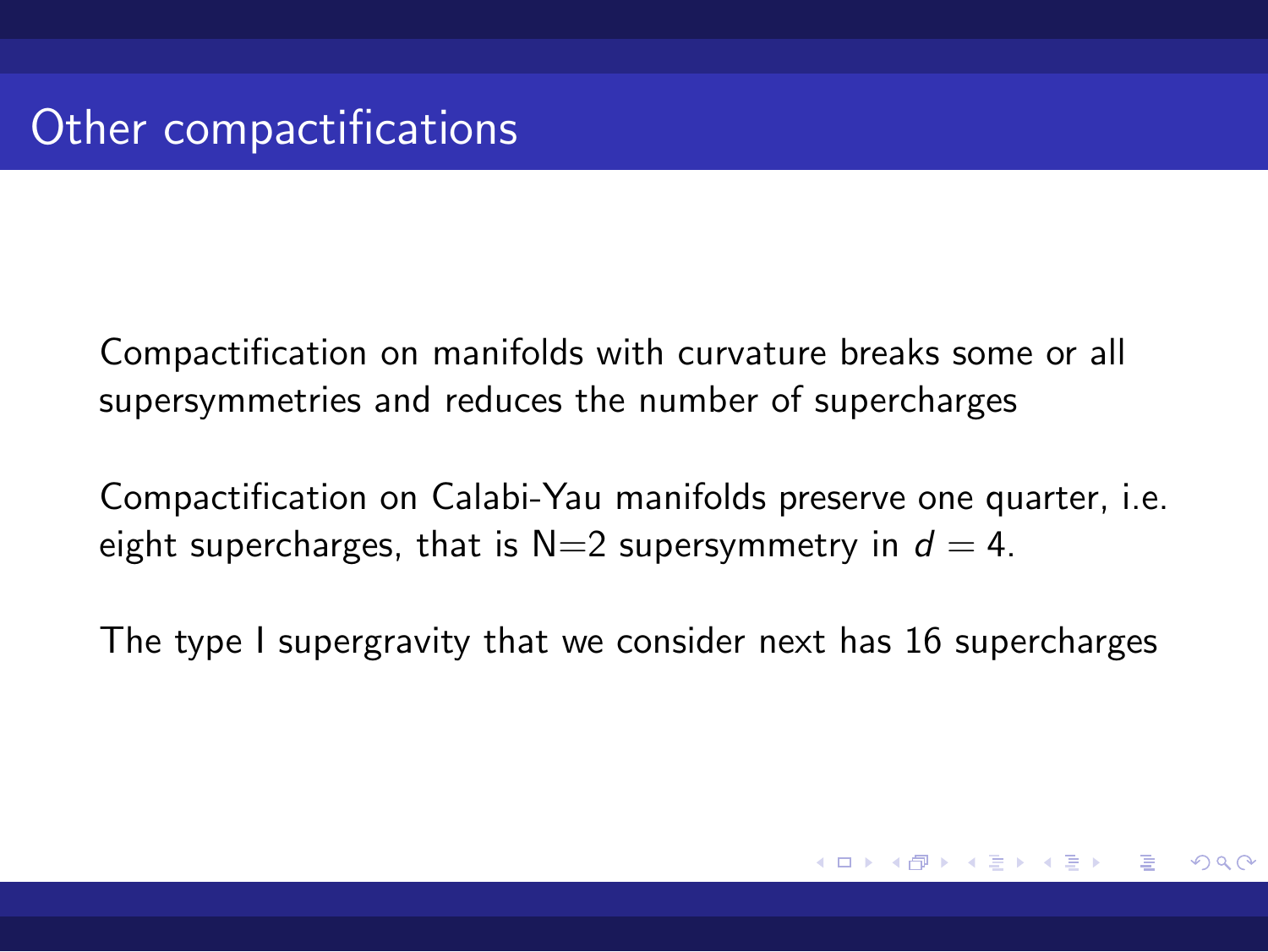# Other compactifications

Compactification on manifolds with curvature breaks some or all supersymmetries and reduces the number of supercharges

Compactification on Calabi-Yau manifolds preserve one quarter, i.e. eight supercharges, that is N=2 supersymmetry in $d = 4$.

The type I supergravity that we consider next has 16 supercharges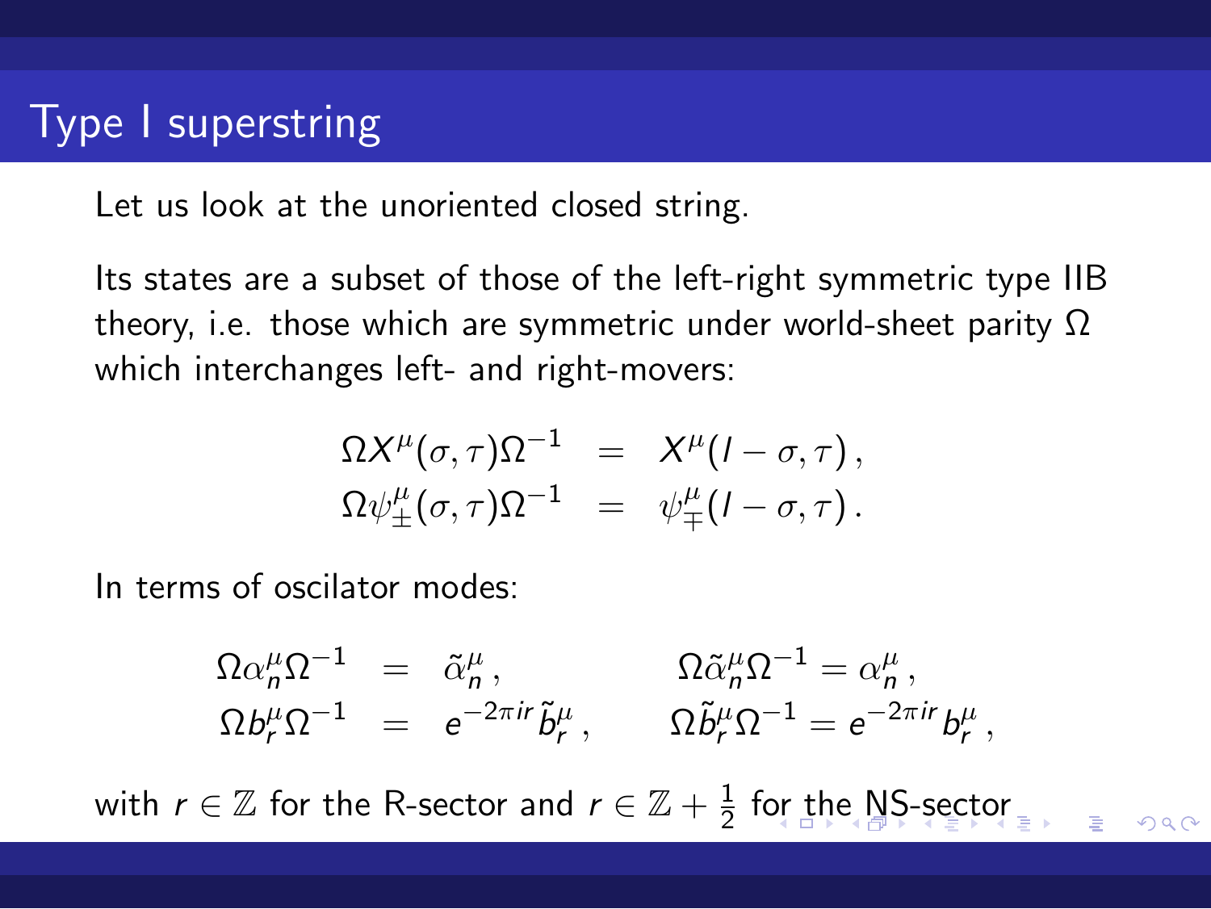# Type I superstring

Let us look at the unoriented closed string.

Its states are a subset of those of the left-right symmetric type IIB theory, i.e. those which are symmetric under world-sheet parity $\Omega$ which interchanges left- and right-movers:

$$
\begin{aligned}
\Omega X^\mu(\sigma,\tau)\Omega^{-1} &= X^\mu(l-\sigma,\tau)\,, \\
\Omega \psi^\mu_\pm(\sigma,\tau)\Omega^{-1} &= \psi^\mu_\mp(l-\sigma,\tau)\,.
\end{aligned}
$$

In terms of oscilator modes:

$$
\begin{aligned}
\Omega \alpha^\mu_n \Omega^{-1} &= \tilde{\alpha}^\mu_n\,, & \Omega \tilde{\alpha}^\mu_n \Omega^{-1} &= \alpha^\mu_n\,, \\
\Omega b^\mu_r \Omega^{-1} &= e^{-2\pi i r}\,\tilde{b}^\mu_r\,, & \Omega \tilde{b}^\mu_r \Omega^{-1} &= e^{-2\pi i r}\,b^\mu_r\,,
\end{aligned}
$$

with $r \in \mathbb{Z}$ for the R-sector and $r \in \mathbb{Z} + \frac{1}{2}$ for the NS-sector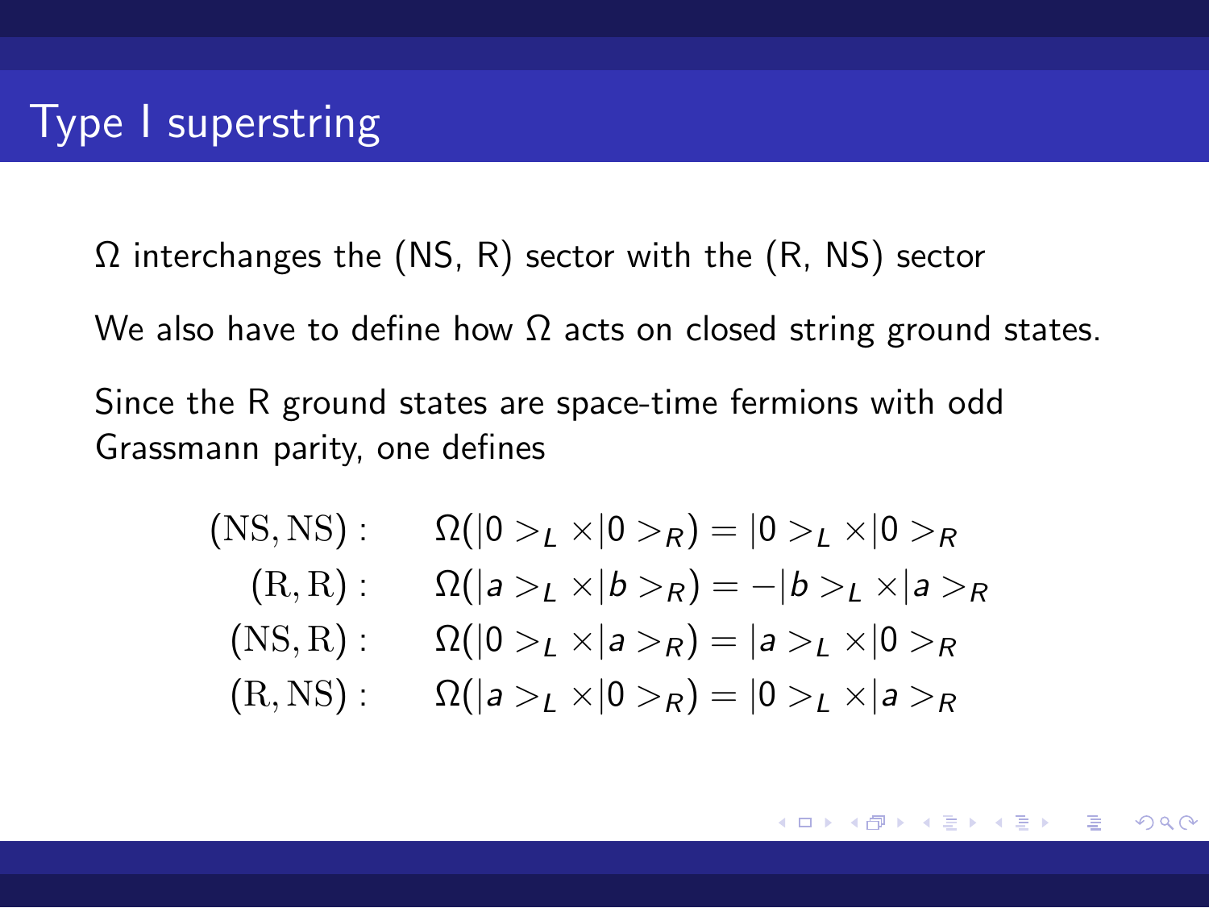# Type I superstring

$\Omega$ interchanges the (NS, R) sector with the (R, NS) sector

We also have to define how $\Omega$ acts on closed string ground states.

Since the R ground states are space-time fermions with odd Grassmann parity, one defines

$$
\begin{aligned}
(\mathrm{NS},\mathrm{NS}): \quad & \Omega(|0>_L \times |0>_R) = |0>_L \times |0>_R \\
(\mathrm{R},\mathrm{R}): \quad & \Omega(|a>_L \times |b>_R) = -|b>_L \times |a>_R \\
(\mathrm{NS},\mathrm{R}): \quad & \Omega(|0>_L \times |a>_R) = |a>_L \times |0>_R \\
(\mathrm{R},\mathrm{NS}): \quad & \Omega(|a>_L \times |0>_R) = |0>_L \times |a>_R
\end{aligned}
$$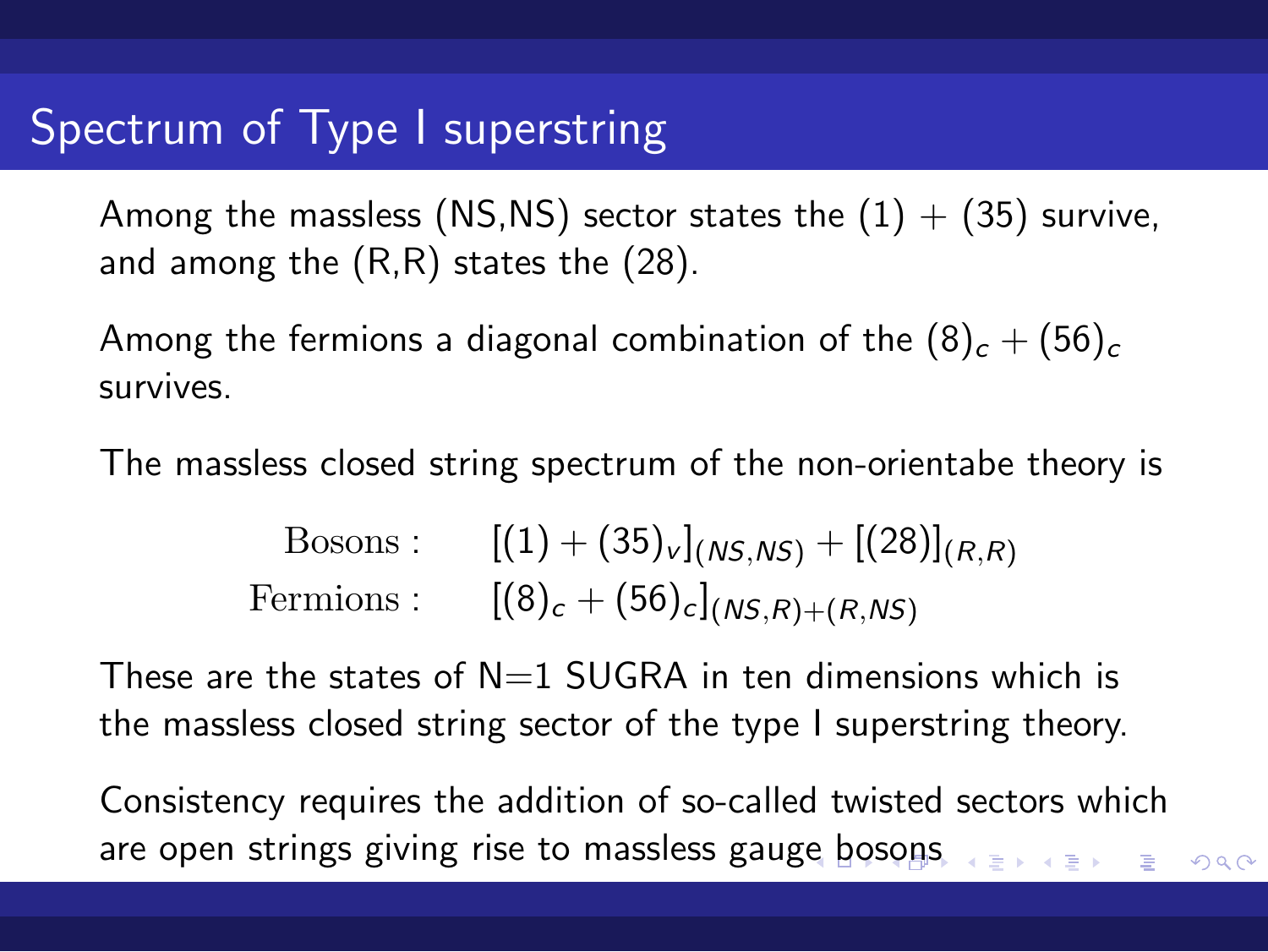# Spectrum of Type I superstring

Among the massless (NS,NS) sector states the $(1) + (35)$ survive, and among the (R,R) states the $(28)$.

Among the fermions a diagonal combination of the $(8)_c + (56)_c$ survives.

The massless closed string spectrum of the non-orientabe theory is

$$
\begin{aligned}
\text{Bosons :} \quad & [(1) + (35)_v]_{(NS,NS)} + [(28)]_{(R,R)} \\
\text{Fermions :} \quad & [(8)_c + (56)_c]_{(NS,R)+(R,NS)}
\end{aligned}
$$

These are the states of N=1 SUGRA in ten dimensions which is the massless closed string sector of the type I superstring theory.

Consistency requires the addition of so-called twisted sectors which are open strings giving rise to massless gauge bosons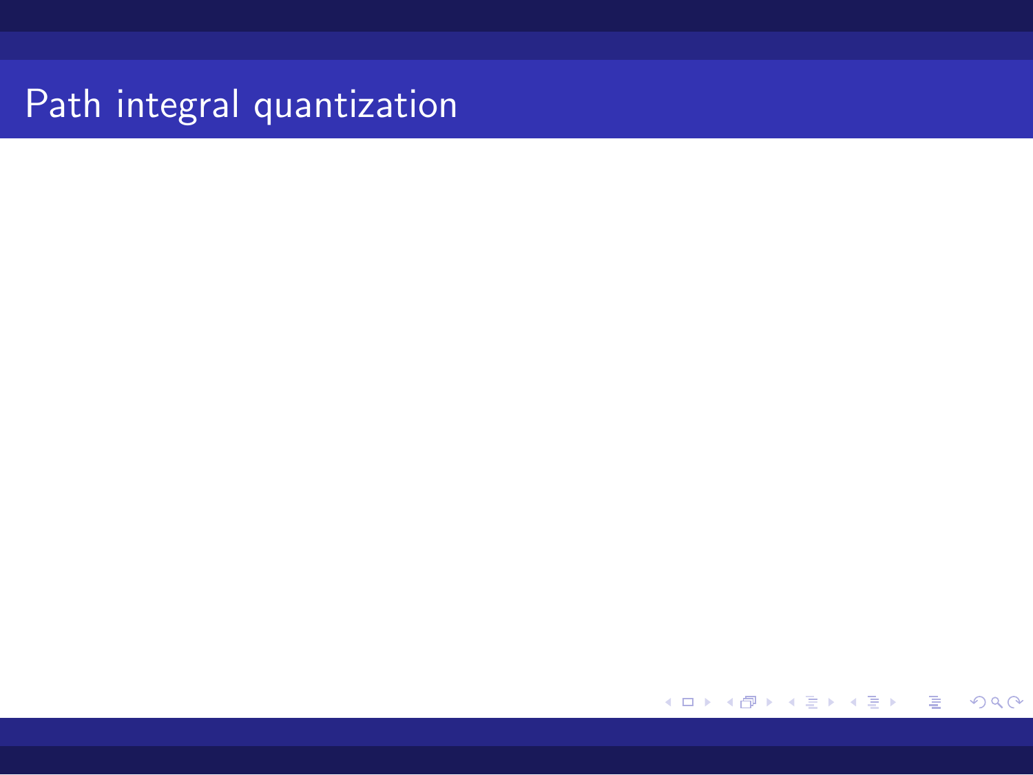# Path integral quantization